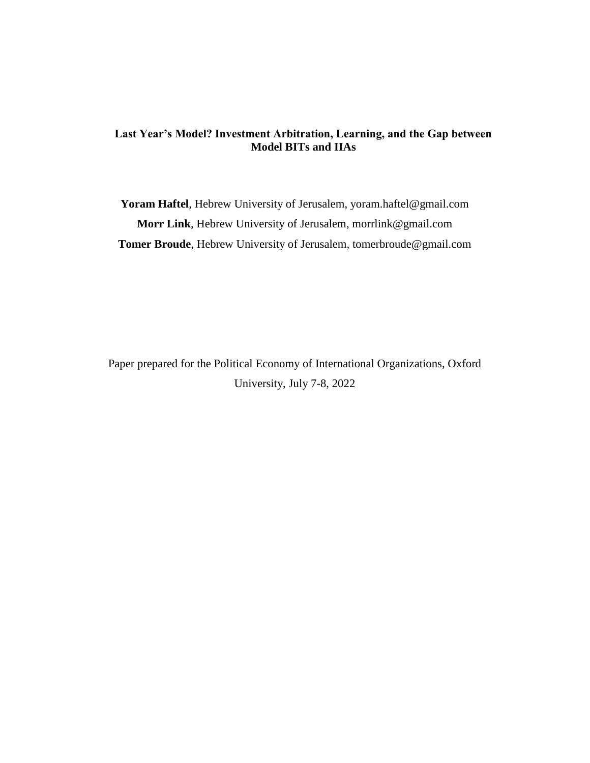# Last Year's Model? Investment Arbitration, Learning, and the Gap between Model BITs and IIAs

**Yoram Haftel**, Hebrew University of Jerusalem, yoram.haftel@gmail.com

**Morr Link**, Hebrew University of Jerusalem, morrlink@gmail.com

**Tomer Broude**, Hebrew University of Jerusalem, tomerbroude@gmail.com

Paper prepared for the Political Economy of International Organizations, Oxford University, July 7-8, 2022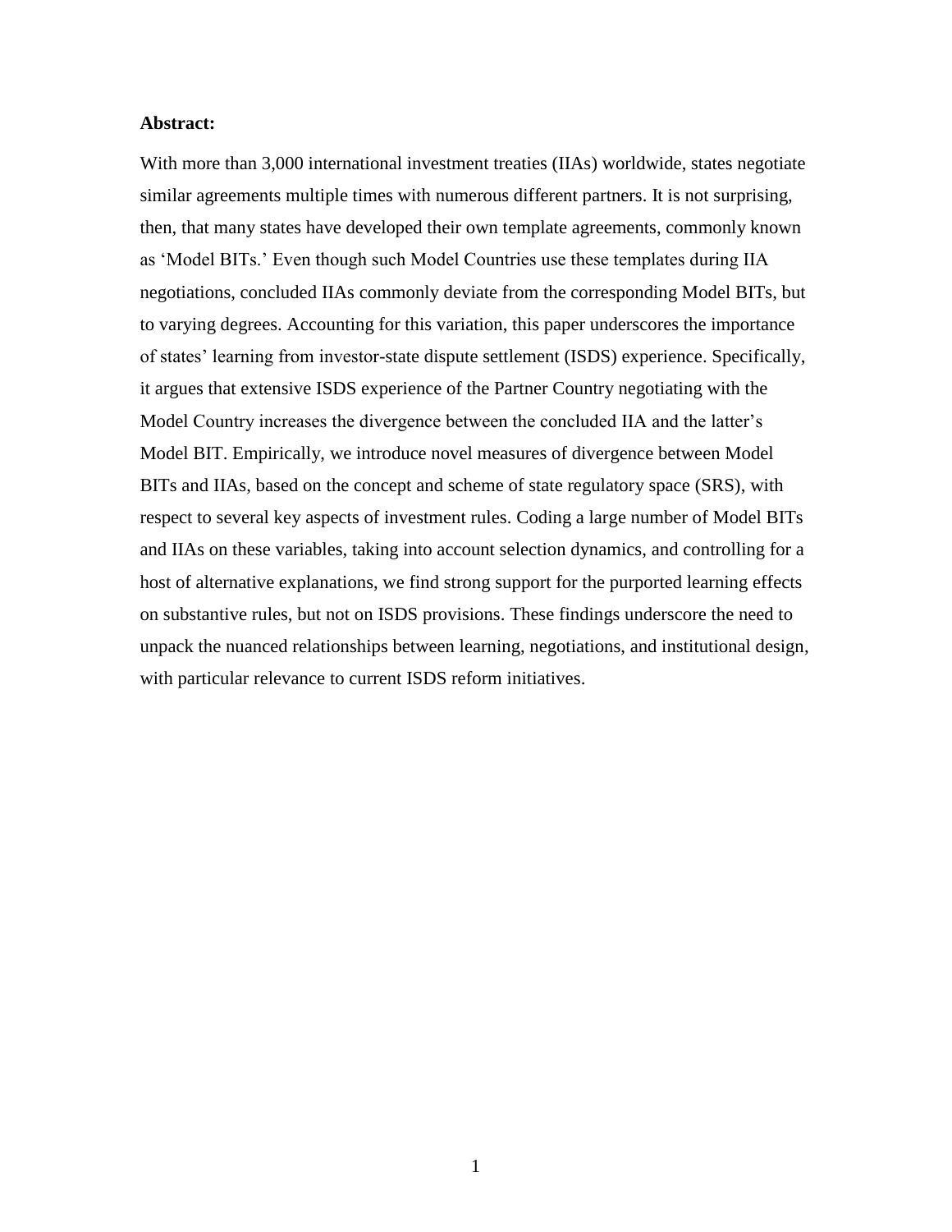**Abstract:**

With more than 3,000 international investment treaties (IIAs) worldwide, states negotiate similar agreements multiple times with numerous different partners. It is not surprising, then, that many states have developed their own template agreements, commonly known as 'Model BITs.' Even though such Model Countries use these templates during IIA negotiations, concluded IIAs commonly deviate from the corresponding Model BITs, but to varying degrees. Accounting for this variation, this paper underscores the importance of states' learning from investor-state dispute settlement (ISDS) experience. Specifically, it argues that extensive ISDS experience of the Partner Country negotiating with the Model Country increases the divergence between the concluded IIA and the latter's Model BIT. Empirically, we introduce novel measures of divergence between Model BITs and IIAs, based on the concept and scheme of state regulatory space (SRS), with respect to several key aspects of investment rules. Coding a large number of Model BITs and IIAs on these variables, taking into account selection dynamics, and controlling for a host of alternative explanations, we find strong support for the purported learning effects on substantive rules, but not on ISDS provisions. These findings underscore the need to unpack the nuanced relationships between learning, negotiations, and institutional design, with particular relevance to current ISDS reform initiatives.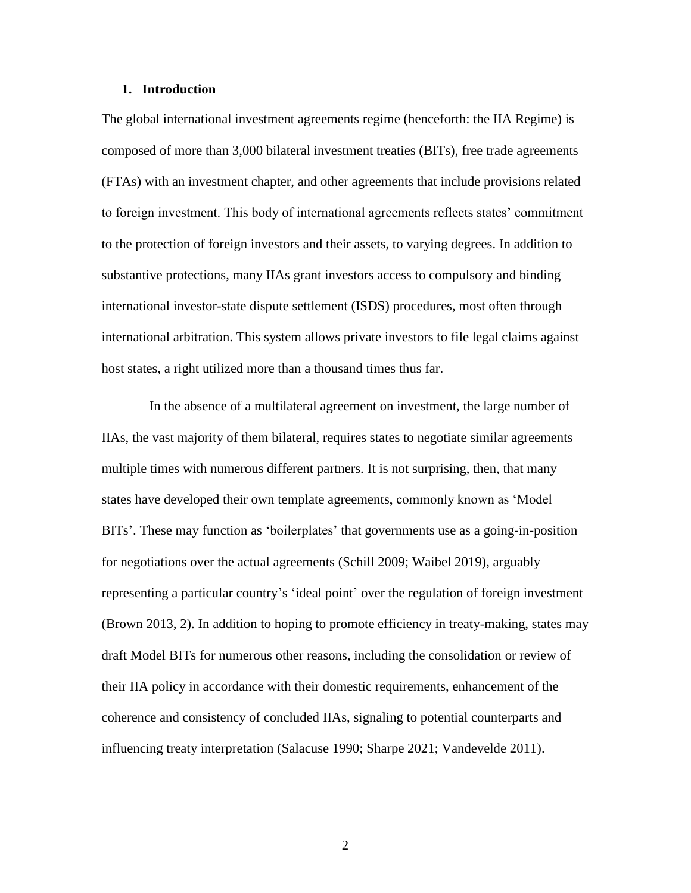## 1. Introduction

The global international investment agreements regime (henceforth: the IIA Regime) is composed of more than 3,000 bilateral investment treaties (BITs), free trade agreements (FTAs) with an investment chapter, and other agreements that include provisions related to foreign investment. This body of international agreements reflects states' commitment to the protection of foreign investors and their assets, to varying degrees. In addition to substantive protections, many IIAs grant investors access to compulsory and binding international investor-state dispute settlement (ISDS) procedures, most often through international arbitration. This system allows private investors to file legal claims against host states, a right utilized more than a thousand times thus far.

In the absence of a multilateral agreement on investment, the large number of IIAs, the vast majority of them bilateral, requires states to negotiate similar agreements multiple times with numerous different partners. It is not surprising, then, that many states have developed their own template agreements, commonly known as 'Model BITs'. These may function as 'boilerplates' that governments use as a going-in-position for negotiations over the actual agreements (Schill 2009; Waibel 2019), arguably representing a particular country's 'ideal point' over the regulation of foreign investment (Brown 2013, 2). In addition to hoping to promote efficiency in treaty-making, states may draft Model BITs for numerous other reasons, including the consolidation or review of their IIA policy in accordance with their domestic requirements, enhancement of the coherence and consistency of concluded IIAs, signaling to potential counterparts and influencing treaty interpretation (Salacuse 1990; Sharpe 2021; Vandevelde 2011).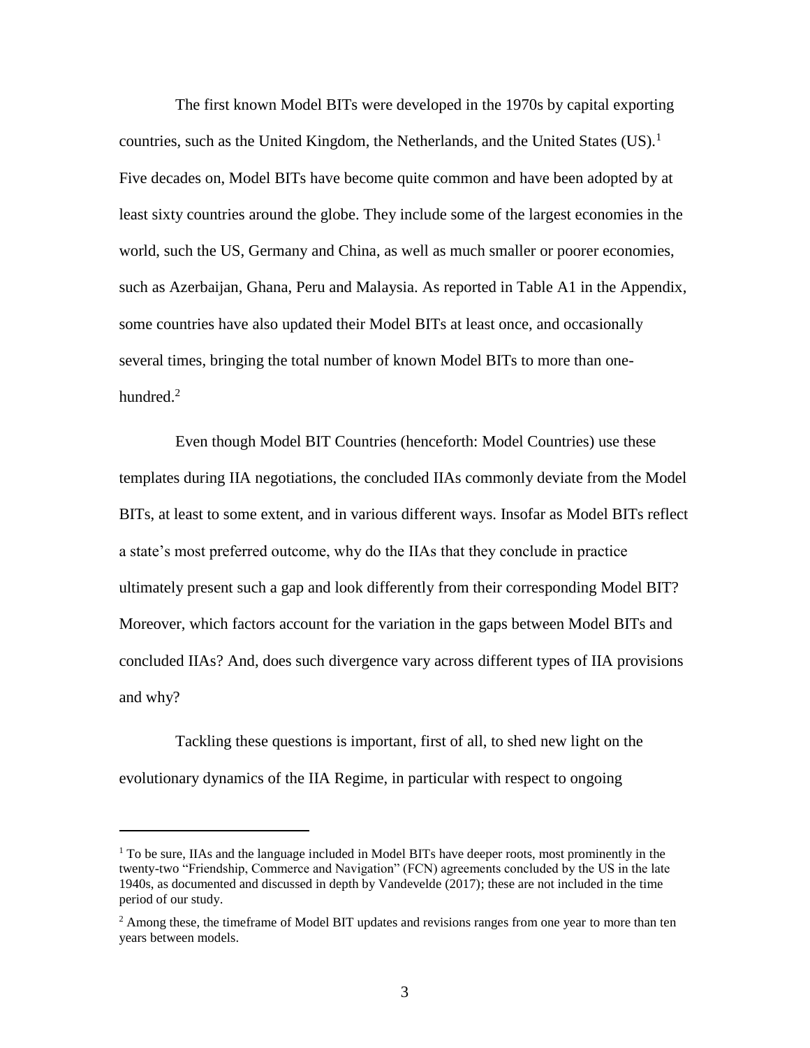The first known Model BITs were developed in the 1970s by capital exporting countries, such as the United Kingdom, the Netherlands, and the United States (US).[1] Five decades on, Model BITs have become quite common and have been adopted by at least sixty countries around the globe. They include some of the largest economies in the world, such the US, Germany and China, as well as much smaller or poorer economies, such as Azerbaijan, Ghana, Peru and Malaysia. As reported in Table A1 in the Appendix, some countries have also updated their Model BITs at least once, and occasionally several times, bringing the total number of known Model BITs to more than one-hundred.[2]

Even though Model BIT Countries (henceforth: Model Countries) use these templates during IIA negotiations, the concluded IIAs commonly deviate from the Model BITs, at least to some extent, and in various different ways. Insofar as Model BITs reflect a state's most preferred outcome, why do the IIAs that they conclude in practice ultimately present such a gap and look differently from their corresponding Model BIT? Moreover, which factors account for the variation in the gaps between Model BITs and concluded IIAs? And, does such divergence vary across different types of IIA provisions and why?

Tackling these questions is important, first of all, to shed new light on the evolutionary dynamics of the IIA Regime, in particular with respect to ongoing

[1] To be sure, IIAs and the language included in Model BITs have deeper roots, most prominently in the twenty-two "Friendship, Commerce and Navigation" (FCN) agreements concluded by the US in the late 1940s, as documented and discussed in depth by Vandevelde (2017); these are not included in the time period of our study.

[2] Among these, the timeframe of Model BIT updates and revisions ranges from one year to more than ten years between models.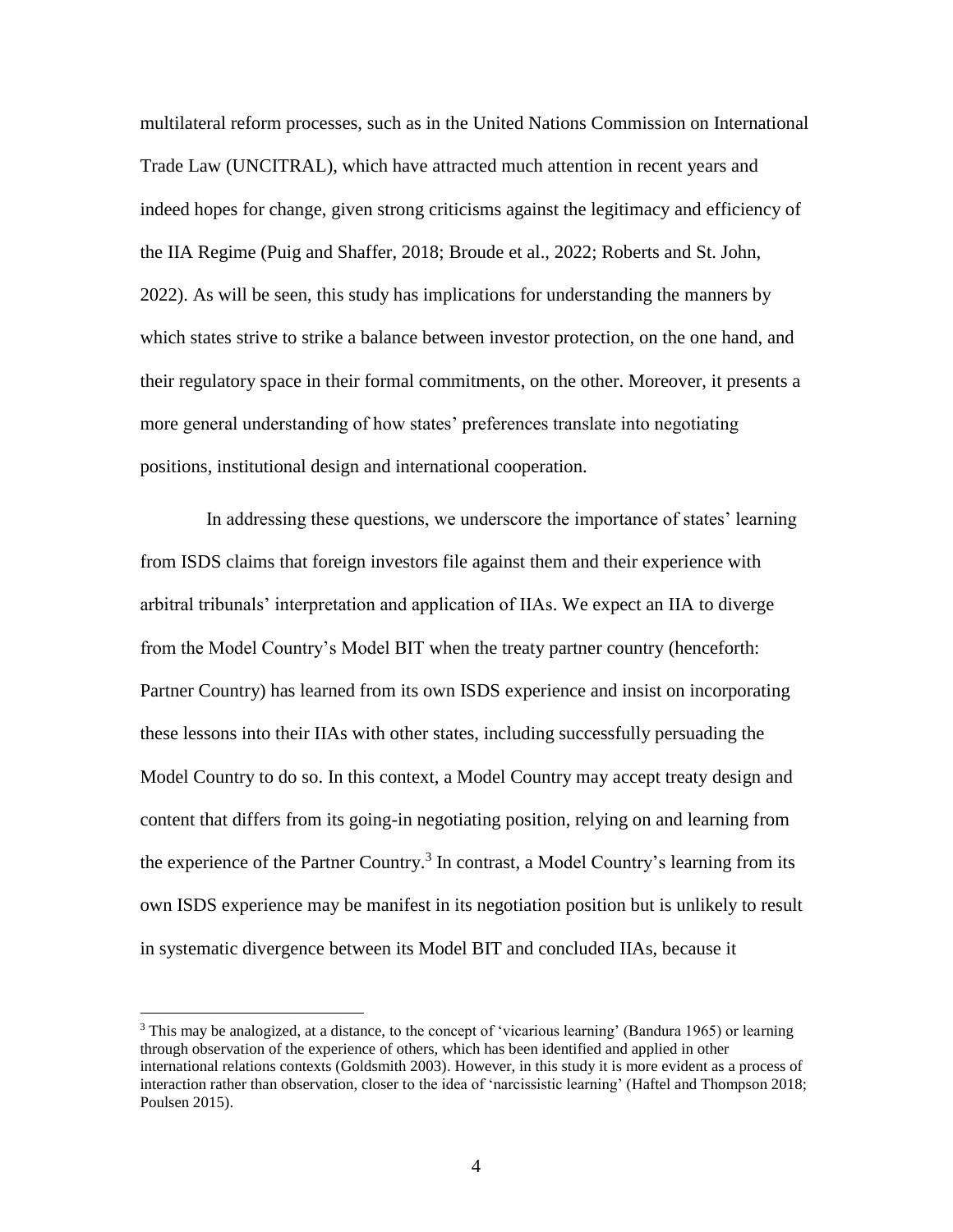multilateral reform processes, such as in the United Nations Commission on International Trade Law (UNCITRAL), which have attracted much attention in recent years and indeed hopes for change, given strong criticisms against the legitimacy and efficiency of the IIA Regime (Puig and Shaffer, 2018; Broude et al., 2022; Roberts and St. John, 2022). As will be seen, this study has implications for understanding the manners by which states strive to strike a balance between investor protection, on the one hand, and their regulatory space in their formal commitments, on the other. Moreover, it presents a more general understanding of how states' preferences translate into negotiating positions, institutional design and international cooperation.

In addressing these questions, we underscore the importance of states' learning from ISDS claims that foreign investors file against them and their experience with arbitral tribunals' interpretation and application of IIAs. We expect an IIA to diverge from the Model Country's Model BIT when the treaty partner country (henceforth: Partner Country) has learned from its own ISDS experience and insist on incorporating these lessons into their IIAs with other states, including successfully persuading the Model Country to do so. In this context, a Model Country may accept treaty design and content that differs from its going-in negotiating position, relying on and learning from the experience of the Partner Country.[3] In contrast, a Model Country's learning from its own ISDS experience may be manifest in its negotiation position but is unlikely to result in systematic divergence between its Model BIT and concluded IIAs, because it

[3] This may be analogized, at a distance, to the concept of 'vicarious learning' (Bandura 1965) or learning through observation of the experience of others, which has been identified and applied in other international relations contexts (Goldsmith 2003). However, in this study it is more evident as a process of interaction rather than observation, closer to the idea of 'narcissistic learning' (Haftel and Thompson 2018; Poulsen 2015).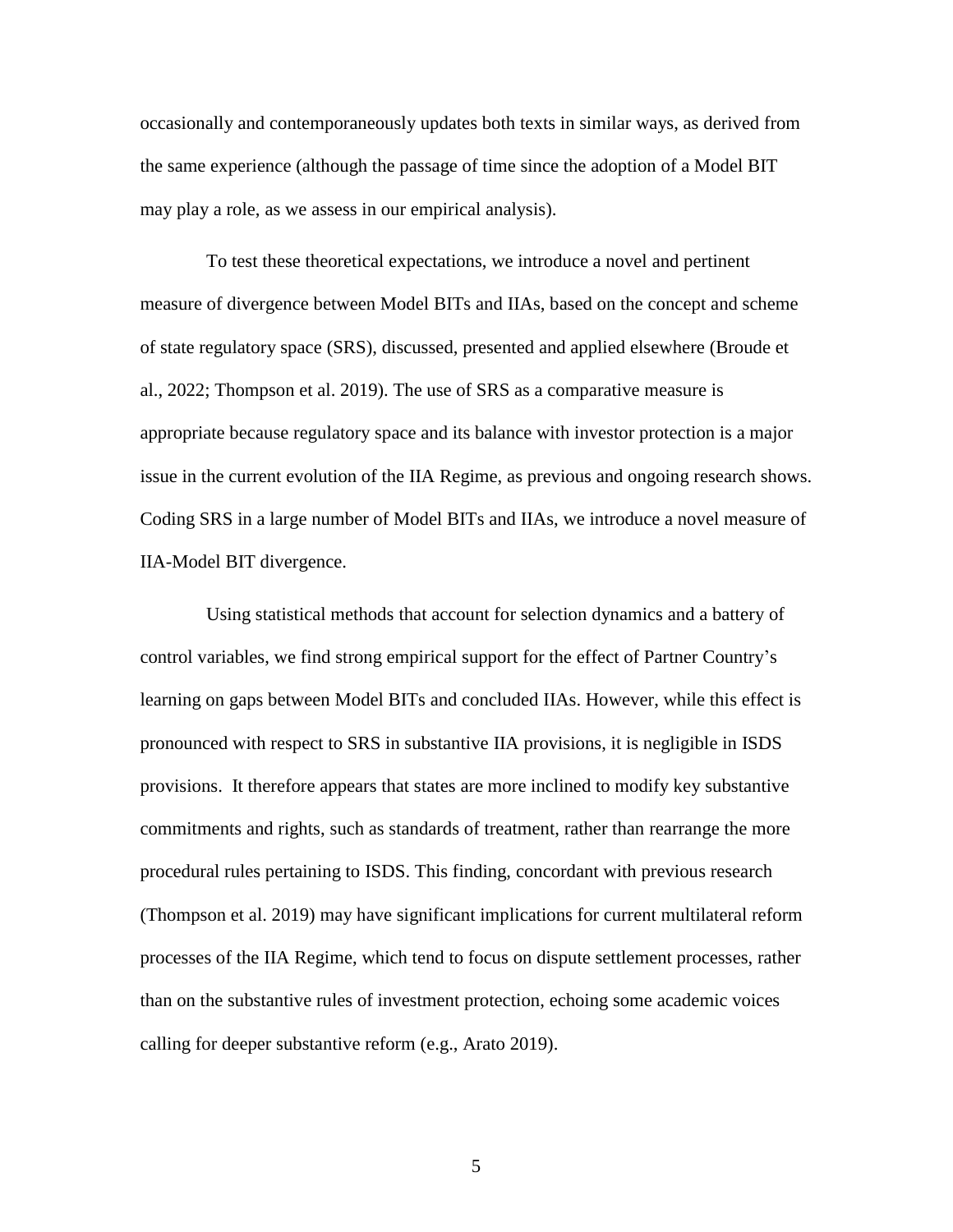occasionally and contemporaneously updates both texts in similar ways, as derived from the same experience (although the passage of time since the adoption of a Model BIT may play a role, as we assess in our empirical analysis).

To test these theoretical expectations, we introduce a novel and pertinent measure of divergence between Model BITs and IIAs, based on the concept and scheme of state regulatory space (SRS), discussed, presented and applied elsewhere (Broude et al., 2022; Thompson et al. 2019). The use of SRS as a comparative measure is appropriate because regulatory space and its balance with investor protection is a major issue in the current evolution of the IIA Regime, as previous and ongoing research shows. Coding SRS in a large number of Model BITs and IIAs, we introduce a novel measure of IIA-Model BIT divergence.

Using statistical methods that account for selection dynamics and a battery of control variables, we find strong empirical support for the effect of Partner Country's learning on gaps between Model BITs and concluded IIAs. However, while this effect is pronounced with respect to SRS in substantive IIA provisions, it is negligible in ISDS provisions. It therefore appears that states are more inclined to modify key substantive commitments and rights, such as standards of treatment, rather than rearrange the more procedural rules pertaining to ISDS. This finding, concordant with previous research (Thompson et al. 2019) may have significant implications for current multilateral reform processes of the IIA Regime, which tend to focus on dispute settlement processes, rather than on the substantive rules of investment protection, echoing some academic voices calling for deeper substantive reform (e.g., Arato 2019).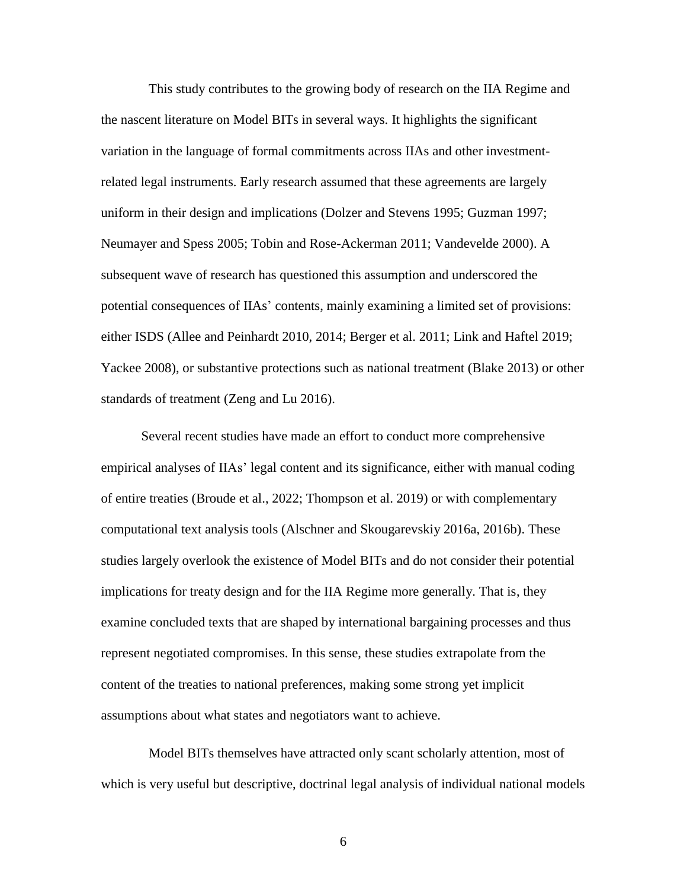This study contributes to the growing body of research on the IIA Regime and the nascent literature on Model BITs in several ways. It highlights the significant variation in the language of formal commitments across IIAs and other investment-related legal instruments. Early research assumed that these agreements are largely uniform in their design and implications (Dolzer and Stevens 1995; Guzman 1997; Neumayer and Spess 2005; Tobin and Rose-Ackerman 2011; Vandevelde 2000). A subsequent wave of research has questioned this assumption and underscored the potential consequences of IIAs' contents, mainly examining a limited set of provisions: either ISDS (Allee and Peinhardt 2010, 2014; Berger et al. 2011; Link and Haftel 2019; Yackee 2008), or substantive protections such as national treatment (Blake 2013) or other standards of treatment (Zeng and Lu 2016).

Several recent studies have made an effort to conduct more comprehensive empirical analyses of IIAs' legal content and its significance, either with manual coding of entire treaties (Broude et al., 2022; Thompson et al. 2019) or with complementary computational text analysis tools (Alschner and Skougarevskiy 2016a, 2016b). These studies largely overlook the existence of Model BITs and do not consider their potential implications for treaty design and for the IIA Regime more generally. That is, they examine concluded texts that are shaped by international bargaining processes and thus represent negotiated compromises. In this sense, these studies extrapolate from the content of the treaties to national preferences, making some strong yet implicit assumptions about what states and negotiators want to achieve.

Model BITs themselves have attracted only scant scholarly attention, most of which is very useful but descriptive, doctrinal legal analysis of individual national models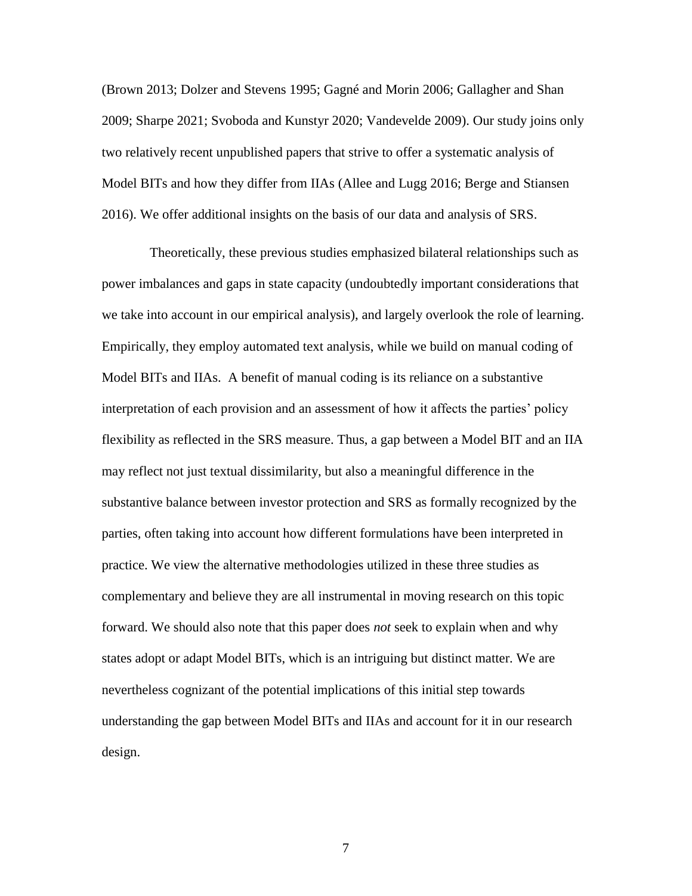(Brown 2013; Dolzer and Stevens 1995; Gagné and Morin 2006; Gallagher and Shan 2009; Sharpe 2021; Svoboda and Kunstyr 2020; Vandevelde 2009). Our study joins only two relatively recent unpublished papers that strive to offer a systematic analysis of Model BITs and how they differ from IIAs (Allee and Lugg 2016; Berge and Stiansen 2016). We offer additional insights on the basis of our data and analysis of SRS.

Theoretically, these previous studies emphasized bilateral relationships such as power imbalances and gaps in state capacity (undoubtedly important considerations that we take into account in our empirical analysis), and largely overlook the role of learning. Empirically, they employ automated text analysis, while we build on manual coding of Model BITs and IIAs. A benefit of manual coding is its reliance on a substantive interpretation of each provision and an assessment of how it affects the parties' policy flexibility as reflected in the SRS measure. Thus, a gap between a Model BIT and an IIA may reflect not just textual dissimilarity, but also a meaningful difference in the substantive balance between investor protection and SRS as formally recognized by the parties, often taking into account how different formulations have been interpreted in practice. We view the alternative methodologies utilized in these three studies as complementary and believe they are all instrumental in moving research on this topic forward. We should also note that this paper does *not* seek to explain when and why states adopt or adapt Model BITs, which is an intriguing but distinct matter. We are nevertheless cognizant of the potential implications of this initial step towards understanding the gap between Model BITs and IIAs and account for it in our research design.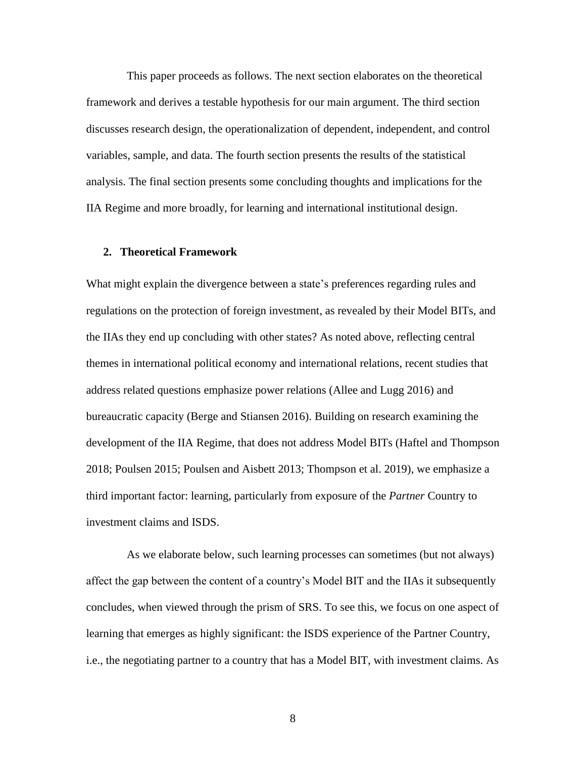This paper proceeds as follows. The next section elaborates on the theoretical framework and derives a testable hypothesis for our main argument. The third section discusses research design, the operationalization of dependent, independent, and control variables, sample, and data. The fourth section presents the results of the statistical analysis. The final section presents some concluding thoughts and implications for the IIA Regime and more broadly, for learning and international institutional design.

## 2. Theoretical Framework

What might explain the divergence between a state's preferences regarding rules and regulations on the protection of foreign investment, as revealed by their Model BITs, and the IIAs they end up concluding with other states? As noted above, reflecting central themes in international political economy and international relations, recent studies that address related questions emphasize power relations (Allee and Lugg 2016) and bureaucratic capacity (Berge and Stiansen 2016). Building on research examining the development of the IIA Regime, that does not address Model BITs (Haftel and Thompson 2018; Poulsen 2015; Poulsen and Aisbett 2013; Thompson et al. 2019), we emphasize a third important factor: learning, particularly from exposure of the *Partner* Country to investment claims and ISDS.

As we elaborate below, such learning processes can sometimes (but not always) affect the gap between the content of a country's Model BIT and the IIAs it subsequently concludes, when viewed through the prism of SRS. To see this, we focus on one aspect of learning that emerges as highly significant: the ISDS experience of the Partner Country, i.e., the negotiating partner to a country that has a Model BIT, with investment claims. As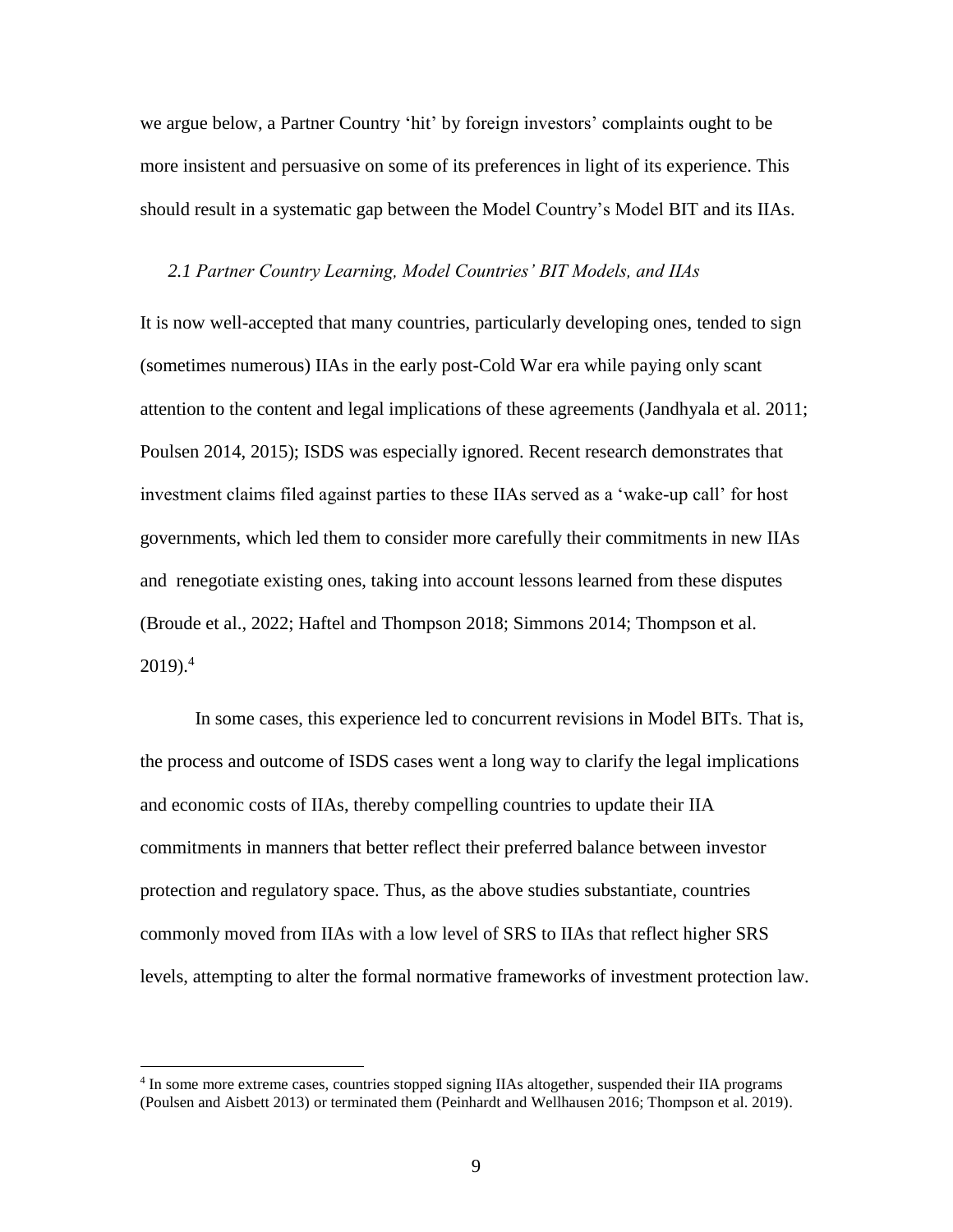we argue below, a Partner Country 'hit' by foreign investors' complaints ought to be more insistent and persuasive on some of its preferences in light of its experience. This should result in a systematic gap between the Model Country's Model BIT and its IIAs.

### *2.1 Partner Country Learning, Model Countries' BIT Models, and IIAs*

It is now well-accepted that many countries, particularly developing ones, tended to sign (sometimes numerous) IIAs in the early post-Cold War era while paying only scant attention to the content and legal implications of these agreements (Jandhyala et al. 2011; Poulsen 2014, 2015); ISDS was especially ignored. Recent research demonstrates that investment claims filed against parties to these IIAs served as a 'wake-up call' for host governments, which led them to consider more carefully their commitments in new IIAs and renegotiate existing ones, taking into account lessons learned from these disputes (Broude et al., 2022; Haftel and Thompson 2018; Simmons 2014; Thompson et al. 2019).[4]

In some cases, this experience led to concurrent revisions in Model BITs. That is, the process and outcome of ISDS cases went a long way to clarify the legal implications and economic costs of IIAs, thereby compelling countries to update their IIA commitments in manners that better reflect their preferred balance between investor protection and regulatory space. Thus, as the above studies substantiate, countries commonly moved from IIAs with a low level of SRS to IIAs that reflect higher SRS levels, attempting to alter the formal normative frameworks of investment protection law.

---

[4] In some more extreme cases, countries stopped signing IIAs altogether, suspended their IIA programs (Poulsen and Aisbett 2013) or terminated them (Peinhardt and Wellhausen 2016; Thompson et al. 2019).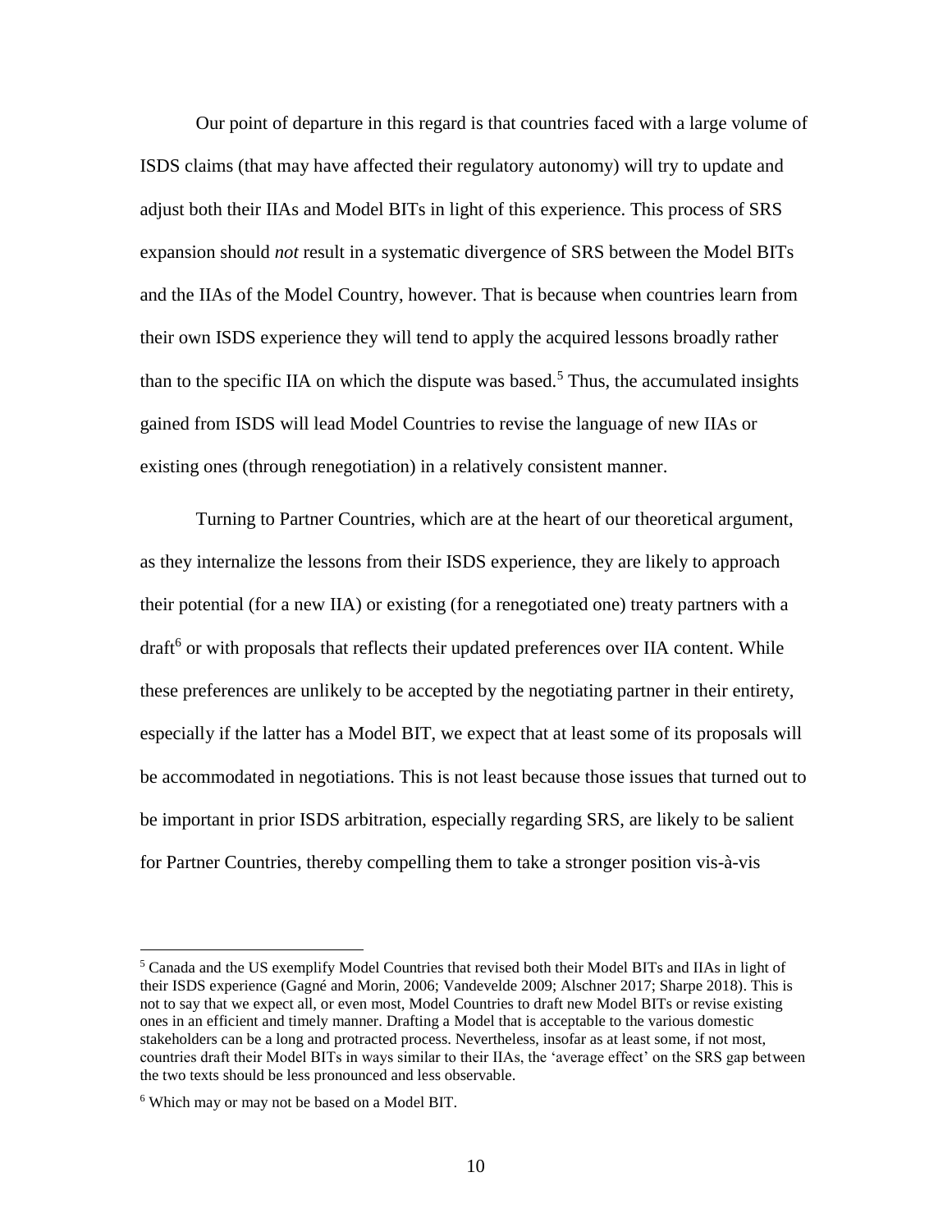Our point of departure in this regard is that countries faced with a large volume of ISDS claims (that may have affected their regulatory autonomy) will try to update and adjust both their IIAs and Model BITs in light of this experience. This process of SRS expansion should *not* result in a systematic divergence of SRS between the Model BITs and the IIAs of the Model Country, however. That is because when countries learn from their own ISDS experience they will tend to apply the acquired lessons broadly rather than to the specific IIA on which the dispute was based.[5] Thus, the accumulated insights gained from ISDS will lead Model Countries to revise the language of new IIAs or existing ones (through renegotiation) in a relatively consistent manner.

Turning to Partner Countries, which are at the heart of our theoretical argument, as they internalize the lessons from their ISDS experience, they are likely to approach their potential (for a new IIA) or existing (for a renegotiated one) treaty partners with a draft[6] or with proposals that reflects their updated preferences over IIA content. While these preferences are unlikely to be accepted by the negotiating partner in their entirety, especially if the latter has a Model BIT, we expect that at least some of its proposals will be accommodated in negotiations. This is not least because those issues that turned out to be important in prior ISDS arbitration, especially regarding SRS, are likely to be salient for Partner Countries, thereby compelling them to take a stronger position vis-à-vis

[5] Canada and the US exemplify Model Countries that revised both their Model BITs and IIAs in light of their ISDS experience (Gagné and Morin, 2006; Vandevelde 2009; Alschner 2017; Sharpe 2018). This is not to say that we expect all, or even most, Model Countries to draft new Model BITs or revise existing ones in an efficient and timely manner. Drafting a Model that is acceptable to the various domestic stakeholders can be a long and protracted process. Nevertheless, insofar as at least some, if not most, countries draft their Model BITs in ways similar to their IIAs, the 'average effect' on the SRS gap between the two texts should be less pronounced and less observable.

[6] Which may or may not be based on a Model BIT.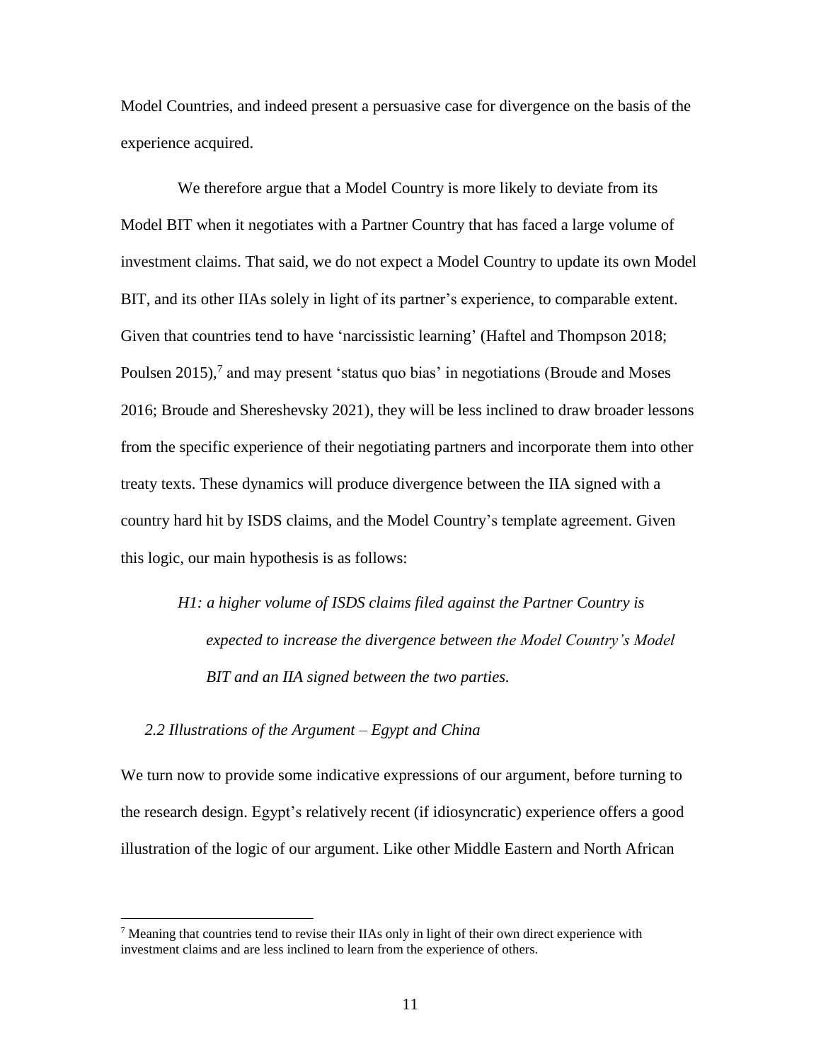Model Countries, and indeed present a persuasive case for divergence on the basis of the experience acquired.

We therefore argue that a Model Country is more likely to deviate from its Model BIT when it negotiates with a Partner Country that has faced a large volume of investment claims. That said, we do not expect a Model Country to update its own Model BIT, and its other IIAs solely in light of its partner's experience, to comparable extent. Given that countries tend to have 'narcissistic learning' (Haftel and Thompson 2018; Poulsen 2015),[7] and may present 'status quo bias' in negotiations (Broude and Moses 2016; Broude and Shereshevsky 2021), they will be less inclined to draw broader lessons from the specific experience of their negotiating partners and incorporate them into other treaty texts. These dynamics will produce divergence between the IIA signed with a country hard hit by ISDS claims, and the Model Country's template agreement. Given this logic, our main hypothesis is as follows:

> *H1: a higher volume of ISDS claims filed against the Partner Country is expected to increase the divergence between the Model Country's Model BIT and an IIA signed between the two parties.*

### *2.2 Illustrations of the Argument – Egypt and China*

We turn now to provide some indicative expressions of our argument, before turning to the research design. Egypt's relatively recent (if idiosyncratic) experience offers a good illustration of the logic of our argument. Like other Middle Eastern and North African

[7] Meaning that countries tend to revise their IIAs only in light of their own direct experience with investment claims and are less inclined to learn from the experience of others.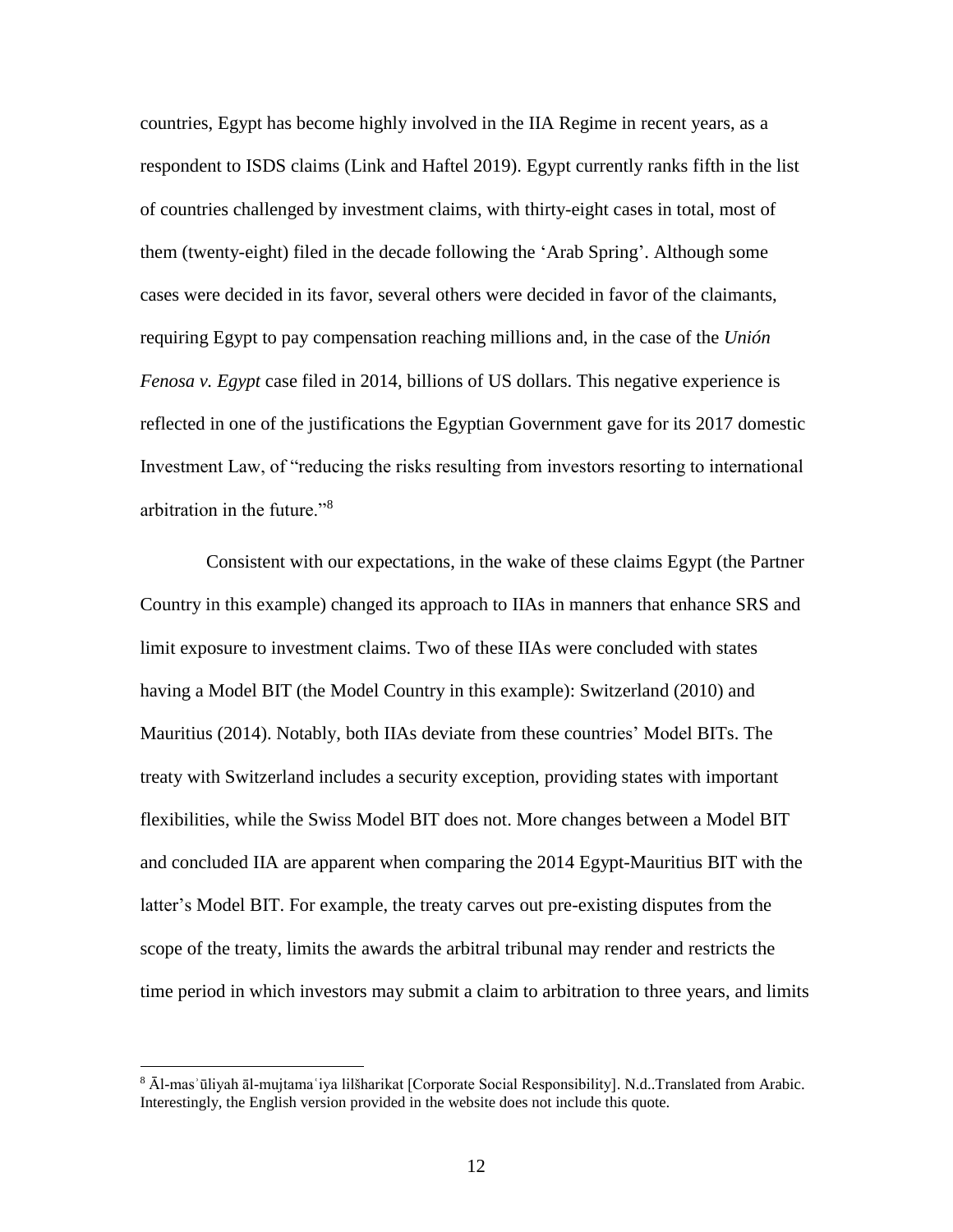countries, Egypt has become highly involved in the IIA Regime in recent years, as a respondent to ISDS claims (Link and Haftel 2019). Egypt currently ranks fifth in the list of countries challenged by investment claims, with thirty-eight cases in total, most of them (twenty-eight) filed in the decade following the 'Arab Spring'. Although some cases were decided in its favor, several others were decided in favor of the claimants, requiring Egypt to pay compensation reaching millions and, in the case of the *Unión Fenosa v. Egypt* case filed in 2014, billions of US dollars. This negative experience is reflected in one of the justifications the Egyptian Government gave for its 2017 domestic Investment Law, of "reducing the risks resulting from investors resorting to international arbitration in the future."[8]

Consistent with our expectations, in the wake of these claims Egypt (the Partner Country in this example) changed its approach to IIAs in manners that enhance SRS and limit exposure to investment claims. Two of these IIAs were concluded with states having a Model BIT (the Model Country in this example): Switzerland (2010) and Mauritius (2014). Notably, both IIAs deviate from these countries' Model BITs. The treaty with Switzerland includes a security exception, providing states with important flexibilities, while the Swiss Model BIT does not. More changes between a Model BIT and concluded IIA are apparent when comparing the 2014 Egypt-Mauritius BIT with the latter's Model BIT. For example, the treaty carves out pre-existing disputes from the scope of the treaty, limits the awards the arbitral tribunal may render and restricts the time period in which investors may submit a claim to arbitration to three years, and limits

[8] Āl-masʾūliyah āl-mujtamaʿiya lilšharikat [Corporate Social Responsibility]. N.d..Translated from Arabic. Interestingly, the English version provided in the website does not include this quote.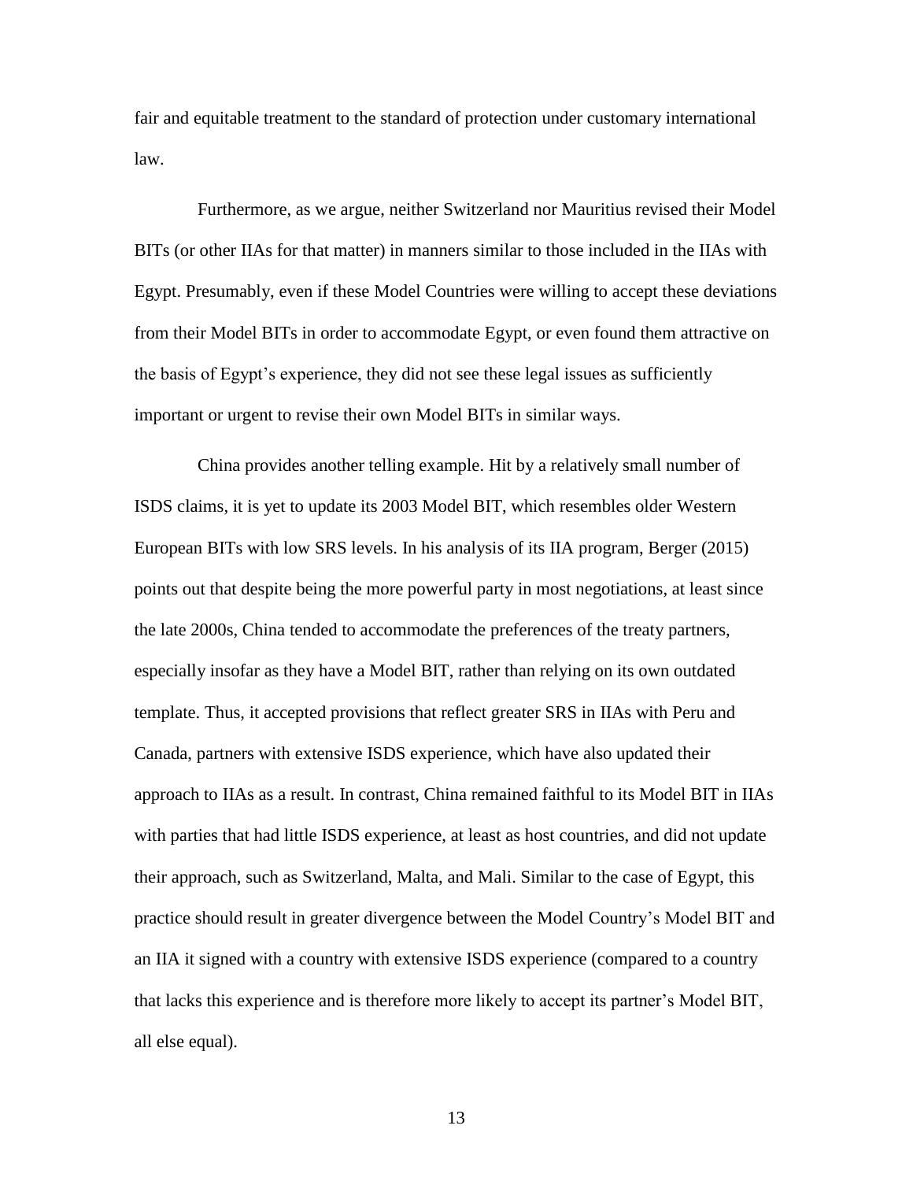fair and equitable treatment to the standard of protection under customary international law.

Furthermore, as we argue, neither Switzerland nor Mauritius revised their Model BITs (or other IIAs for that matter) in manners similar to those included in the IIAs with Egypt. Presumably, even if these Model Countries were willing to accept these deviations from their Model BITs in order to accommodate Egypt, or even found them attractive on the basis of Egypt's experience, they did not see these legal issues as sufficiently important or urgent to revise their own Model BITs in similar ways.

China provides another telling example. Hit by a relatively small number of ISDS claims, it is yet to update its 2003 Model BIT, which resembles older Western European BITs with low SRS levels. In his analysis of its IIA program, Berger (2015) points out that despite being the more powerful party in most negotiations, at least since the late 2000s, China tended to accommodate the preferences of the treaty partners, especially insofar as they have a Model BIT, rather than relying on its own outdated template. Thus, it accepted provisions that reflect greater SRS in IIAs with Peru and Canada, partners with extensive ISDS experience, which have also updated their approach to IIAs as a result. In contrast, China remained faithful to its Model BIT in IIAs with parties that had little ISDS experience, at least as host countries, and did not update their approach, such as Switzerland, Malta, and Mali. Similar to the case of Egypt, this practice should result in greater divergence between the Model Country's Model BIT and an IIA it signed with a country with extensive ISDS experience (compared to a country that lacks this experience and is therefore more likely to accept its partner's Model BIT, all else equal).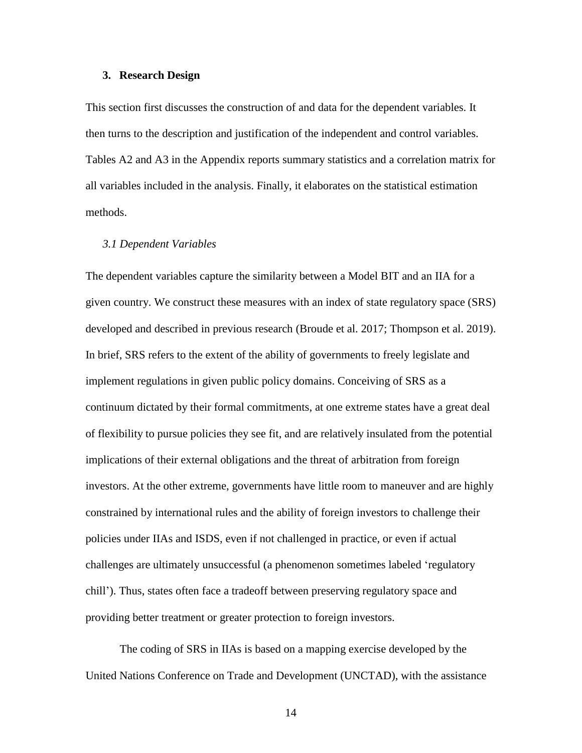## 3. Research Design

This section first discusses the construction of and data for the dependent variables. It then turns to the description and justification of the independent and control variables. Tables A2 and A3 in the Appendix reports summary statistics and a correlation matrix for all variables included in the analysis. Finally, it elaborates on the statistical estimation methods.

### *3.1 Dependent Variables*

The dependent variables capture the similarity between a Model BIT and an IIA for a given country. We construct these measures with an index of state regulatory space (SRS) developed and described in previous research (Broude et al. 2017; Thompson et al. 2019). In brief, SRS refers to the extent of the ability of governments to freely legislate and implement regulations in given public policy domains. Conceiving of SRS as a continuum dictated by their formal commitments, at one extreme states have a great deal of flexibility to pursue policies they see fit, and are relatively insulated from the potential implications of their external obligations and the threat of arbitration from foreign investors. At the other extreme, governments have little room to maneuver and are highly constrained by international rules and the ability of foreign investors to challenge their policies under IIAs and ISDS, even if not challenged in practice, or even if actual challenges are ultimately unsuccessful (a phenomenon sometimes labeled 'regulatory chill'). Thus, states often face a tradeoff between preserving regulatory space and providing better treatment or greater protection to foreign investors.

The coding of SRS in IIAs is based on a mapping exercise developed by the United Nations Conference on Trade and Development (UNCTAD), with the assistance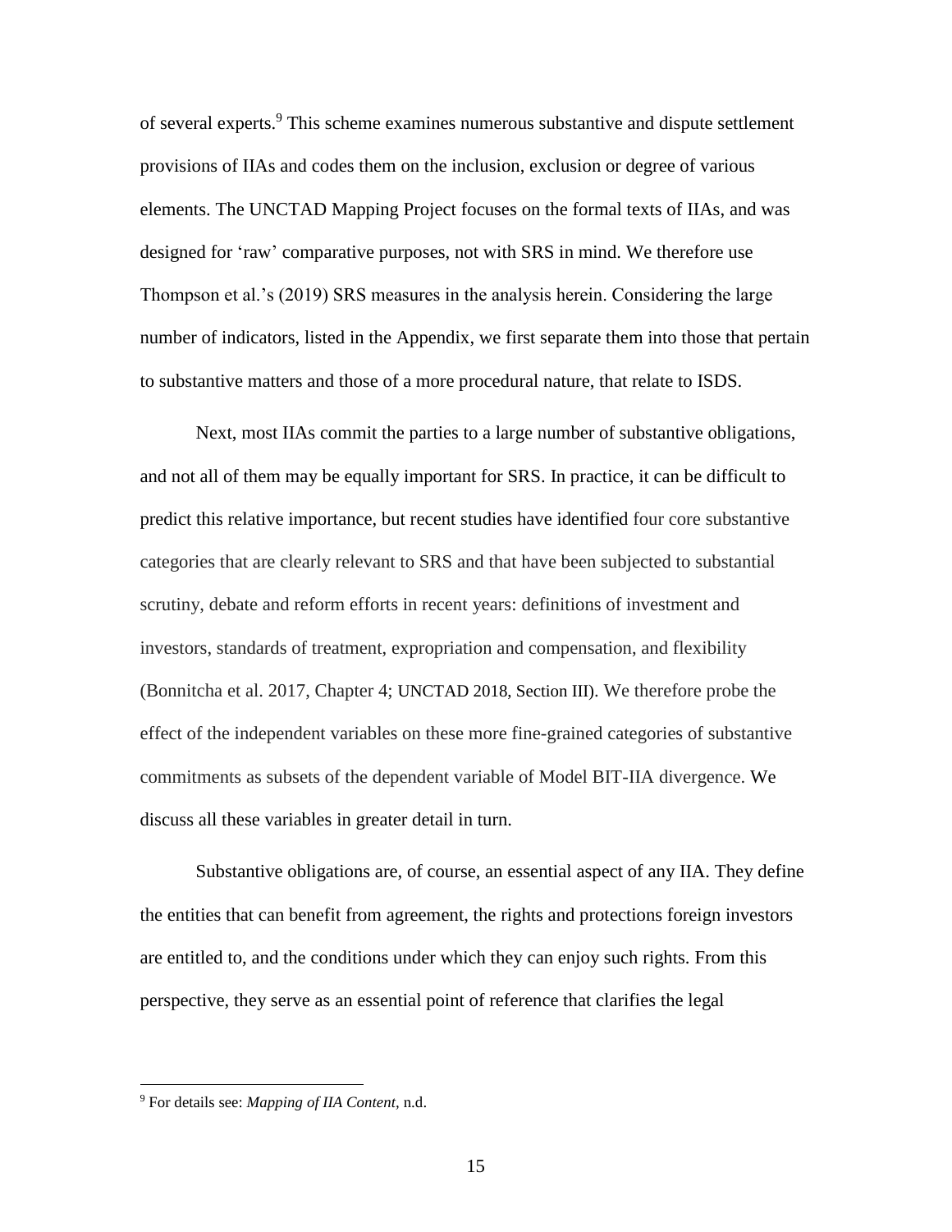of several experts.[9] This scheme examines numerous substantive and dispute settlement provisions of IIAs and codes them on the inclusion, exclusion or degree of various elements. The UNCTAD Mapping Project focuses on the formal texts of IIAs, and was designed for 'raw' comparative purposes, not with SRS in mind. We therefore use Thompson et al.'s (2019) SRS measures in the analysis herein. Considering the large number of indicators, listed in the Appendix, we first separate them into those that pertain to substantive matters and those of a more procedural nature, that relate to ISDS.

Next, most IIAs commit the parties to a large number of substantive obligations, and not all of them may be equally important for SRS. In practice, it can be difficult to predict this relative importance, but recent studies have identified four core substantive categories that are clearly relevant to SRS and that have been subjected to substantial scrutiny, debate and reform efforts in recent years: definitions of investment and investors, standards of treatment, expropriation and compensation, and flexibility (Bonnitcha et al. 2017, Chapter 4; UNCTAD 2018, Section III). We therefore probe the effect of the independent variables on these more fine-grained categories of substantive commitments as subsets of the dependent variable of Model BIT-IIA divergence. We discuss all these variables in greater detail in turn.

Substantive obligations are, of course, an essential aspect of any IIA. They define the entities that can benefit from agreement, the rights and protections foreign investors are entitled to, and the conditions under which they can enjoy such rights. From this perspective, they serve as an essential point of reference that clarifies the legal

[9] For details see: *Mapping of IIA Content*, n.d.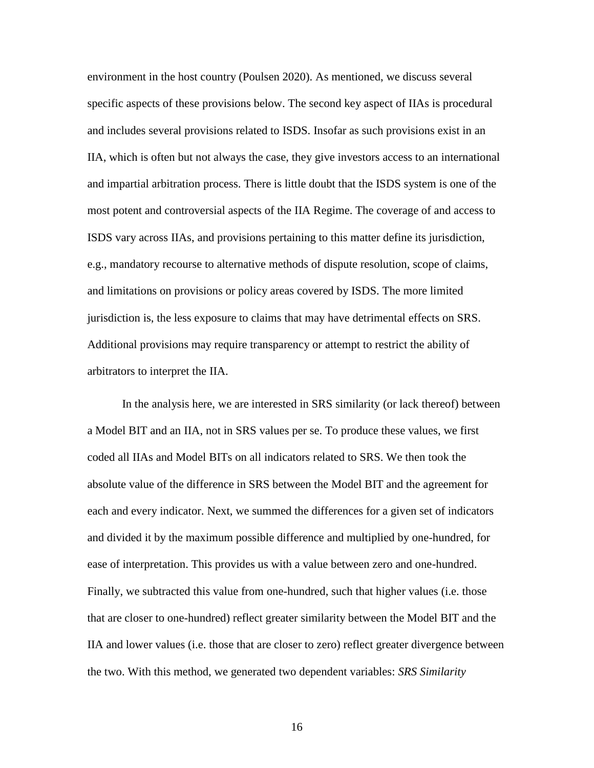environment in the host country (Poulsen 2020). As mentioned, we discuss several specific aspects of these provisions below. The second key aspect of IIAs is procedural and includes several provisions related to ISDS. Insofar as such provisions exist in an IIA, which is often but not always the case, they give investors access to an international and impartial arbitration process. There is little doubt that the ISDS system is one of the most potent and controversial aspects of the IIA Regime. The coverage of and access to ISDS vary across IIAs, and provisions pertaining to this matter define its jurisdiction, e.g., mandatory recourse to alternative methods of dispute resolution, scope of claims, and limitations on provisions or policy areas covered by ISDS. The more limited jurisdiction is, the less exposure to claims that may have detrimental effects on SRS. Additional provisions may require transparency or attempt to restrict the ability of arbitrators to interpret the IIA.

In the analysis here, we are interested in SRS similarity (or lack thereof) between a Model BIT and an IIA, not in SRS values per se. To produce these values, we first coded all IIAs and Model BITs on all indicators related to SRS. We then took the absolute value of the difference in SRS between the Model BIT and the agreement for each and every indicator. Next, we summed the differences for a given set of indicators and divided it by the maximum possible difference and multiplied by one-hundred, for ease of interpretation. This provides us with a value between zero and one-hundred. Finally, we subtracted this value from one-hundred, such that higher values (i.e. those that are closer to one-hundred) reflect greater similarity between the Model BIT and the IIA and lower values (i.e. those that are closer to zero) reflect greater divergence between the two. With this method, we generated two dependent variables: *SRS Similarity*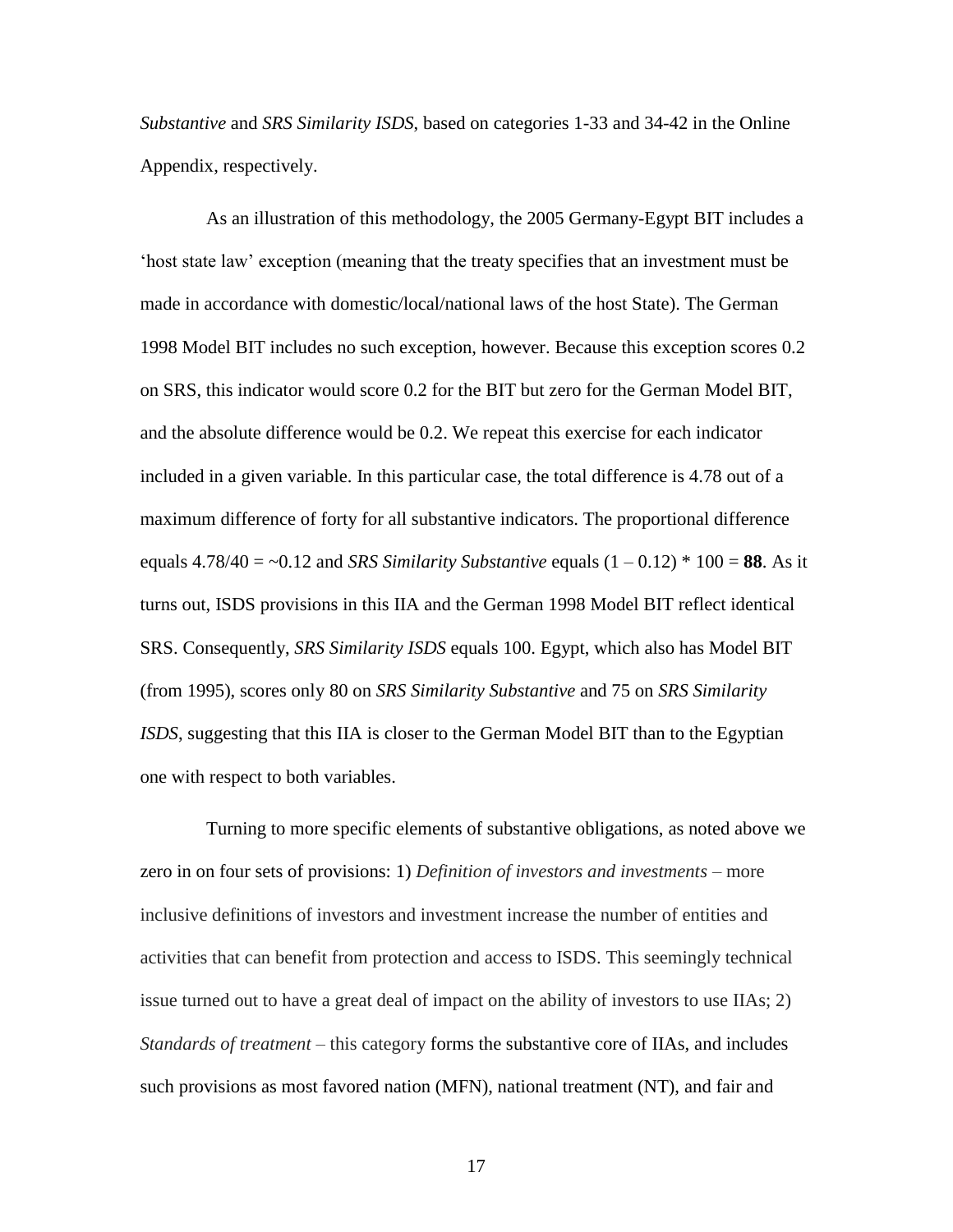*Substantive* and *SRS Similarity ISDS*, based on categories 1-33 and 34-42 in the Online Appendix, respectively.

As an illustration of this methodology, the 2005 Germany-Egypt BIT includes a 'host state law' exception (meaning that the treaty specifies that an investment must be made in accordance with domestic/local/national laws of the host State). The German 1998 Model BIT includes no such exception, however. Because this exception scores 0.2 on SRS, this indicator would score 0.2 for the BIT but zero for the German Model BIT, and the absolute difference would be 0.2. We repeat this exercise for each indicator included in a given variable. In this particular case, the total difference is 4.78 out of a maximum difference of forty for all substantive indicators. The proportional difference equals 4.78/40 = ~0.12 and *SRS Similarity Substantive* equals (1 – 0.12) * 100 = **88**. As it turns out, ISDS provisions in this IIA and the German 1998 Model BIT reflect identical SRS. Consequently, *SRS Similarity ISDS* equals 100. Egypt, which also has Model BIT (from 1995), scores only 80 on *SRS Similarity Substantive* and 75 on *SRS Similarity ISDS*, suggesting that this IIA is closer to the German Model BIT than to the Egyptian one with respect to both variables.

Turning to more specific elements of substantive obligations, as noted above we zero in on four sets of provisions: 1) *Definition of investors and investments* – more inclusive definitions of investors and investment increase the number of entities and activities that can benefit from protection and access to ISDS. This seemingly technical issue turned out to have a great deal of impact on the ability of investors to use IIAs; 2) *Standards of treatment* – this category forms the substantive core of IIAs, and includes such provisions as most favored nation (MFN), national treatment (NT), and fair and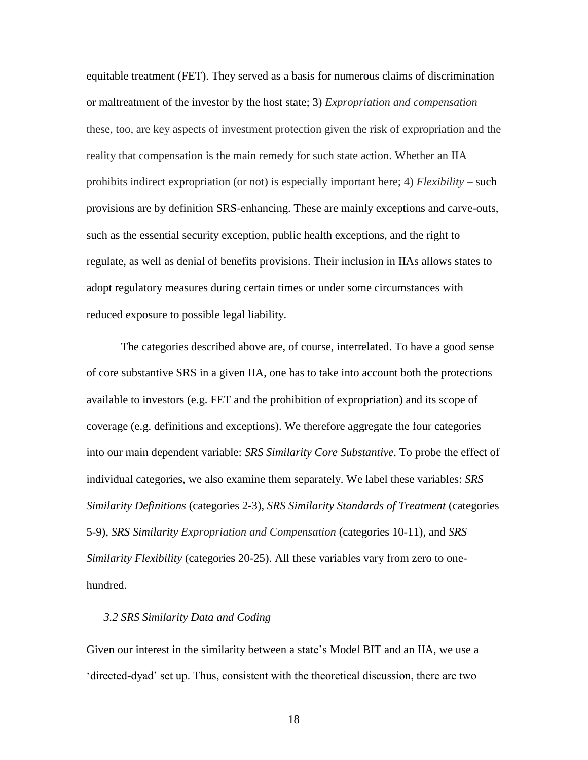equitable treatment (FET). They served as a basis for numerous claims of discrimination or maltreatment of the investor by the host state; 3) *Expropriation and compensation* – these, too, are key aspects of investment protection given the risk of expropriation and the reality that compensation is the main remedy for such state action. Whether an IIA prohibits indirect expropriation (or not) is especially important here; 4) *Flexibility* – such provisions are by definition SRS-enhancing. These are mainly exceptions and carve-outs, such as the essential security exception, public health exceptions, and the right to regulate, as well as denial of benefits provisions. Their inclusion in IIAs allows states to adopt regulatory measures during certain times or under some circumstances with reduced exposure to possible legal liability.

The categories described above are, of course, interrelated. To have a good sense of core substantive SRS in a given IIA, one has to take into account both the protections available to investors (e.g. FET and the prohibition of expropriation) and its scope of coverage (e.g. definitions and exceptions). We therefore aggregate the four categories into our main dependent variable: *SRS Similarity Core Substantive*. To probe the effect of individual categories, we also examine them separately. We label these variables: *SRS Similarity Definitions* (categories 2-3), *SRS Similarity Standards of Treatment* (categories 5-9), *SRS Similarity Expropriation and Compensation* (categories 10-11), and *SRS Similarity Flexibility* (categories 20-25). All these variables vary from zero to one-hundred.

### *3.2 SRS Similarity Data and Coding*

Given our interest in the similarity between a state's Model BIT and an IIA, we use a 'directed-dyad' set up. Thus, consistent with the theoretical discussion, there are two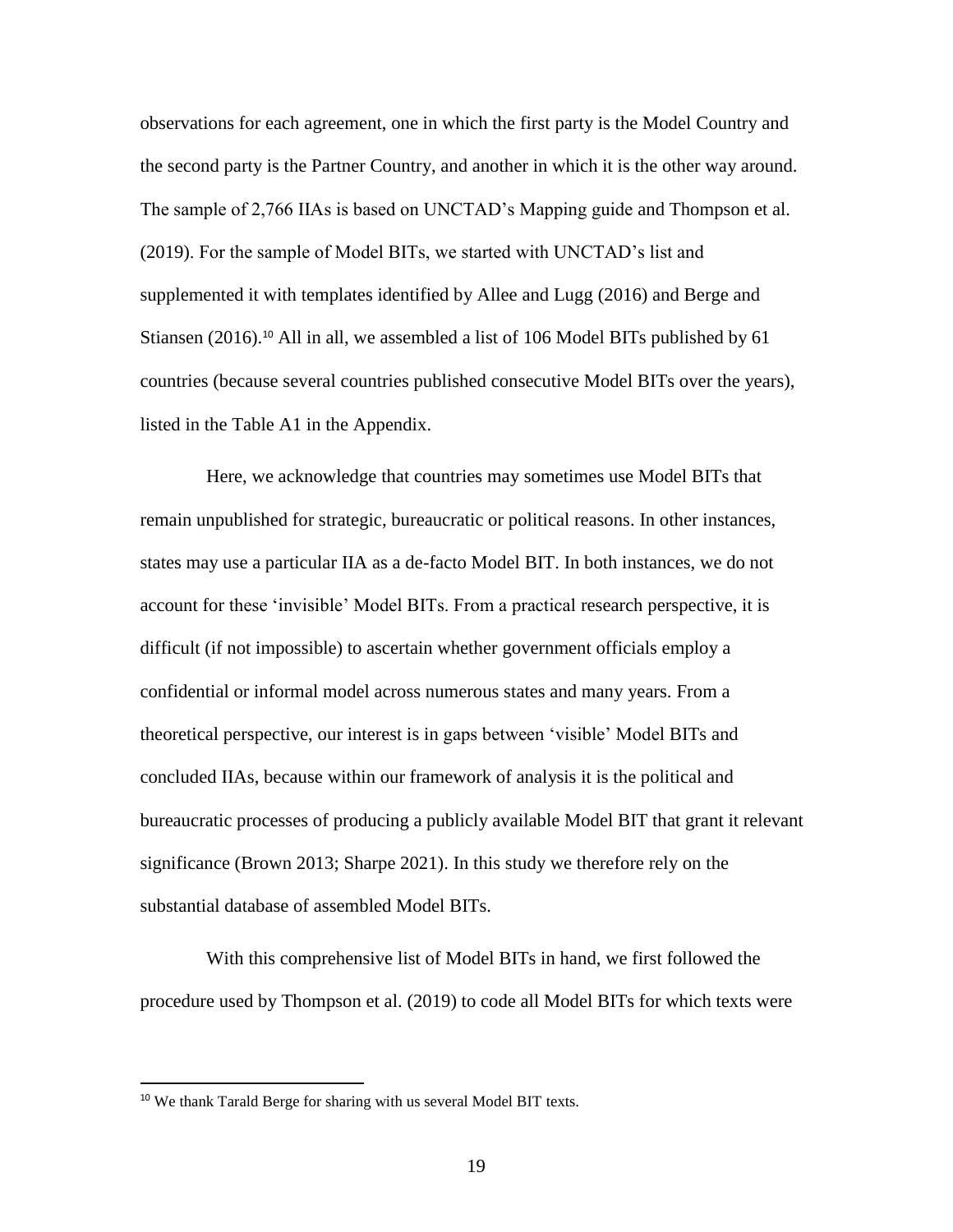observations for each agreement, one in which the first party is the Model Country and the second party is the Partner Country, and another in which it is the other way around. The sample of 2,766 IIAs is based on UNCTAD's Mapping guide and Thompson et al. (2019). For the sample of Model BITs, we started with UNCTAD's list and supplemented it with templates identified by Allee and Lugg (2016) and Berge and Stiansen (2016).[10] All in all, we assembled a list of 106 Model BITs published by 61 countries (because several countries published consecutive Model BITs over the years), listed in the Table A1 in the Appendix.

Here, we acknowledge that countries may sometimes use Model BITs that remain unpublished for strategic, bureaucratic or political reasons. In other instances, states may use a particular IIA as a de-facto Model BIT. In both instances, we do not account for these 'invisible' Model BITs. From a practical research perspective, it is difficult (if not impossible) to ascertain whether government officials employ a confidential or informal model across numerous states and many years. From a theoretical perspective, our interest is in gaps between 'visible' Model BITs and concluded IIAs, because within our framework of analysis it is the political and bureaucratic processes of producing a publicly available Model BIT that grant it relevant significance (Brown 2013; Sharpe 2021). In this study we therefore rely on the substantial database of assembled Model BITs.

With this comprehensive list of Model BITs in hand, we first followed the procedure used by Thompson et al. (2019) to code all Model BITs for which texts were

[10] We thank Tarald Berge for sharing with us several Model BIT texts.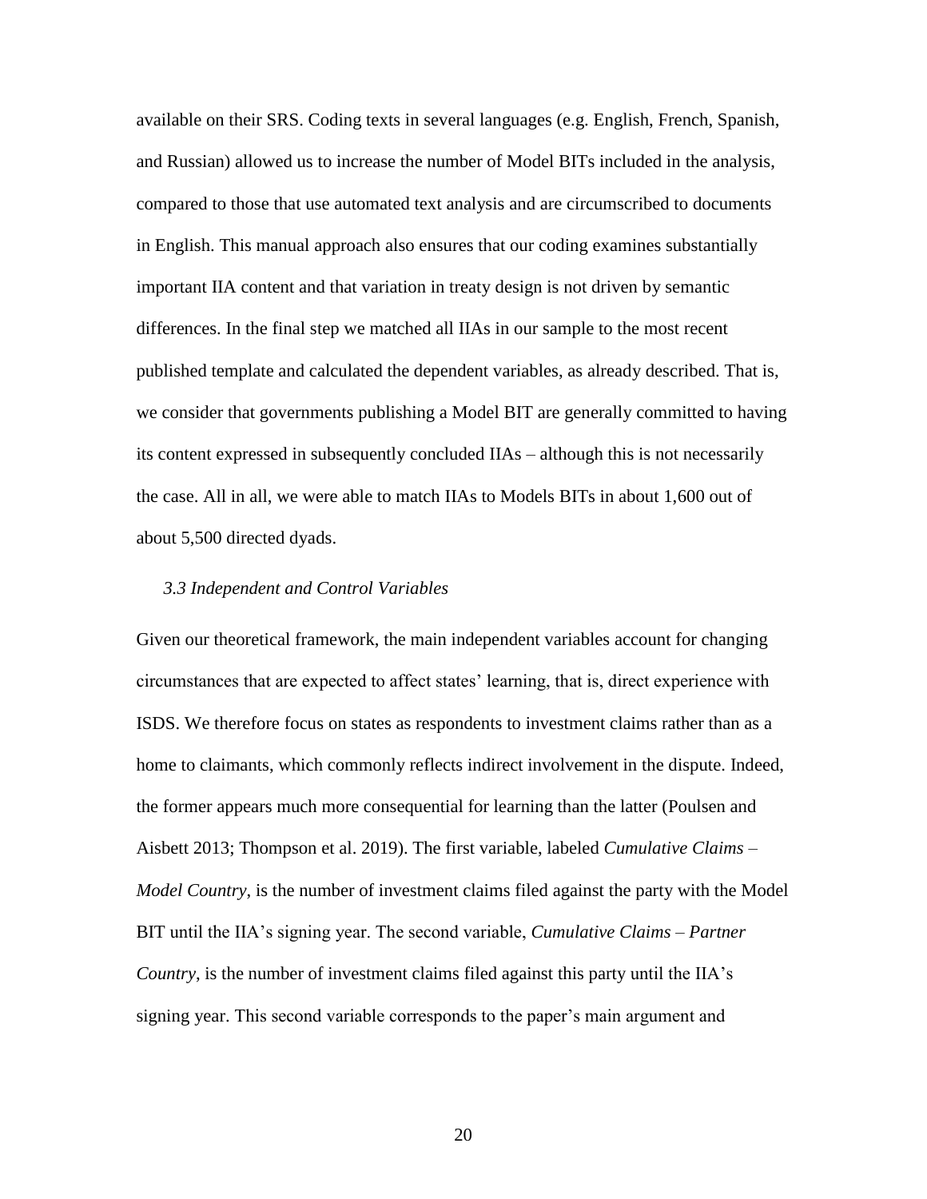available on their SRS. Coding texts in several languages (e.g. English, French, Spanish, and Russian) allowed us to increase the number of Model BITs included in the analysis, compared to those that use automated text analysis and are circumscribed to documents in English. This manual approach also ensures that our coding examines substantially important IIA content and that variation in treaty design is not driven by semantic differences. In the final step we matched all IIAs in our sample to the most recent published template and calculated the dependent variables, as already described. That is, we consider that governments publishing a Model BIT are generally committed to having its content expressed in subsequently concluded IIAs – although this is not necessarily the case. All in all, we were able to match IIAs to Models BITs in about 1,600 out of about 5,500 directed dyads.

### *3.3 Independent and Control Variables*

Given our theoretical framework, the main independent variables account for changing circumstances that are expected to affect states' learning, that is, direct experience with ISDS. We therefore focus on states as respondents to investment claims rather than as a home to claimants, which commonly reflects indirect involvement in the dispute. Indeed, the former appears much more consequential for learning than the latter (Poulsen and Aisbett 2013; Thompson et al. 2019). The first variable, labeled *Cumulative Claims – Model Country*, is the number of investment claims filed against the party with the Model BIT until the IIA's signing year. The second variable, *Cumulative Claims – Partner Country*, is the number of investment claims filed against this party until the IIA's signing year. This second variable corresponds to the paper's main argument and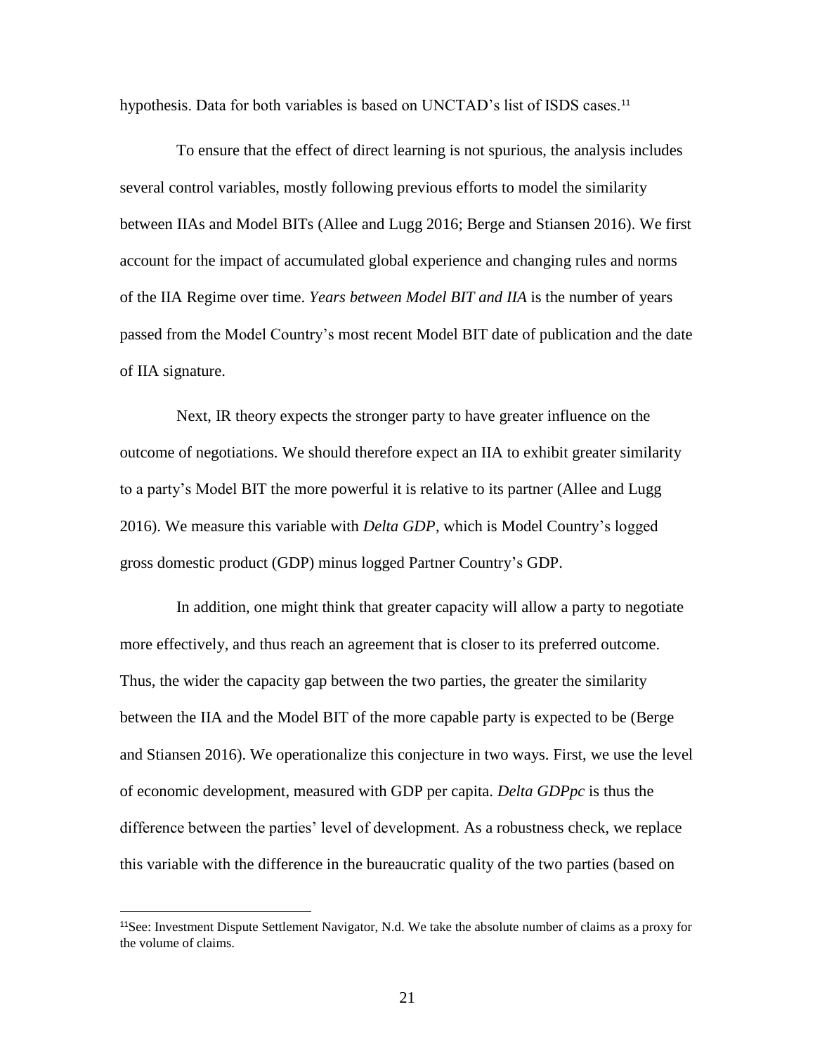hypothesis. Data for both variables is based on UNCTAD's list of ISDS cases.[11]

To ensure that the effect of direct learning is not spurious, the analysis includes several control variables, mostly following previous efforts to model the similarity between IIAs and Model BITs (Allee and Lugg 2016; Berge and Stiansen 2016). We first account for the impact of accumulated global experience and changing rules and norms of the IIA Regime over time. *Years between Model BIT and IIA* is the number of years passed from the Model Country's most recent Model BIT date of publication and the date of IIA signature.

Next, IR theory expects the stronger party to have greater influence on the outcome of negotiations. We should therefore expect an IIA to exhibit greater similarity to a party's Model BIT the more powerful it is relative to its partner (Allee and Lugg 2016). We measure this variable with *Delta GDP*, which is Model Country's logged gross domestic product (GDP) minus logged Partner Country's GDP.

In addition, one might think that greater capacity will allow a party to negotiate more effectively, and thus reach an agreement that is closer to its preferred outcome. Thus, the wider the capacity gap between the two parties, the greater the similarity between the IIA and the Model BIT of the more capable party is expected to be (Berge and Stiansen 2016). We operationalize this conjecture in two ways. First, we use the level of economic development, measured with GDP per capita. *Delta GDPpc* is thus the difference between the parties' level of development. As a robustness check, we replace this variable with the difference in the bureaucratic quality of the two parties (based on

[11]See: Investment Dispute Settlement Navigator, N.d. We take the absolute number of claims as a proxy for the volume of claims.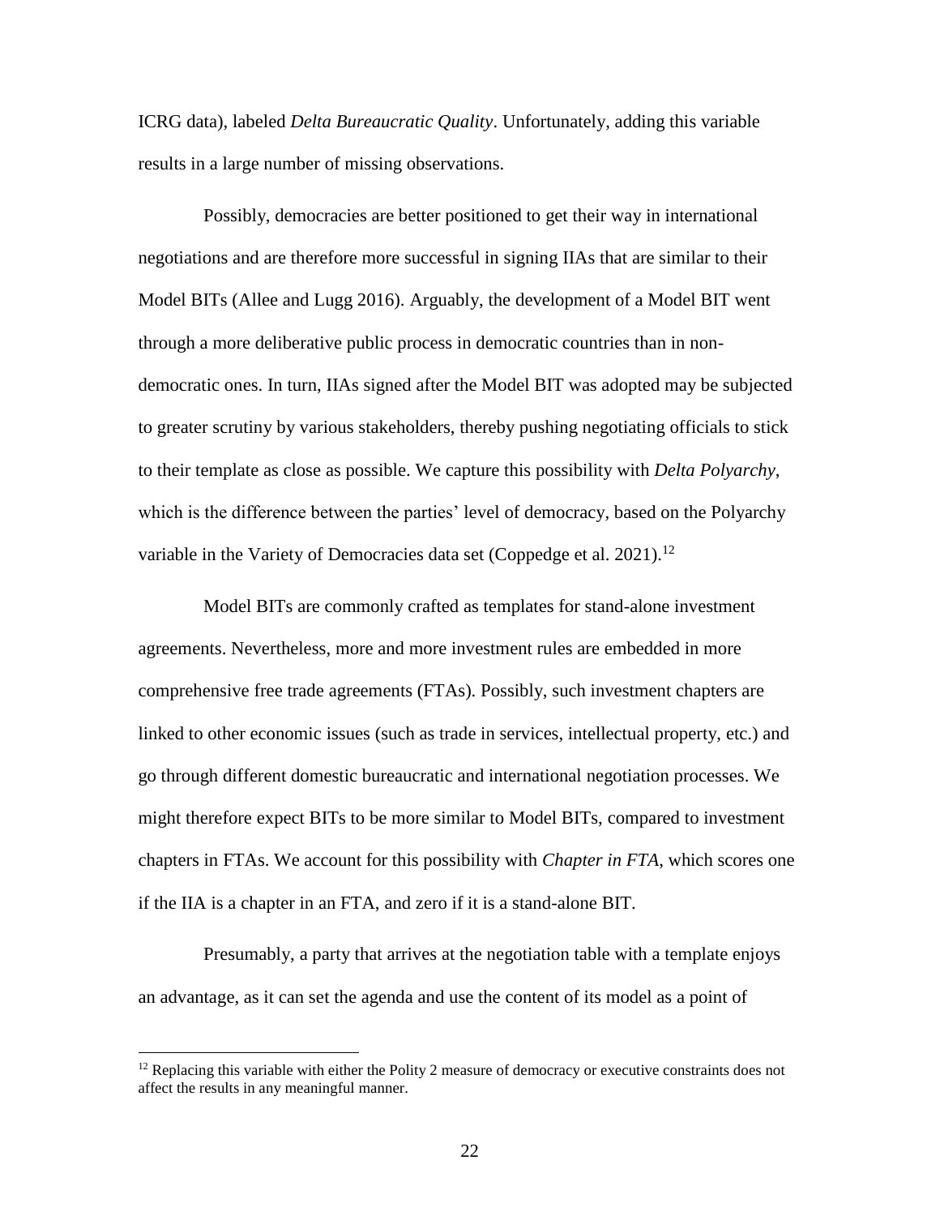ICRG data), labeled *Delta Bureaucratic Quality*. Unfortunately, adding this variable results in a large number of missing observations.

Possibly, democracies are better positioned to get their way in international negotiations and are therefore more successful in signing IIAs that are similar to their Model BITs (Allee and Lugg 2016). Arguably, the development of a Model BIT went through a more deliberative public process in democratic countries than in non-democratic ones. In turn, IIAs signed after the Model BIT was adopted may be subjected to greater scrutiny by various stakeholders, thereby pushing negotiating officials to stick to their template as close as possible. We capture this possibility with *Delta Polyarchy*, which is the difference between the parties' level of democracy, based on the Polyarchy variable in the Variety of Democracies data set (Coppedge et al. 2021).[12]

Model BITs are commonly crafted as templates for stand-alone investment agreements. Nevertheless, more and more investment rules are embedded in more comprehensive free trade agreements (FTAs). Possibly, such investment chapters are linked to other economic issues (such as trade in services, intellectual property, etc.) and go through different domestic bureaucratic and international negotiation processes. We might therefore expect BITs to be more similar to Model BITs, compared to investment chapters in FTAs. We account for this possibility with *Chapter in FTA*, which scores one if the IIA is a chapter in an FTA, and zero if it is a stand-alone BIT.

Presumably, a party that arrives at the negotiation table with a template enjoys an advantage, as it can set the agenda and use the content of its model as a point of

[12] Replacing this variable with either the Polity 2 measure of democracy or executive constraints does not affect the results in any meaningful manner.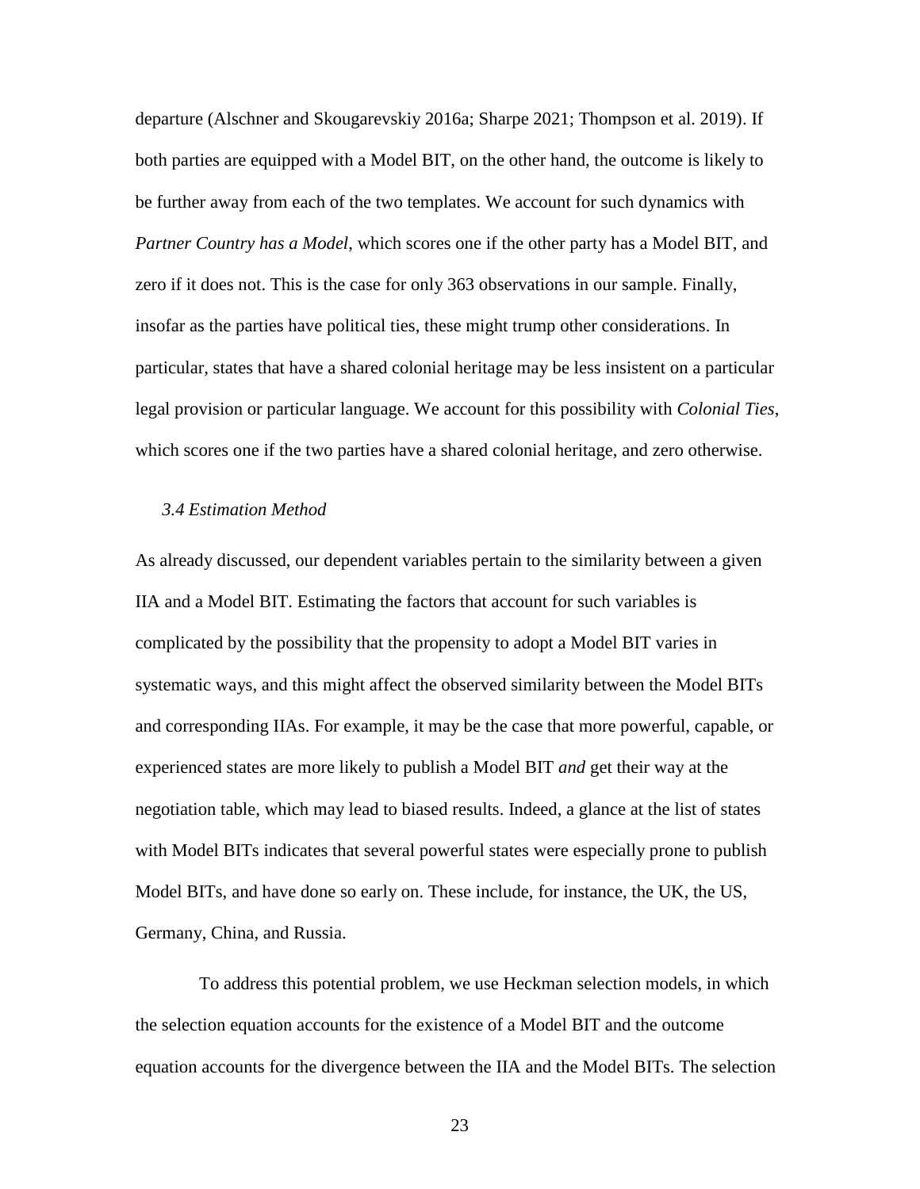departure (Alschner and Skougarevskiy 2016a; Sharpe 2021; Thompson et al. 2019). If both parties are equipped with a Model BIT, on the other hand, the outcome is likely to be further away from each of the two templates. We account for such dynamics with *Partner Country has a Model*, which scores one if the other party has a Model BIT, and zero if it does not. This is the case for only 363 observations in our sample. Finally, insofar as the parties have political ties, these might trump other considerations. In particular, states that have a shared colonial heritage may be less insistent on a particular legal provision or particular language. We account for this possibility with *Colonial Ties*, which scores one if the two parties have a shared colonial heritage, and zero otherwise.

### *3.4 Estimation Method*

As already discussed, our dependent variables pertain to the similarity between a given IIA and a Model BIT. Estimating the factors that account for such variables is complicated by the possibility that the propensity to adopt a Model BIT varies in systematic ways, and this might affect the observed similarity between the Model BITs and corresponding IIAs. For example, it may be the case that more powerful, capable, or experienced states are more likely to publish a Model BIT *and* get their way at the negotiation table, which may lead to biased results. Indeed, a glance at the list of states with Model BITs indicates that several powerful states were especially prone to publish Model BITs, and have done so early on. These include, for instance, the UK, the US, Germany, China, and Russia.

To address this potential problem, we use Heckman selection models, in which the selection equation accounts for the existence of a Model BIT and the outcome equation accounts for the divergence between the IIA and the Model BITs. The selection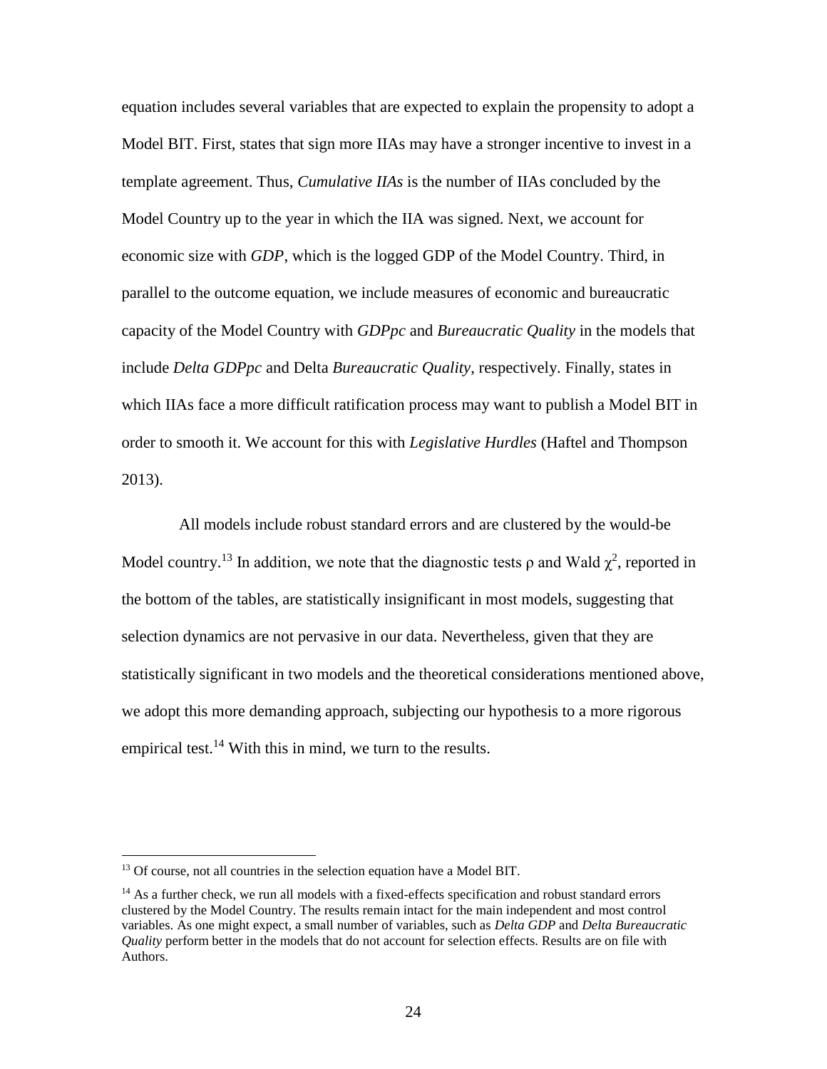equation includes several variables that are expected to explain the propensity to adopt a Model BIT. First, states that sign more IIAs may have a stronger incentive to invest in a template agreement. Thus, *Cumulative IIAs* is the number of IIAs concluded by the Model Country up to the year in which the IIA was signed. Next, we account for economic size with *GDP*, which is the logged GDP of the Model Country. Third, in parallel to the outcome equation, we include measures of economic and bureaucratic capacity of the Model Country with *GDPpc* and *Bureaucratic Quality* in the models that include *Delta GDPpc* and Delta *Bureaucratic Quality*, respectively. Finally, states in which IIAs face a more difficult ratification process may want to publish a Model BIT in order to smooth it. We account for this with *Legislative Hurdles* (Haftel and Thompson 2013).

All models include robust standard errors and are clustered by the would-be Model country.[13] In addition, we note that the diagnostic tests $\rho$ and Wald $\chi^2$, reported in the bottom of the tables, are statistically insignificant in most models, suggesting that selection dynamics are not pervasive in our data. Nevertheless, given that they are statistically significant in two models and the theoretical considerations mentioned above, we adopt this more demanding approach, subjecting our hypothesis to a more rigorous empirical test.[14] With this in mind, we turn to the results.

[13] Of course, not all countries in the selection equation have a Model BIT.

[14] As a further check, we run all models with a fixed-effects specification and robust standard errors clustered by the Model Country. The results remain intact for the main independent and most control variables. As one might expect, a small number of variables, such as *Delta GDP* and *Delta Bureaucratic Quality* perform better in the models that do not account for selection effects. Results are on file with Authors.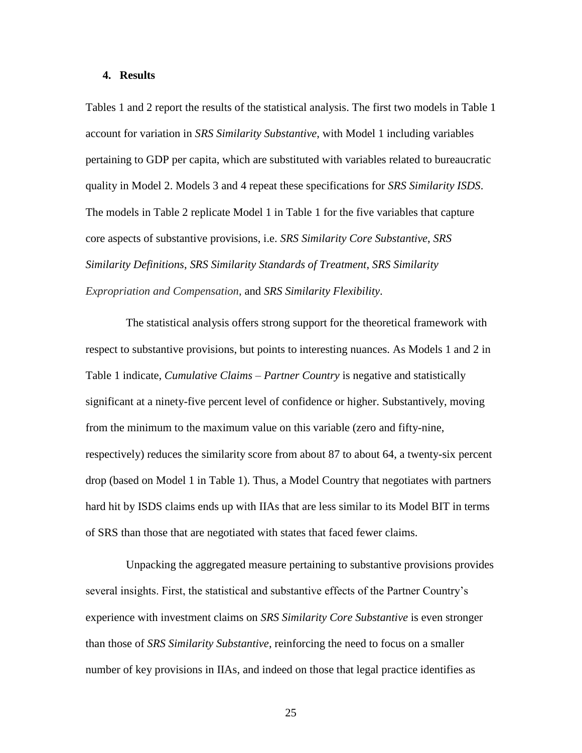## 4. Results

Tables 1 and 2 report the results of the statistical analysis. The first two models in Table 1 account for variation in *SRS Similarity Substantive*, with Model 1 including variables pertaining to GDP per capita, which are substituted with variables related to bureaucratic quality in Model 2. Models 3 and 4 repeat these specifications for *SRS Similarity ISDS*. The models in Table 2 replicate Model 1 in Table 1 for the five variables that capture core aspects of substantive provisions, i.e. *SRS Similarity Core Substantive*, *SRS Similarity Definitions*, *SRS Similarity Standards of Treatment*, *SRS Similarity Expropriation and Compensation*, and *SRS Similarity Flexibility*.

The statistical analysis offers strong support for the theoretical framework with respect to substantive provisions, but points to interesting nuances. As Models 1 and 2 in Table 1 indicate, *Cumulative Claims – Partner Country* is negative and statistically significant at a ninety-five percent level of confidence or higher. Substantively, moving from the minimum to the maximum value on this variable (zero and fifty-nine, respectively) reduces the similarity score from about 87 to about 64, a twenty-six percent drop (based on Model 1 in Table 1). Thus, a Model Country that negotiates with partners hard hit by ISDS claims ends up with IIAs that are less similar to its Model BIT in terms of SRS than those that are negotiated with states that faced fewer claims.

Unpacking the aggregated measure pertaining to substantive provisions provides several insights. First, the statistical and substantive effects of the Partner Country's experience with investment claims on *SRS Similarity Core Substantive* is even stronger than those of *SRS Similarity Substantive*, reinforcing the need to focus on a smaller number of key provisions in IIAs, and indeed on those that legal practice identifies as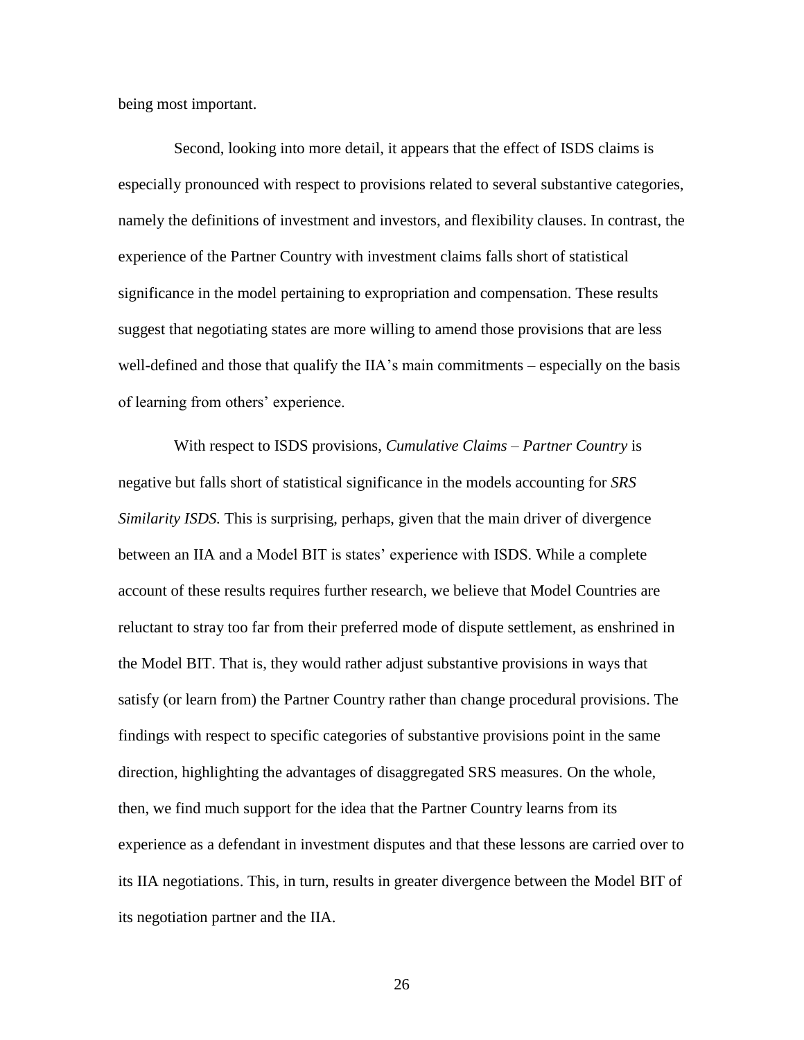being most important.

Second, looking into more detail, it appears that the effect of ISDS claims is especially pronounced with respect to provisions related to several substantive categories, namely the definitions of investment and investors, and flexibility clauses. In contrast, the experience of the Partner Country with investment claims falls short of statistical significance in the model pertaining to expropriation and compensation. These results suggest that negotiating states are more willing to amend those provisions that are less well-defined and those that qualify the IIA's main commitments – especially on the basis of learning from others' experience.

With respect to ISDS provisions, *Cumulative Claims – Partner Country* is negative but falls short of statistical significance in the models accounting for *SRS Similarity ISDS.* This is surprising, perhaps, given that the main driver of divergence between an IIA and a Model BIT is states' experience with ISDS. While a complete account of these results requires further research, we believe that Model Countries are reluctant to stray too far from their preferred mode of dispute settlement, as enshrined in the Model BIT. That is, they would rather adjust substantive provisions in ways that satisfy (or learn from) the Partner Country rather than change procedural provisions. The findings with respect to specific categories of substantive provisions point in the same direction, highlighting the advantages of disaggregated SRS measures. On the whole, then, we find much support for the idea that the Partner Country learns from its experience as a defendant in investment disputes and that these lessons are carried over to its IIA negotiations. This, in turn, results in greater divergence between the Model BIT of its negotiation partner and the IIA.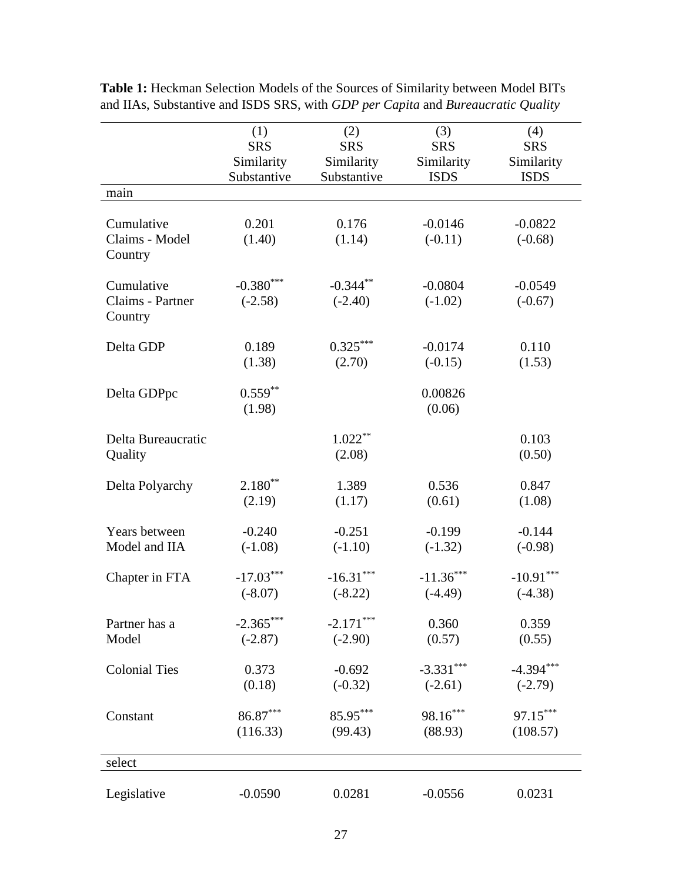**Table 1:** Heckman Selection Models of the Sources of Similarity between Model BITs and IIAs, Substantive and ISDS SRS, with *GDP per Capita* and *Bureaucratic Quality*

| | (1) SRS Similarity Substantive | (2) SRS Similarity Substantive | (3) SRS Similarity ISDS | (4) SRS Similarity ISDS |
|---|---|---|---|---|
| main | | | | |
| Cumulative Claims - Model Country | 0.201 | 0.176 | -0.0146 | -0.0822 |
| | (1.40) | (1.14) | (-0.11) | (-0.68) |
| Cumulative Claims - Partner Country | -0.380*** | -0.344** | -0.0804 | -0.0549 |
| | (-2.58) | (-2.40) | (-1.02) | (-0.67) |
| Delta GDP | 0.189 | 0.325*** | -0.0174 | 0.110 |
| | (1.38) | (2.70) | (-0.15) | (1.53) |
| Delta GDPpc | 0.559** | | 0.00826 | |
| | (1.98) | | (0.06) | |
| Delta Bureaucratic Quality | | 1.022** | | 0.103 |
| | | (2.08) | | (0.50) |
| Delta Polyarchy | 2.180** | 1.389 | 0.536 | 0.847 |
| | (2.19) | (1.17) | (0.61) | (1.08) |
| Years between Model and IIA | -0.240 | -0.251 | -0.199 | -0.144 |
| | (-1.08) | (-1.10) | (-1.32) | (-0.98) |
| Chapter in FTA | -17.03*** | -16.31*** | -11.36*** | -10.91*** |
| | (-8.07) | (-8.22) | (-4.49) | (-4.38) |
| Partner has a Model | -2.365*** | -2.171*** | 0.360 | 0.359 |
| | (-2.87) | (-2.90) | (0.57) | (0.55) |
| Colonial Ties | 0.373 | -0.692 | -3.331*** | -4.394*** |
| | (0.18) | (-0.32) | (-2.61) | (-2.79) |
| Constant | 86.87*** | 85.95*** | 98.16*** | 97.15*** |
| | (116.33) | (99.43) | (88.93) | (108.57) |
| select | | | | |
| Legislative | -0.0590 | 0.0281 | -0.0556 | 0.0231 |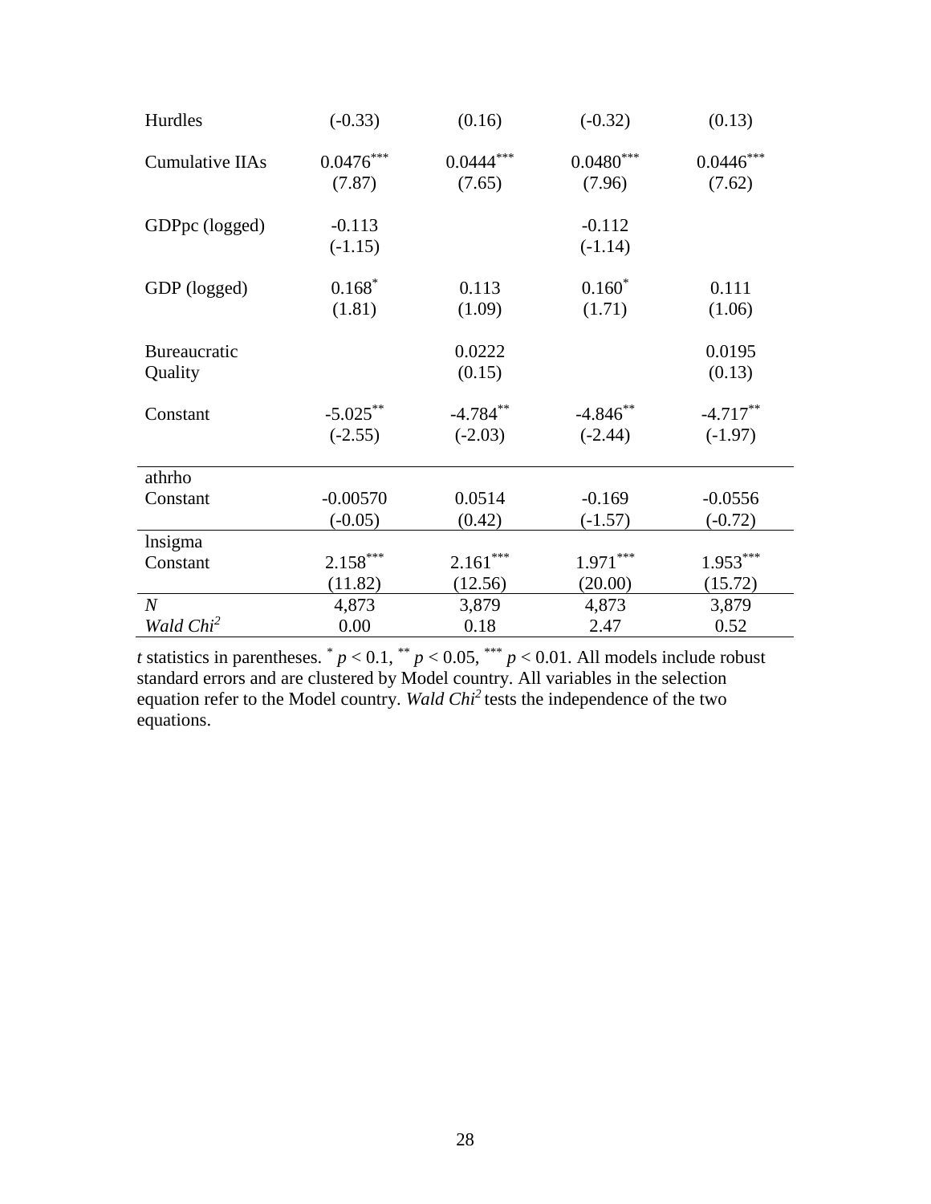| | | | | |
|---|---|---|---|---|
| Hurdles | (-0.33) | (0.16) | (-0.32) | (0.13) |
| Cumulative IIAs | 0.0476*** | 0.0444*** | 0.0480*** | 0.0446*** |
| | (7.87) | (7.65) | (7.96) | (7.62) |
| GDPpc (logged) | -0.113 | | -0.112 | |
| | (-1.15) | | (-1.14) | |
| GDP (logged) | 0.168* | 0.113 | 0.160* | 0.111 |
| | (1.81) | (1.09) | (1.71) | (1.06) |
| Bureaucratic Quality | | 0.0222 | | 0.0195 |
| | | (0.15) | | (0.13) |
| Constant | -5.025** | -4.784** | -4.846** | -4.717** |
| | (-2.55) | (-2.03) | (-2.44) | (-1.97) |
| athrho | | | | |
| Constant | -0.00570 | 0.0514 | -0.169 | -0.0556 |
| | (-0.05) | (0.42) | (-1.57) | (-0.72) |
| lnsigma | | | | |
| Constant | 2.158*** | 2.161*** | 1.971*** | 1.953*** |
| | (11.82) | (12.56) | (20.00) | (15.72) |
| *N* | 4,873 | 3,879 | 4,873 | 3,879 |
| *Wald Chi²* | 0.00 | 0.18 | 2.47 | 0.52 |

*t* statistics in parentheses. * $p < 0.1$, ** $p < 0.05$, *** $p < 0.01$. All models include robust standard errors and are clustered by Model country. All variables in the selection equation refer to the Model country. *Wald Chi²* tests the independence of the two equations.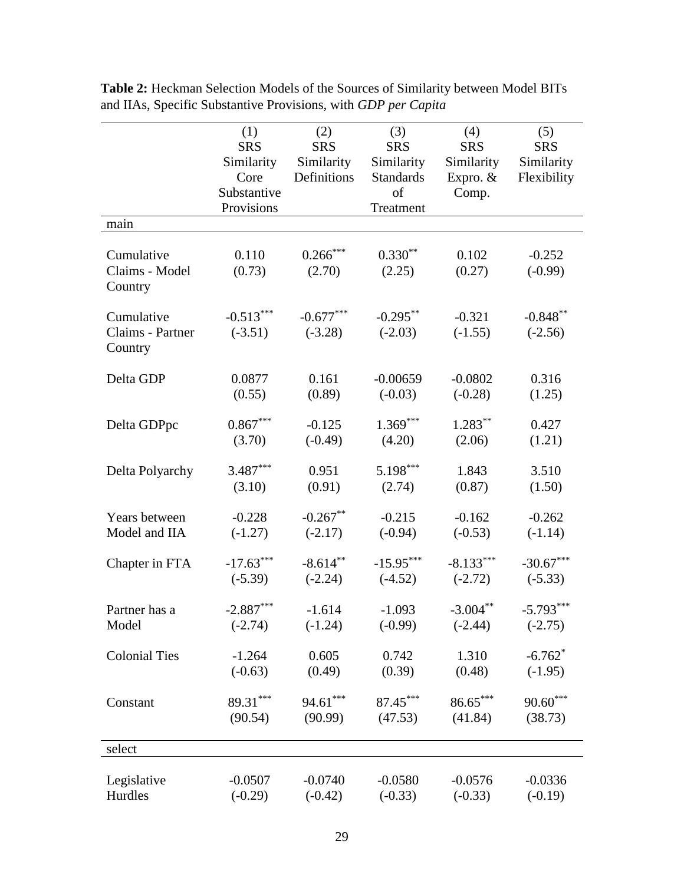**Table 2:** Heckman Selection Models of the Sources of Similarity between Model BITs and IIAs, Specific Substantive Provisions, with *GDP per Capita*

| | (1) SRS Similarity Core Substantive Provisions | (2) SRS Similarity Definitions | (3) SRS Similarity Standards of Treatment | (4) SRS Similarity Expro. & Comp. | (5) SRS Similarity Flexibility |
|---|---|---|---|---|---|
| main | | | | | |
| Cumulative Claims - Model Country | 0.110 | 0.266*** | 0.330** | 0.102 | -0.252 |
| | (0.73) | (2.70) | (2.25) | (0.27) | (-0.99) |
| Cumulative Claims - Partner Country | -0.513*** | -0.677*** | -0.295** | -0.321 | -0.848** |
| | (-3.51) | (-3.28) | (-2.03) | (-1.55) | (-2.56) |
| Delta GDP | 0.0877 | 0.161 | -0.00659 | -0.0802 | 0.316 |
| | (0.55) | (0.89) | (-0.03) | (-0.28) | (1.25) |
| Delta GDPpc | 0.867*** | -0.125 | 1.369*** | 1.283** | 0.427 |
| | (3.70) | (-0.49) | (4.20) | (2.06) | (1.21) |
| Delta Polyarchy | 3.487*** | 0.951 | 5.198*** | 1.843 | 3.510 |
| | (3.10) | (0.91) | (2.74) | (0.87) | (1.50) |
| Years between Model and IIA | -0.228 | -0.267** | -0.215 | -0.162 | -0.262 |
| | (-1.27) | (-2.17) | (-0.94) | (-0.53) | (-1.14) |
| Chapter in FTA | -17.63*** | -8.614** | -15.95*** | -8.133*** | -30.67*** |
| | (-5.39) | (-2.24) | (-4.52) | (-2.72) | (-5.33) |
| Partner has a Model | -2.887*** | -1.614 | -1.093 | -3.004** | -5.793*** |
| | (-2.74) | (-1.24) | (-0.99) | (-2.44) | (-2.75) |
| Colonial Ties | -1.264 | 0.605 | 0.742 | 1.310 | -6.762* |
| | (-0.63) | (0.49) | (0.39) | (0.48) | (-1.95) |
| Constant | 89.31*** | 94.61*** | 87.45*** | 86.65*** | 90.60*** |
| | (90.54) | (90.99) | (47.53) | (41.84) | (38.73) |
| select | | | | | |
| Legislative Hurdles | -0.0507 | -0.0740 | -0.0580 | -0.0576 | -0.0336 |
| | (-0.29) | (-0.42) | (-0.33) | (-0.33) | (-0.19) |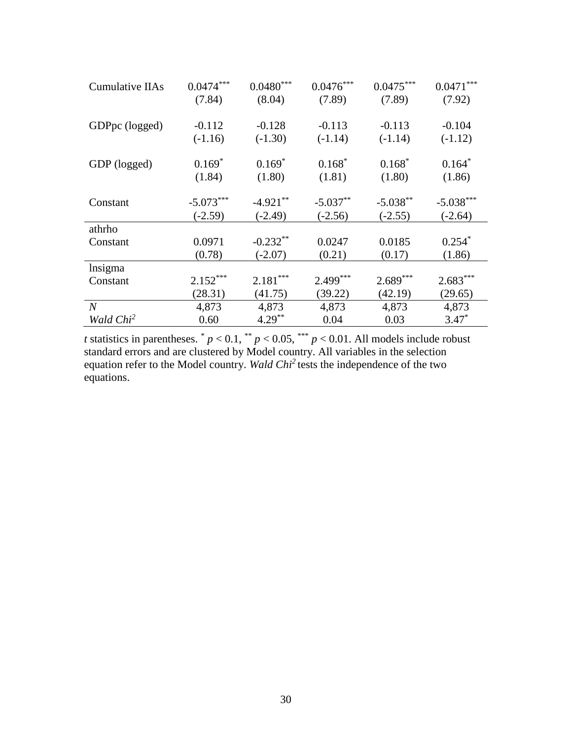| | | | | | |
|---|---|---|---|---|---|
| Cumulative IIAs | 0.0474*** | 0.0480*** | 0.0476*** | 0.0475*** | 0.0471*** |
| | (7.84) | (8.04) | (7.89) | (7.89) | (7.92) |
| GDPpc (logged) | -0.112 | -0.128 | -0.113 | -0.113 | -0.104 |
| | (-1.16) | (-1.30) | (-1.14) | (-1.14) | (-1.12) |
| GDP (logged) | 0.169* | 0.169* | 0.168* | 0.168* | 0.164* |
| | (1.84) | (1.80) | (1.81) | (1.80) | (1.86) |
| Constant | -5.073*** | -4.921** | -5.037** | -5.038** | -5.038*** |
| | (-2.59) | (-2.49) | (-2.56) | (-2.55) | (-2.64) |
| athrho | | | | | |
| Constant | 0.0971 | -0.232** | 0.0247 | 0.0185 | 0.254* |
| | (0.78) | (-2.07) | (0.21) | (0.17) | (1.86) |
| lnsigma | | | | | |
| Constant | 2.152*** | 2.181*** | 2.499*** | 2.689*** | 2.683*** |
| | (28.31) | (41.75) | (39.22) | (42.19) | (29.65) |
| *N* | 4,873 | 4,873 | 4,873 | 4,873 | 4,873 |
| *Wald Chi²* | 0.60 | 4.29** | 0.04 | 0.03 | 3.47* |

*t* statistics in parentheses. * $p < 0.1$, ** $p < 0.05$, *** $p < 0.01$. All models include robust standard errors and are clustered by Model country. All variables in the selection equation refer to the Model country. *Wald Chi²* tests the independence of the two equations.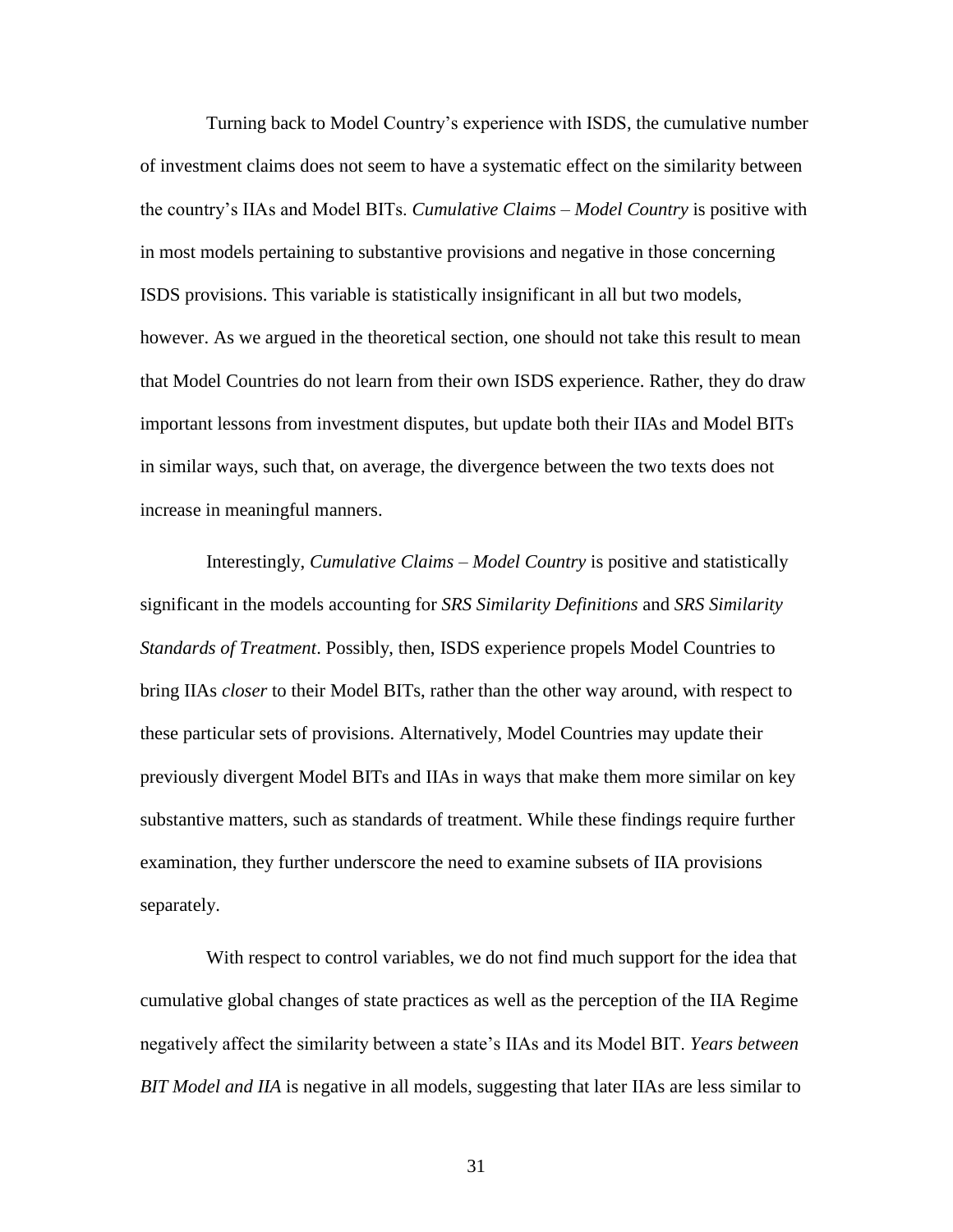Turning back to Model Country's experience with ISDS, the cumulative number of investment claims does not seem to have a systematic effect on the similarity between the country's IIAs and Model BITs. *Cumulative Claims – Model Country* is positive with in most models pertaining to substantive provisions and negative in those concerning ISDS provisions. This variable is statistically insignificant in all but two models, however. As we argued in the theoretical section, one should not take this result to mean that Model Countries do not learn from their own ISDS experience. Rather, they do draw important lessons from investment disputes, but update both their IIAs and Model BITs in similar ways, such that, on average, the divergence between the two texts does not increase in meaningful manners.

Interestingly, *Cumulative Claims – Model Country* is positive and statistically significant in the models accounting for *SRS Similarity Definitions* and *SRS Similarity Standards of Treatment*. Possibly, then, ISDS experience propels Model Countries to bring IIAs *closer* to their Model BITs, rather than the other way around, with respect to these particular sets of provisions. Alternatively, Model Countries may update their previously divergent Model BITs and IIAs in ways that make them more similar on key substantive matters, such as standards of treatment. While these findings require further examination, they further underscore the need to examine subsets of IIA provisions separately.

With respect to control variables, we do not find much support for the idea that cumulative global changes of state practices as well as the perception of the IIA Regime negatively affect the similarity between a state's IIAs and its Model BIT. *Years between BIT Model and IIA* is negative in all models, suggesting that later IIAs are less similar to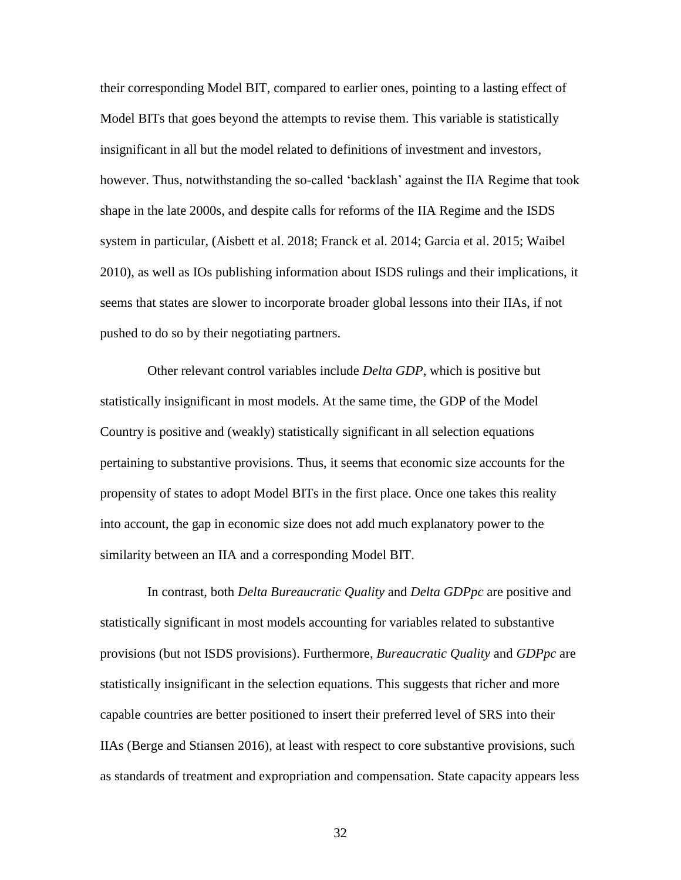their corresponding Model BIT, compared to earlier ones, pointing to a lasting effect of Model BITs that goes beyond the attempts to revise them. This variable is statistically insignificant in all but the model related to definitions of investment and investors, however. Thus, notwithstanding the so-called 'backlash' against the IIA Regime that took shape in the late 2000s, and despite calls for reforms of the IIA Regime and the ISDS system in particular, (Aisbett et al. 2018; Franck et al. 2014; Garcia et al. 2015; Waibel 2010), as well as IOs publishing information about ISDS rulings and their implications, it seems that states are slower to incorporate broader global lessons into their IIAs, if not pushed to do so by their negotiating partners.

Other relevant control variables include *Delta GDP*, which is positive but statistically insignificant in most models. At the same time, the GDP of the Model Country is positive and (weakly) statistically significant in all selection equations pertaining to substantive provisions. Thus, it seems that economic size accounts for the propensity of states to adopt Model BITs in the first place. Once one takes this reality into account, the gap in economic size does not add much explanatory power to the similarity between an IIA and a corresponding Model BIT.

In contrast, both *Delta Bureaucratic Quality* and *Delta GDPpc* are positive and statistically significant in most models accounting for variables related to substantive provisions (but not ISDS provisions). Furthermore, *Bureaucratic Quality* and *GDPpc* are statistically insignificant in the selection equations. This suggests that richer and more capable countries are better positioned to insert their preferred level of SRS into their IIAs (Berge and Stiansen 2016), at least with respect to core substantive provisions, such as standards of treatment and expropriation and compensation. State capacity appears less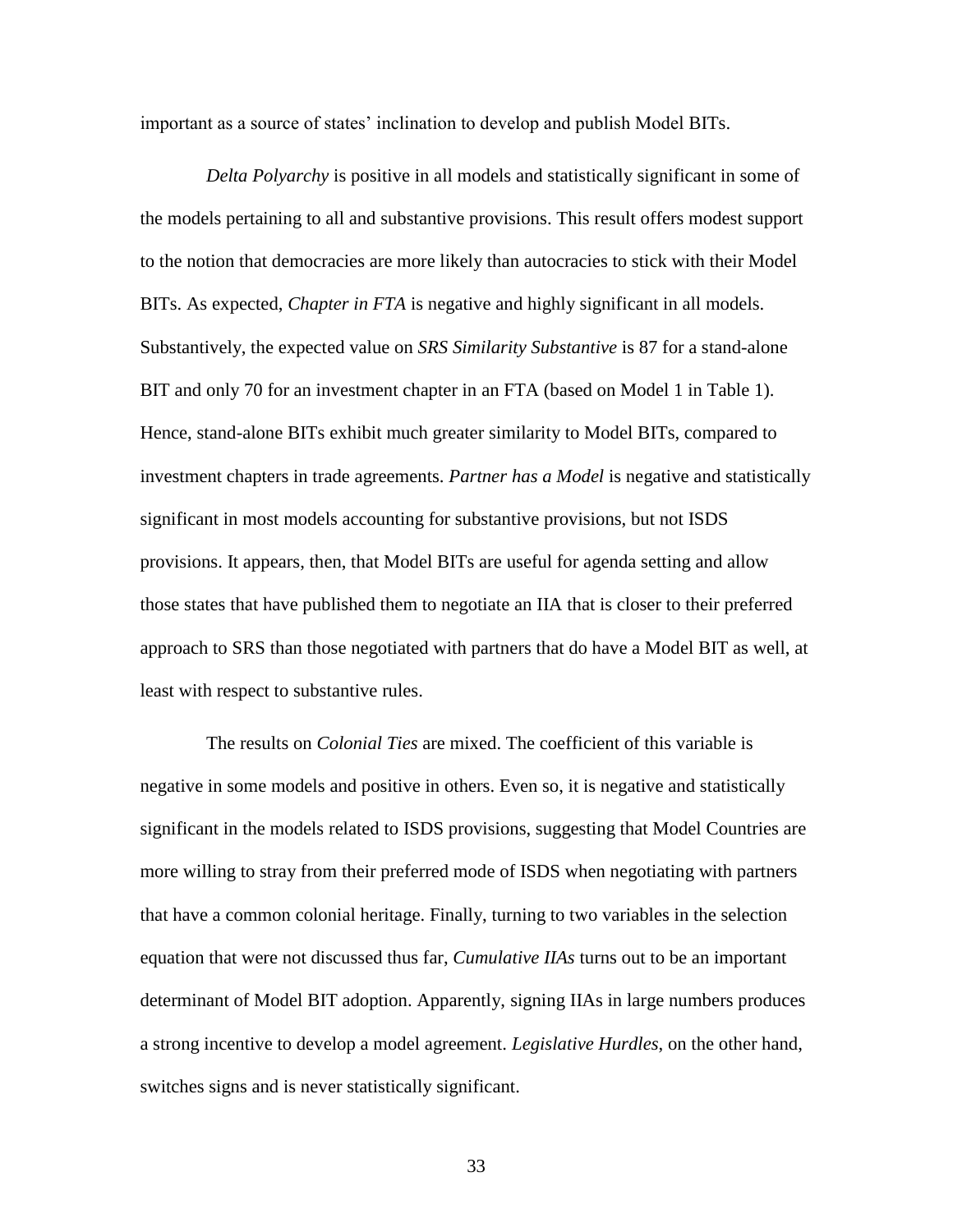important as a source of states' inclination to develop and publish Model BITs.

*Delta Polyarchy* is positive in all models and statistically significant in some of the models pertaining to all and substantive provisions. This result offers modest support to the notion that democracies are more likely than autocracies to stick with their Model BITs. As expected, *Chapter in FTA* is negative and highly significant in all models. Substantively, the expected value on *SRS Similarity Substantive* is 87 for a stand-alone BIT and only 70 for an investment chapter in an FTA (based on Model 1 in Table 1). Hence, stand-alone BITs exhibit much greater similarity to Model BITs, compared to investment chapters in trade agreements. *Partner has a Model* is negative and statistically significant in most models accounting for substantive provisions, but not ISDS provisions. It appears, then, that Model BITs are useful for agenda setting and allow those states that have published them to negotiate an IIA that is closer to their preferred approach to SRS than those negotiated with partners that do have a Model BIT as well, at least with respect to substantive rules.

The results on *Colonial Ties* are mixed. The coefficient of this variable is negative in some models and positive in others. Even so, it is negative and statistically significant in the models related to ISDS provisions, suggesting that Model Countries are more willing to stray from their preferred mode of ISDS when negotiating with partners that have a common colonial heritage. Finally, turning to two variables in the selection equation that were not discussed thus far, *Cumulative IIAs* turns out to be an important determinant of Model BIT adoption. Apparently, signing IIAs in large numbers produces a strong incentive to develop a model agreement. *Legislative Hurdles*, on the other hand, switches signs and is never statistically significant.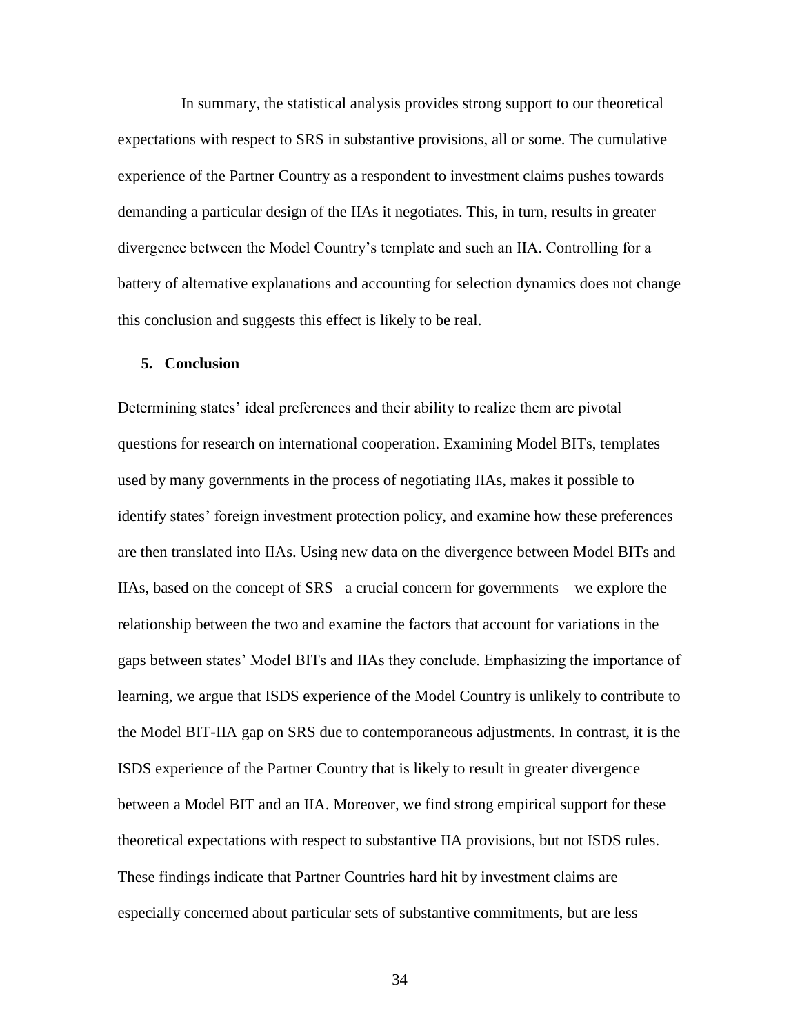In summary, the statistical analysis provides strong support to our theoretical expectations with respect to SRS in substantive provisions, all or some. The cumulative experience of the Partner Country as a respondent to investment claims pushes towards demanding a particular design of the IIAs it negotiates. This, in turn, results in greater divergence between the Model Country's template and such an IIA. Controlling for a battery of alternative explanations and accounting for selection dynamics does not change this conclusion and suggests this effect is likely to be real.

## 5. Conclusion

Determining states' ideal preferences and their ability to realize them are pivotal questions for research on international cooperation. Examining Model BITs, templates used by many governments in the process of negotiating IIAs, makes it possible to identify states' foreign investment protection policy, and examine how these preferences are then translated into IIAs. Using new data on the divergence between Model BITs and IIAs, based on the concept of SRS– a crucial concern for governments – we explore the relationship between the two and examine the factors that account for variations in the gaps between states' Model BITs and IIAs they conclude. Emphasizing the importance of learning, we argue that ISDS experience of the Model Country is unlikely to contribute to the Model BIT-IIA gap on SRS due to contemporaneous adjustments. In contrast, it is the ISDS experience of the Partner Country that is likely to result in greater divergence between a Model BIT and an IIA. Moreover, we find strong empirical support for these theoretical expectations with respect to substantive IIA provisions, but not ISDS rules. These findings indicate that Partner Countries hard hit by investment claims are especially concerned about particular sets of substantive commitments, but are less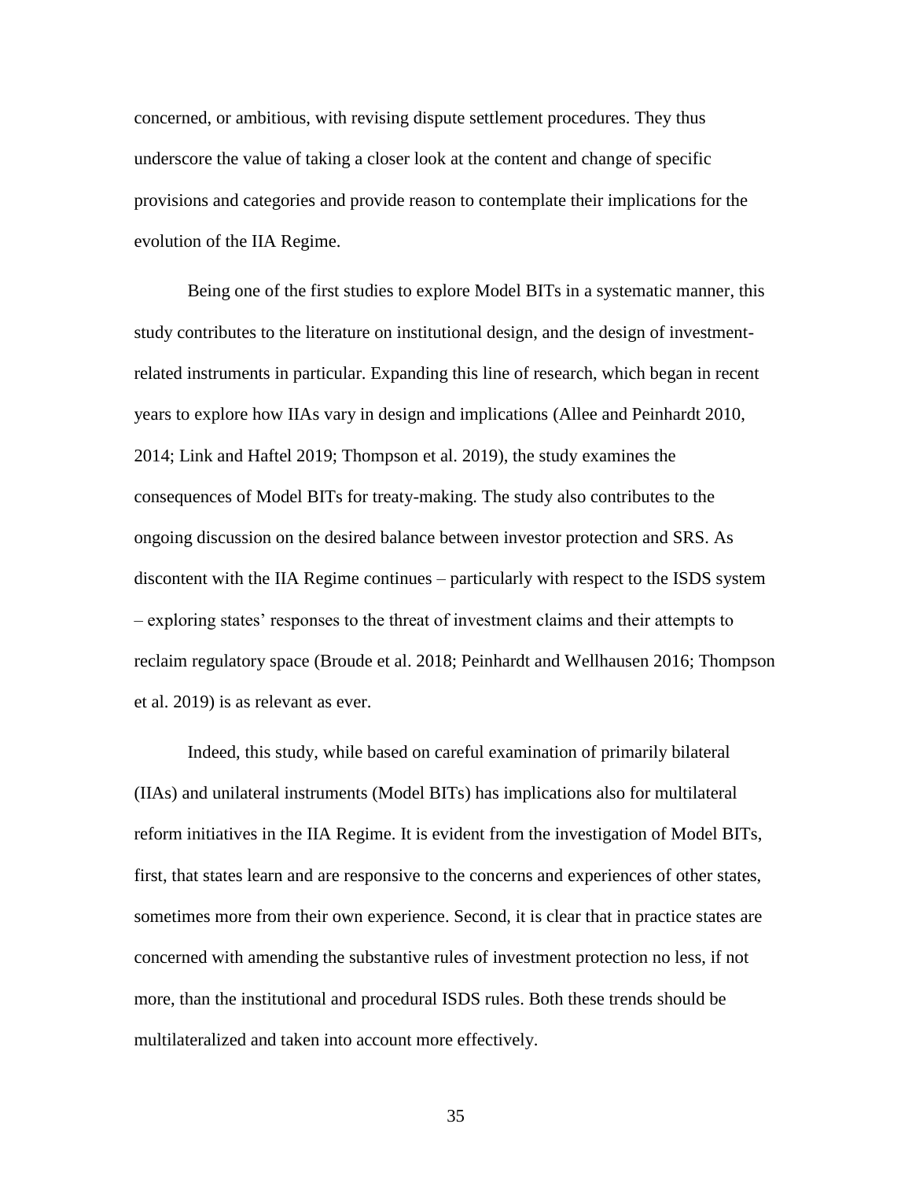concerned, or ambitious, with revising dispute settlement procedures. They thus underscore the value of taking a closer look at the content and change of specific provisions and categories and provide reason to contemplate their implications for the evolution of the IIA Regime.

Being one of the first studies to explore Model BITs in a systematic manner, this study contributes to the literature on institutional design, and the design of investment-related instruments in particular. Expanding this line of research, which began in recent years to explore how IIAs vary in design and implications (Allee and Peinhardt 2010, 2014; Link and Haftel 2019; Thompson et al. 2019), the study examines the consequences of Model BITs for treaty-making. The study also contributes to the ongoing discussion on the desired balance between investor protection and SRS. As discontent with the IIA Regime continues – particularly with respect to the ISDS system – exploring states' responses to the threat of investment claims and their attempts to reclaim regulatory space (Broude et al. 2018; Peinhardt and Wellhausen 2016; Thompson et al. 2019) is as relevant as ever.

Indeed, this study, while based on careful examination of primarily bilateral (IIAs) and unilateral instruments (Model BITs) has implications also for multilateral reform initiatives in the IIA Regime. It is evident from the investigation of Model BITs, first, that states learn and are responsive to the concerns and experiences of other states, sometimes more from their own experience. Second, it is clear that in practice states are concerned with amending the substantive rules of investment protection no less, if not more, than the institutional and procedural ISDS rules. Both these trends should be multilateralized and taken into account more effectively.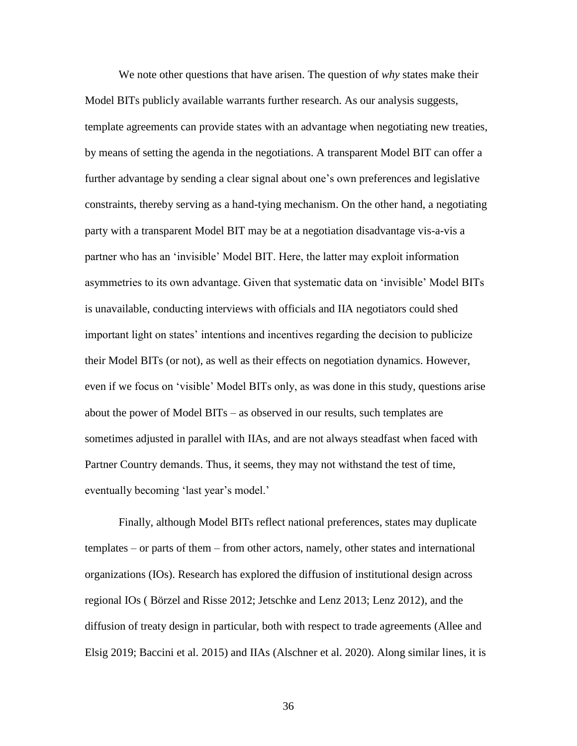We note other questions that have arisen. The question of *why* states make their Model BITs publicly available warrants further research. As our analysis suggests, template agreements can provide states with an advantage when negotiating new treaties, by means of setting the agenda in the negotiations. A transparent Model BIT can offer a further advantage by sending a clear signal about one's own preferences and legislative constraints, thereby serving as a hand-tying mechanism. On the other hand, a negotiating party with a transparent Model BIT may be at a negotiation disadvantage vis-a-vis a partner who has an 'invisible' Model BIT. Here, the latter may exploit information asymmetries to its own advantage. Given that systematic data on 'invisible' Model BITs is unavailable, conducting interviews with officials and IIA negotiators could shed important light on states' intentions and incentives regarding the decision to publicize their Model BITs (or not), as well as their effects on negotiation dynamics. However, even if we focus on 'visible' Model BITs only, as was done in this study, questions arise about the power of Model BITs – as observed in our results, such templates are sometimes adjusted in parallel with IIAs, and are not always steadfast when faced with Partner Country demands. Thus, it seems, they may not withstand the test of time, eventually becoming 'last year's model.'

Finally, although Model BITs reflect national preferences, states may duplicate templates – or parts of them – from other actors, namely, other states and international organizations (IOs). Research has explored the diffusion of institutional design across regional IOs ( Börzel and Risse 2012; Jetschke and Lenz 2013; Lenz 2012), and the diffusion of treaty design in particular, both with respect to trade agreements (Allee and Elsig 2019; Baccini et al. 2015) and IIAs (Alschner et al. 2020). Along similar lines, it is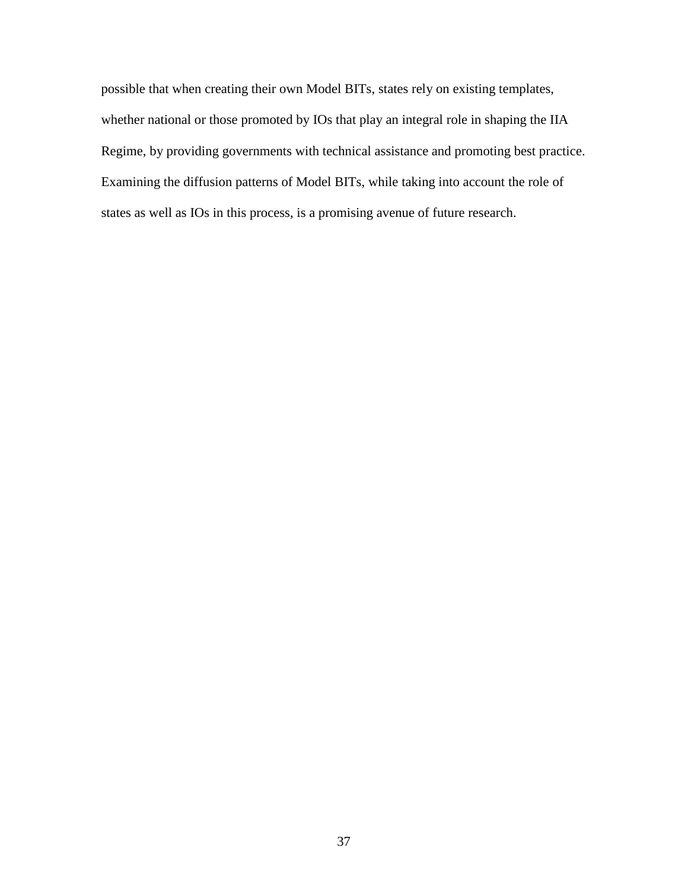possible that when creating their own Model BITs, states rely on existing templates, whether national or those promoted by IOs that play an integral role in shaping the IIA Regime, by providing governments with technical assistance and promoting best practice. Examining the diffusion patterns of Model BITs, while taking into account the role of states as well as IOs in this process, is a promising avenue of future research.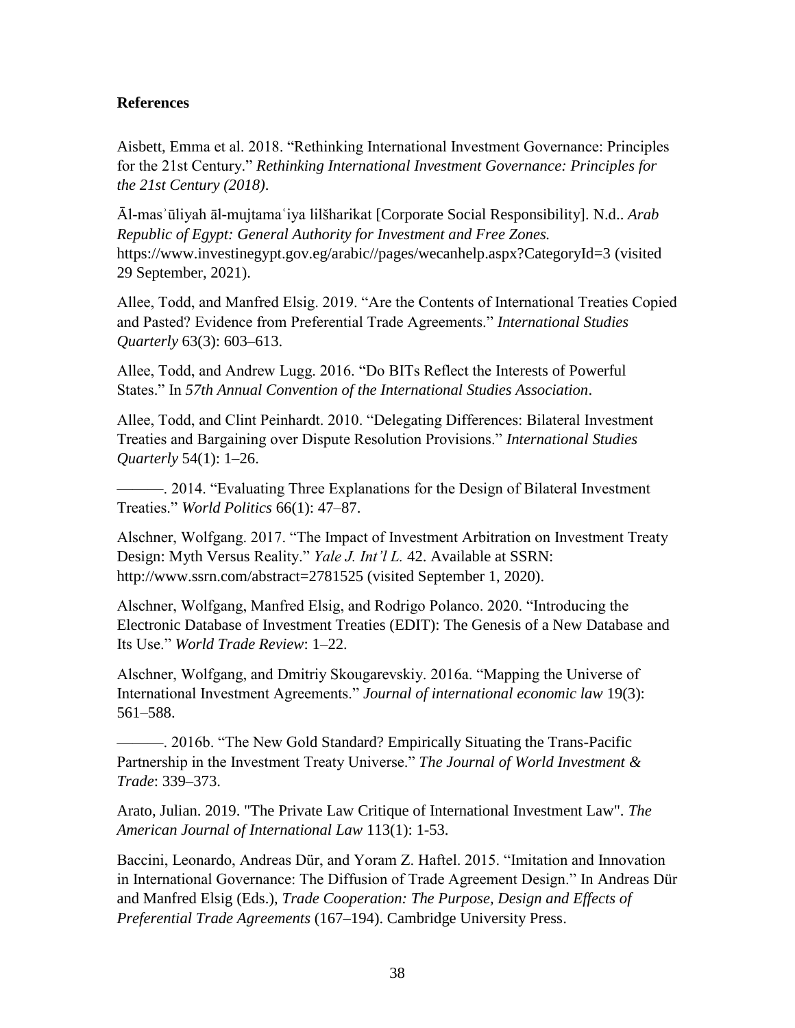**References**

Aisbett, Emma et al. 2018. "Rethinking International Investment Governance: Principles for the 21st Century." *Rethinking International Investment Governance: Principles for the 21st Century (2018)*.

Āl-masʾūliyah āl-mujtamaʿiya lilšharikat [Corporate Social Responsibility]. N.d.. *Arab Republic of Egypt: General Authority for Investment and Free Zones.* https://www.investinegypt.gov.eg/arabic//pages/wecanhelp.aspx?CategoryId=3 (visited 29 September, 2021).

Allee, Todd, and Manfred Elsig. 2019. "Are the Contents of International Treaties Copied and Pasted? Evidence from Preferential Trade Agreements." *International Studies Quarterly* 63(3): 603–613.

Allee, Todd, and Andrew Lugg. 2016. "Do BITs Reflect the Interests of Powerful States." In *57th Annual Convention of the International Studies Association*.

Allee, Todd, and Clint Peinhardt. 2010. "Delegating Differences: Bilateral Investment Treaties and Bargaining over Dispute Resolution Provisions." *International Studies Quarterly* 54(1): 1–26.

———. 2014. "Evaluating Three Explanations for the Design of Bilateral Investment Treaties." *World Politics* 66(1): 47–87.

Alschner, Wolfgang. 2017. "The Impact of Investment Arbitration on Investment Treaty Design: Myth Versus Reality." *Yale J. Int'l L.* 42. Available at SSRN: http://www.ssrn.com/abstract=2781525 (visited September 1, 2020).

Alschner, Wolfgang, Manfred Elsig, and Rodrigo Polanco. 2020. "Introducing the Electronic Database of Investment Treaties (EDIT): The Genesis of a New Database and Its Use." *World Trade Review*: 1–22.

Alschner, Wolfgang, and Dmitriy Skougarevskiy. 2016a. "Mapping the Universe of International Investment Agreements." *Journal of international economic law* 19(3): 561–588.

———. 2016b. "The New Gold Standard? Empirically Situating the Trans-Pacific Partnership in the Investment Treaty Universe." *The Journal of World Investment & Trade*: 339–373.

Arato, Julian. 2019. "The Private Law Critique of International Investment Law". *The American Journal of International Law* 113(1): 1-53.

Baccini, Leonardo, Andreas Dür, and Yoram Z. Haftel. 2015. "Imitation and Innovation in International Governance: The Diffusion of Trade Agreement Design." In Andreas Dür and Manfred Elsig (Eds.), *Trade Cooperation: The Purpose, Design and Effects of Preferential Trade Agreements* (167–194). Cambridge University Press.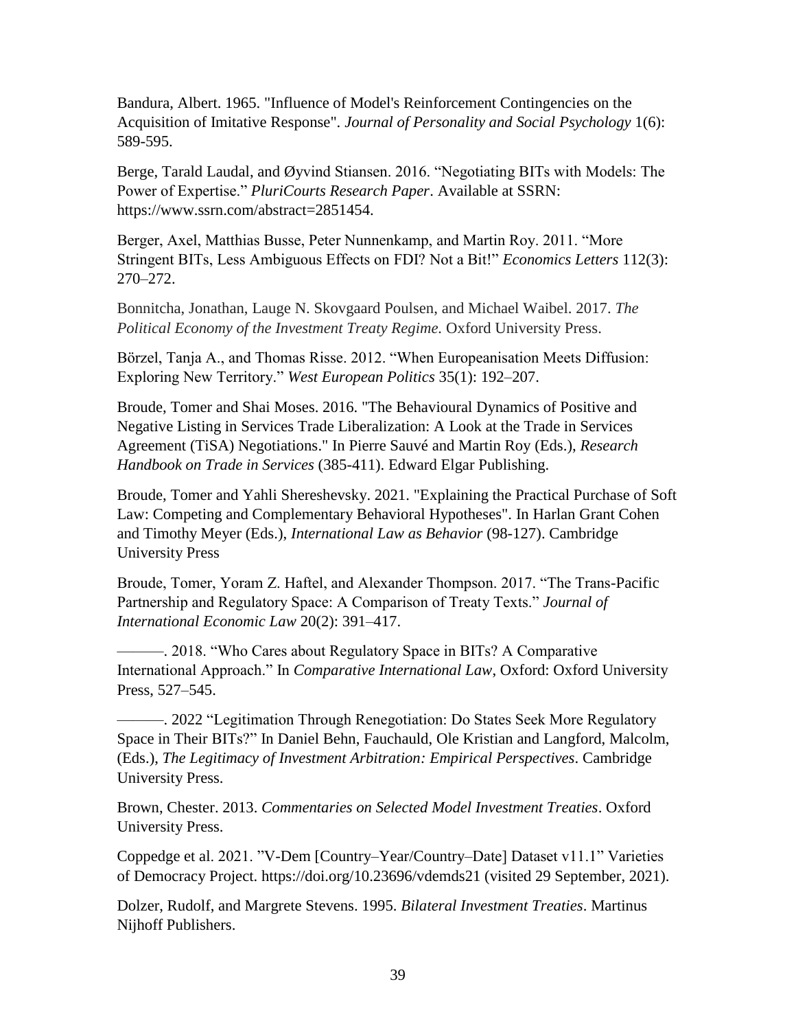Bandura, Albert. 1965. "Influence of Model's Reinforcement Contingencies on the Acquisition of Imitative Response". *Journal of Personality and Social Psychology* 1(6): 589-595.

Berge, Tarald Laudal, and Øyvind Stiansen. 2016. "Negotiating BITs with Models: The Power of Expertise." *PluriCourts Research Paper*. Available at SSRN: https://www.ssrn.com/abstract=2851454.

Berger, Axel, Matthias Busse, Peter Nunnenkamp, and Martin Roy. 2011. "More Stringent BITs, Less Ambiguous Effects on FDI? Not a Bit!" *Economics Letters* 112(3): 270–272.

Bonnitcha, Jonathan, Lauge N. Skovgaard Poulsen, and Michael Waibel. 2017. *The Political Economy of the Investment Treaty Regime.* Oxford University Press.

Börzel, Tanja A., and Thomas Risse. 2012. "When Europeanisation Meets Diffusion: Exploring New Territory." *West European Politics* 35(1): 192–207.

Broude, Tomer and Shai Moses. 2016. "The Behavioural Dynamics of Positive and Negative Listing in Services Trade Liberalization: A Look at the Trade in Services Agreement (TiSA) Negotiations." In Pierre Sauvé and Martin Roy (Eds.), *Research Handbook on Trade in Services* (385-411). Edward Elgar Publishing.

Broude, Tomer and Yahli Shereshevsky. 2021. "Explaining the Practical Purchase of Soft Law: Competing and Complementary Behavioral Hypotheses". In Harlan Grant Cohen and Timothy Meyer (Eds.), *International Law as Behavior* (98-127). Cambridge University Press

Broude, Tomer, Yoram Z. Haftel, and Alexander Thompson. 2017. "The Trans-Pacific Partnership and Regulatory Space: A Comparison of Treaty Texts." *Journal of International Economic Law* 20(2): 391–417.

———. 2018. "Who Cares about Regulatory Space in BITs? A Comparative International Approach." In *Comparative International Law*, Oxford: Oxford University Press, 527–545.

———. 2022 "Legitimation Through Renegotiation: Do States Seek More Regulatory Space in Their BITs?" In Daniel Behn, Fauchauld, Ole Kristian and Langford, Malcolm, (Eds.), *The Legitimacy of Investment Arbitration: Empirical Perspectives*. Cambridge University Press.

Brown, Chester. 2013. *Commentaries on Selected Model Investment Treaties*. Oxford University Press.

Coppedge et al. 2021. "V-Dem [Country–Year/Country–Date] Dataset v11.1" Varieties of Democracy Project. https://doi.org/10.23696/vdemds21 (visited 29 September, 2021).

Dolzer, Rudolf, and Margrete Stevens. 1995. *Bilateral Investment Treaties*. Martinus Nijhoff Publishers.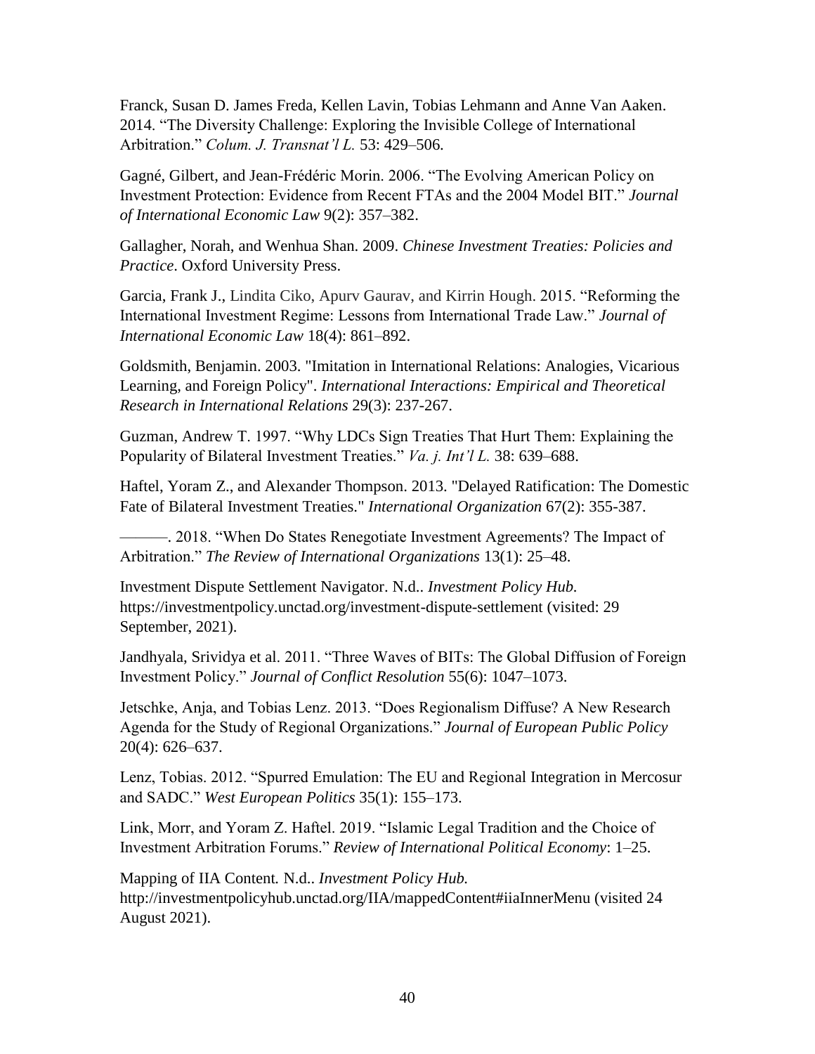Franck, Susan D. James Freda, Kellen Lavin, Tobias Lehmann and Anne Van Aaken. 2014. “The Diversity Challenge: Exploring the Invisible College of International Arbitration.” *Colum. J. Transnat’l L.* 53: 429–506.

Gagné, Gilbert, and Jean-Frédéric Morin. 2006. “The Evolving American Policy on Investment Protection: Evidence from Recent FTAs and the 2004 Model BIT.” *Journal of International Economic Law* 9(2): 357–382.

Gallagher, Norah, and Wenhua Shan. 2009. *Chinese Investment Treaties: Policies and Practice*. Oxford University Press.

Garcia, Frank J., Lindita Ciko, Apurv Gaurav, and Kirrin Hough. 2015. “Reforming the International Investment Regime: Lessons from International Trade Law.” *Journal of International Economic Law* 18(4): 861–892.

Goldsmith, Benjamin. 2003. "Imitation in International Relations: Analogies, Vicarious Learning, and Foreign Policy". *International Interactions: Empirical and Theoretical Research in International Relations* 29(3): 237-267.

Guzman, Andrew T. 1997. “Why LDCs Sign Treaties That Hurt Them: Explaining the Popularity of Bilateral Investment Treaties.” *Va. j. Int’l L.* 38: 639–688.

Haftel, Yoram Z., and Alexander Thompson. 2013. "Delayed Ratification: The Domestic Fate of Bilateral Investment Treaties." *International Organization* 67(2): 355-387.

———. 2018. “When Do States Renegotiate Investment Agreements? The Impact of Arbitration.” *The Review of International Organizations* 13(1): 25–48.

Investment Dispute Settlement Navigator. N.d.. *Investment Policy Hub.* https://investmentpolicy.unctad.org/investment-dispute-settlement (visited: 29 September, 2021).

Jandhyala, Srividya et al. 2011. “Three Waves of BITs: The Global Diffusion of Foreign Investment Policy.” *Journal of Conflict Resolution* 55(6): 1047–1073.

Jetschke, Anja, and Tobias Lenz. 2013. “Does Regionalism Diffuse? A New Research Agenda for the Study of Regional Organizations.” *Journal of European Public Policy* 20(4): 626–637.

Lenz, Tobias. 2012. “Spurred Emulation: The EU and Regional Integration in Mercosur and SADC.” *West European Politics* 35(1): 155–173.

Link, Morr, and Yoram Z. Haftel. 2019. “Islamic Legal Tradition and the Choice of Investment Arbitration Forums.” *Review of International Political Economy*: 1–25.

Mapping of IIA Content*.* N.d.. *Investment Policy Hub.* http://investmentpolicyhub.unctad.org/IIA/mappedContent#iiaInnerMenu (visited 24 August 2021).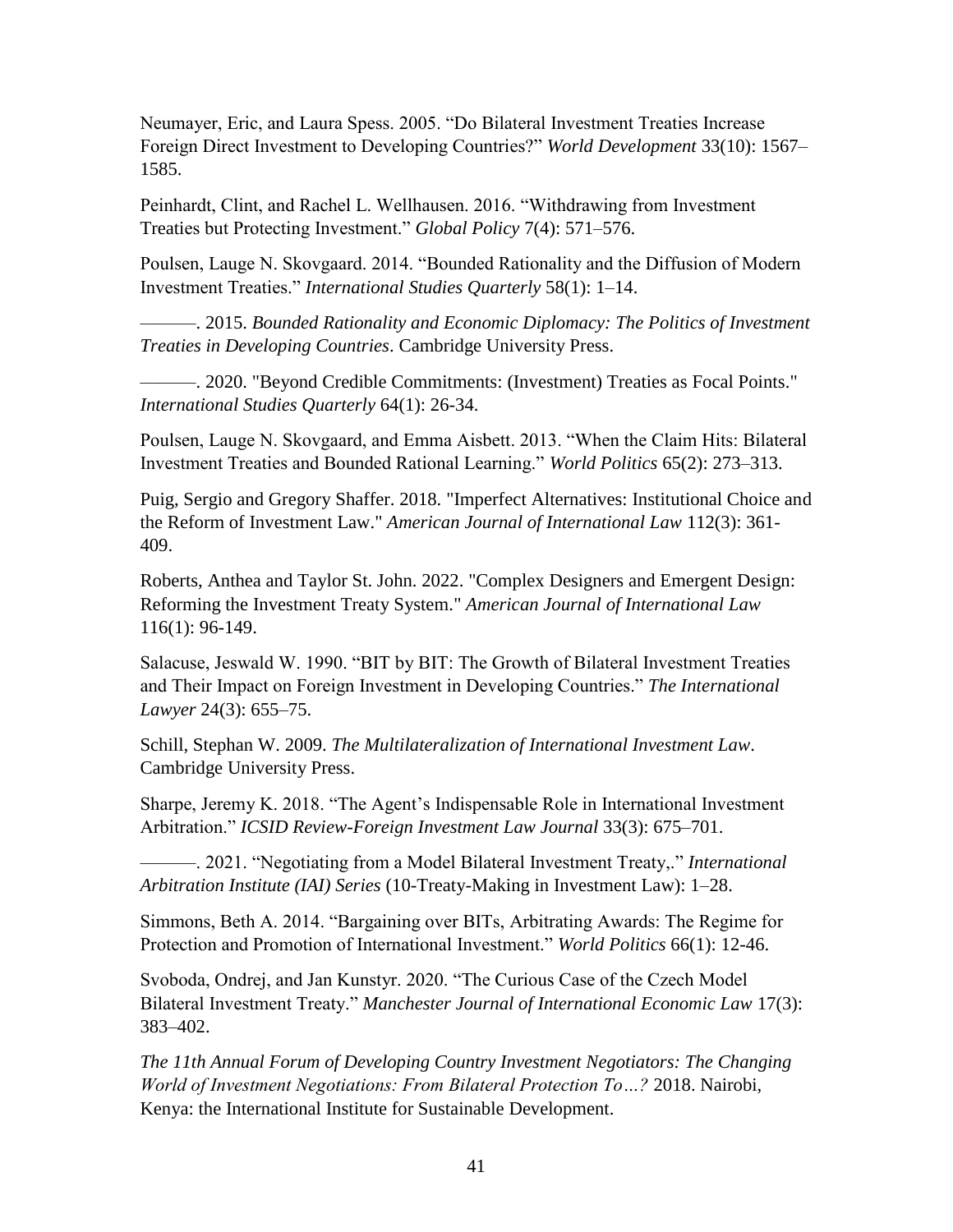Neumayer, Eric, and Laura Spess. 2005. “Do Bilateral Investment Treaties Increase Foreign Direct Investment to Developing Countries?” *World Development* 33(10): 1567–1585.

Peinhardt, Clint, and Rachel L. Wellhausen. 2016. “Withdrawing from Investment Treaties but Protecting Investment.” *Global Policy* 7(4): 571–576.

Poulsen, Lauge N. Skovgaard. 2014. “Bounded Rationality and the Diffusion of Modern Investment Treaties.” *International Studies Quarterly* 58(1): 1–14.

———. 2015. *Bounded Rationality and Economic Diplomacy: The Politics of Investment Treaties in Developing Countries*. Cambridge University Press.

———. 2020. "Beyond Credible Commitments: (Investment) Treaties as Focal Points." *International Studies Quarterly* 64(1): 26-34.

Poulsen, Lauge N. Skovgaard, and Emma Aisbett. 2013. “When the Claim Hits: Bilateral Investment Treaties and Bounded Rational Learning.” *World Politics* 65(2): 273–313.

Puig, Sergio and Gregory Shaffer. 2018. "Imperfect Alternatives: Institutional Choice and the Reform of Investment Law." *American Journal of International Law* 112(3): 361-409.

Roberts, Anthea and Taylor St. John. 2022. "Complex Designers and Emergent Design: Reforming the Investment Treaty System." *American Journal of International Law* 116(1): 96-149.

Salacuse, Jeswald W. 1990. “BIT by BIT: The Growth of Bilateral Investment Treaties and Their Impact on Foreign Investment in Developing Countries.” *The International Lawyer* 24(3): 655–75.

Schill, Stephan W. 2009. *The Multilateralization of International Investment Law*. Cambridge University Press.

Sharpe, Jeremy K. 2018. “The Agent’s Indispensable Role in International Investment Arbitration.” *ICSID Review-Foreign Investment Law Journal* 33(3): 675–701.

———. 2021. “Negotiating from a Model Bilateral Investment Treaty,.” *International Arbitration Institute (IAI) Series* (10-Treaty-Making in Investment Law): 1–28.

Simmons, Beth A. 2014. “Bargaining over BITs, Arbitrating Awards: The Regime for Protection and Promotion of International Investment.” *World Politics* 66(1): 12-46.

Svoboda, Ondrej, and Jan Kunstyr. 2020. “The Curious Case of the Czech Model Bilateral Investment Treaty.” *Manchester Journal of International Economic Law* 17(3): 383–402.

*The 11th Annual Forum of Developing Country Investment Negotiators: The Changing World of Investment Negotiations: From Bilateral Protection To…?* 2018. Nairobi, Kenya: the International Institute for Sustainable Development.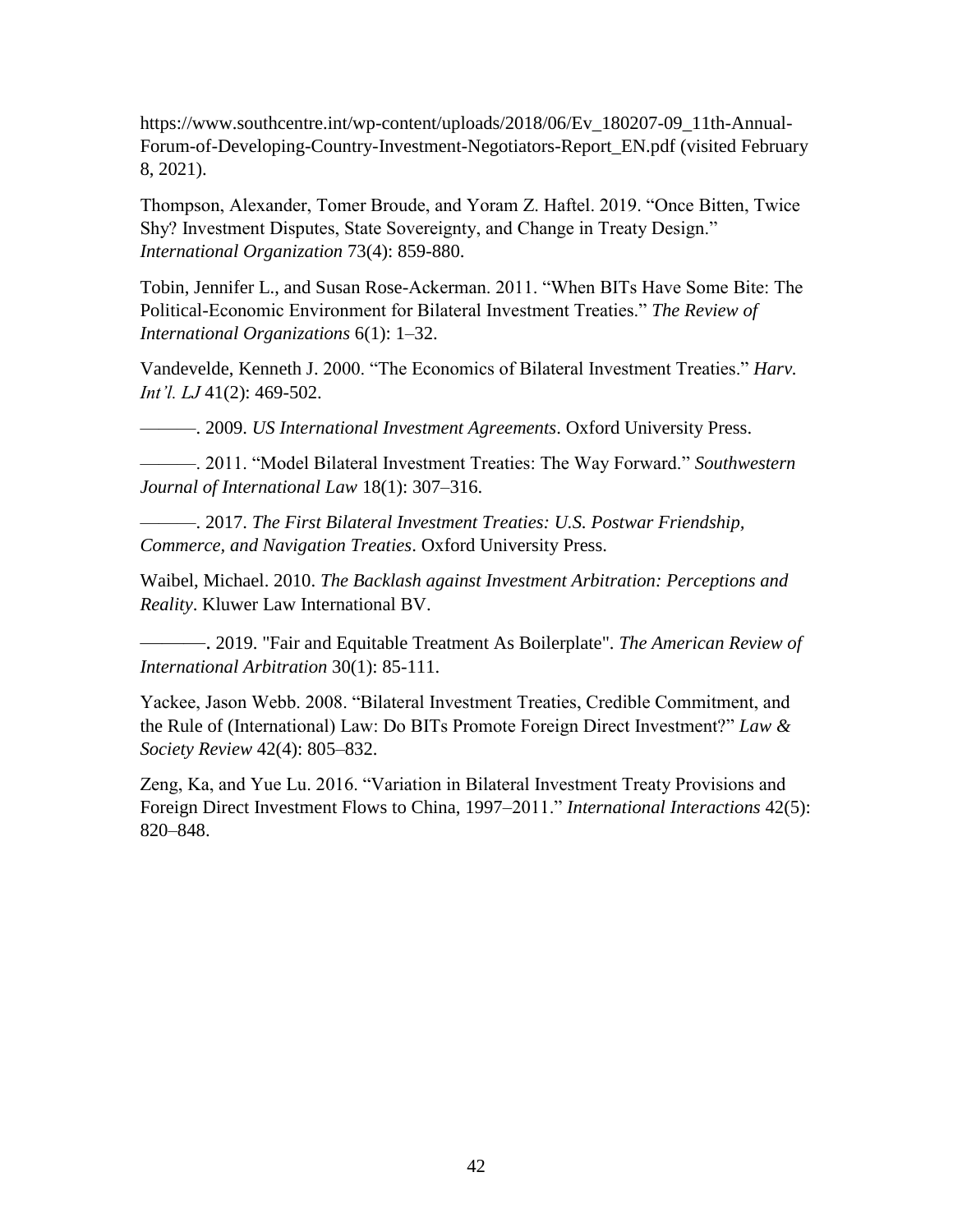https://www.southcentre.int/wp-content/uploads/2018/06/Ev_180207-09_11th-Annual-Forum-of-Developing-Country-Investment-Negotiators-Report_EN.pdf (visited February 8, 2021).

Thompson, Alexander, Tomer Broude, and Yoram Z. Haftel. 2019. "Once Bitten, Twice Shy? Investment Disputes, State Sovereignty, and Change in Treaty Design." *International Organization* 73(4): 859-880.

Tobin, Jennifer L., and Susan Rose-Ackerman. 2011. "When BITs Have Some Bite: The Political-Economic Environment for Bilateral Investment Treaties." *The Review of International Organizations* 6(1): 1–32.

Vandevelde, Kenneth J. 2000. "The Economics of Bilateral Investment Treaties." *Harv. Int'l. LJ* 41(2): 469-502.

———. 2009. *US International Investment Agreements*. Oxford University Press.

———. 2011. "Model Bilateral Investment Treaties: The Way Forward." *Southwestern Journal of International Law* 18(1): 307–316.

———. 2017. *The First Bilateral Investment Treaties: U.S. Postwar Friendship, Commerce, and Navigation Treaties*. Oxford University Press.

Waibel, Michael. 2010. *The Backlash against Investment Arbitration: Perceptions and Reality*. Kluwer Law International BV.

————. 2019. "Fair and Equitable Treatment As Boilerplate". *The American Review of International Arbitration* 30(1): 85-111.

Yackee, Jason Webb. 2008. "Bilateral Investment Treaties, Credible Commitment, and the Rule of (International) Law: Do BITs Promote Foreign Direct Investment?" *Law & Society Review* 42(4): 805–832.

Zeng, Ka, and Yue Lu. 2016. "Variation in Bilateral Investment Treaty Provisions and Foreign Direct Investment Flows to China, 1997–2011." *International Interactions* 42(5): 820–848.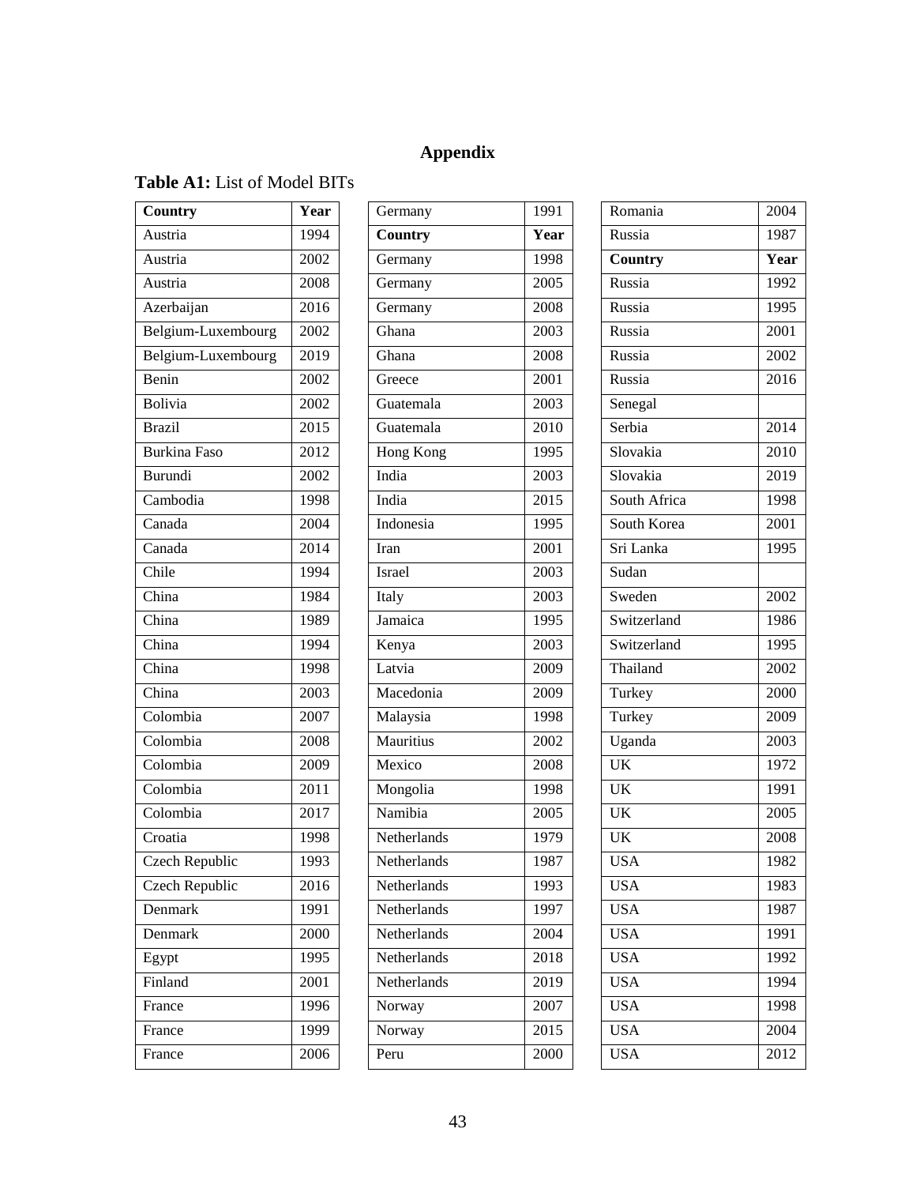# Appendix

**Table A1:** List of Model BITs

| Country | Year |
|---|---|
| Austria | 1994 |
| Austria | 2002 |
| Austria | 2008 |
| Azerbaijan | 2016 |
| Belgium-Luxembourg | 2002 |
| Belgium-Luxembourg | 2019 |
| Benin | 2002 |
| Bolivia | 2002 |
| Brazil | 2015 |
| Burkina Faso | 2012 |
| Burundi | 2002 |
| Cambodia | 1998 |
| Canada | 2004 |
| Canada | 2014 |
| Chile | 1994 |
| China | 1984 |
| China | 1989 |
| China | 1994 |
| China | 1998 |
| China | 2003 |
| Colombia | 2007 |
| Colombia | 2008 |
| Colombia | 2009 |
| Colombia | 2011 |
| Colombia | 2017 |
| Croatia | 1998 |
| Czech Republic | 1993 |
| Czech Republic | 2016 |
| Denmark | 1991 |
| Denmark | 2000 |
| Egypt | 1995 |
| Finland | 2001 |
| France | 1996 |
| France | 1999 |
| France | 2006 |
| Germany | 1991 |
| Germany | 1998 |
| Germany | 2005 |
| Germany | 2008 |
| Ghana | 2003 |
| Ghana | 2008 |
| Greece | 2001 |
| Guatemala | 2003 |
| Guatemala | 2010 |
| Hong Kong | 1995 |
| India | 2003 |
| India | 2015 |
| Indonesia | 1995 |
| Iran | 2001 |
| Israel | 2003 |
| Italy | 2003 |
| Jamaica | 1995 |
| Kenya | 2003 |
| Latvia | 2009 |
| Macedonia | 2009 |
| Malaysia | 1998 |
| Mauritius | 2002 |
| Mexico | 2008 |
| Mongolia | 1998 |
| Namibia | 2005 |
| Netherlands | 1979 |
| Netherlands | 1987 |
| Netherlands | 1993 |
| Netherlands | 1997 |
| Netherlands | 2004 |
| Netherlands | 2018 |
| Netherlands | 2019 |
| Norway | 2007 |
| Norway | 2015 |
| Peru | 2000 |
| Romania | 2004 |
| Russia | 1987 |
| Russia | 1992 |
| Russia | 1995 |
| Russia | 2001 |
| Russia | 2002 |
| Russia | 2016 |
| Senegal | |
| Serbia | 2014 |
| Slovakia | 2010 |
| Slovakia | 2019 |
| South Africa | 1998 |
| South Korea | 2001 |
| Sri Lanka | 1995 |
| Sudan | |
| Sweden | 2002 |
| Switzerland | 1986 |
| Switzerland | 1995 |
| Thailand | 2002 |
| Turkey | 2000 |
| Turkey | 2009 |
| Uganda | 2003 |
| UK | 1972 |
| UK | 1991 |
| UK | 2005 |
| UK | 2008 |
| USA | 1982 |
| USA | 1983 |
| USA | 1987 |
| USA | 1991 |
| USA | 1992 |
| USA | 1994 |
| USA | 1998 |
| USA | 2004 |
| USA | 2012 |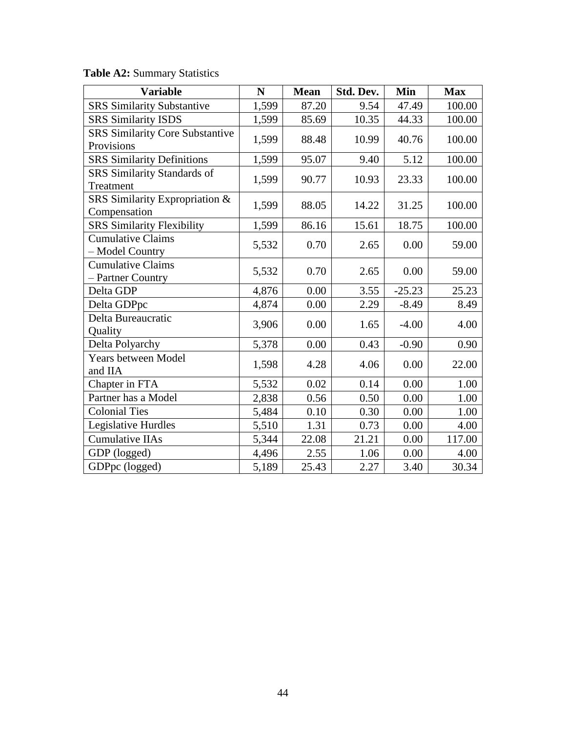**Table A2:** Summary Statistics

| Variable | N | Mean | Std. Dev. | Min | Max |
|---|---|---|---|---|---|
| SRS Similarity Substantive | 1,599 | 87.20 | 9.54 | 47.49 | 100.00 |
| SRS Similarity ISDS | 1,599 | 85.69 | 10.35 | 44.33 | 100.00 |
| SRS Similarity Core Substantive Provisions | 1,599 | 88.48 | 10.99 | 40.76 | 100.00 |
| SRS Similarity Definitions | 1,599 | 95.07 | 9.40 | 5.12 | 100.00 |
| SRS Similarity Standards of Treatment | 1,599 | 90.77 | 10.93 | 23.33 | 100.00 |
| SRS Similarity Expropriation & Compensation | 1,599 | 88.05 | 14.22 | 31.25 | 100.00 |
| SRS Similarity Flexibility | 1,599 | 86.16 | 15.61 | 18.75 | 100.00 |
| Cumulative Claims – Model Country | 5,532 | 0.70 | 2.65 | 0.00 | 59.00 |
| Cumulative Claims – Partner Country | 5,532 | 0.70 | 2.65 | 0.00 | 59.00 |
| Delta GDP | 4,876 | 0.00 | 3.55 | -25.23 | 25.23 |
| Delta GDPpc | 4,874 | 0.00 | 2.29 | -8.49 | 8.49 |
| Delta Bureaucratic Quality | 3,906 | 0.00 | 1.65 | -4.00 | 4.00 |
| Delta Polyarchy | 5,378 | 0.00 | 0.43 | -0.90 | 0.90 |
| Years between Model and IIA | 1,598 | 4.28 | 4.06 | 0.00 | 22.00 |
| Chapter in FTA | 5,532 | 0.02 | 0.14 | 0.00 | 1.00 |
| Partner has a Model | 2,838 | 0.56 | 0.50 | 0.00 | 1.00 |
| Colonial Ties | 5,484 | 0.10 | 0.30 | 0.00 | 1.00 |
| Legislative Hurdles | 5,510 | 1.31 | 0.73 | 0.00 | 4.00 |
| Cumulative IIAs | 5,344 | 22.08 | 21.21 | 0.00 | 117.00 |
| GDP (logged) | 4,496 | 2.55 | 1.06 | 0.00 | 4.00 |
| GDPpc (logged) | 5,189 | 25.43 | 2.27 | 3.40 | 30.34 |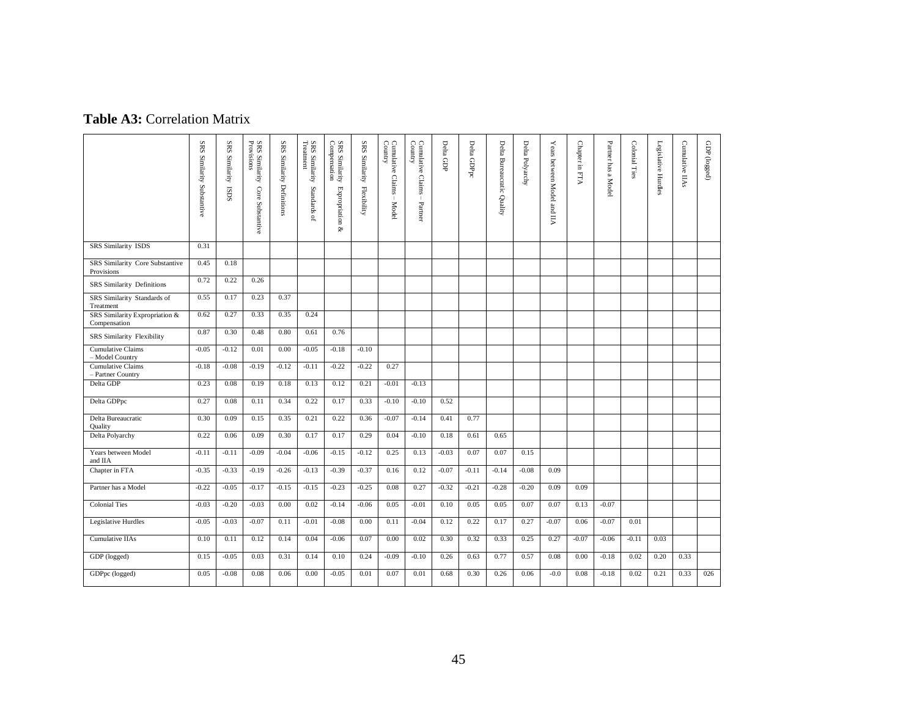**Table A3:** Correlation Matrix

| | SRS Similarity Substantive | SRS Similarity ISDS | SRS Similarity Core Substantive Provisions | SRS Similarity Definitions | SRS Similarity Standards of Treatment | SRS Similarity Expropriation & Compensation | SRS Similarity Flexibility | Cumulative Claims – Model Country | Cumulative Claims – Partner Country | Delta GDP | Delta GDPpc | Delta Bureaucratic Quality | Delta Polyarchy | Years between Model and IIA | Chapter in FTA | Partner has a Model | Colonial Ties | Legislative Hurdles | Cumulative IIAs | GDP (logged) |
|---|---|---|---|---|---|---|---|---|---|---|---|---|---|---|---|---|---|---|---|---|
| SRS Similarity ISDS | 0.31 | | | | | | | | | | | | | | | | | | | |
| SRS Similarity Core Substantive Provisions | 0.45 | 0.18 | | | | | | | | | | | | | | | | | | |
| SRS Similarity Definitions | 0.72 | 0.22 | 0.26 | | | | | | | | | | | | | | | | | |
| SRS Similarity Standards of Treatment | 0.55 | 0.17 | 0.23 | 0.37 | | | | | | | | | | | | | | | | |
| SRS Similarity Expropriation & Compensation | 0.62 | 0.27 | 0.33 | 0.35 | 0.24 | | | | | | | | | | | | | | | |
| SRS Similarity Flexibility | 0.87 | 0.30 | 0.48 | 0.80 | 0.61 | 0.76 | | | | | | | | | | | | | | |
| Cumulative Claims – Model Country | -0.05 | -0.12 | 0.01 | 0.00 | -0.05 | -0.18 | -0.10 | | | | | | | | | | | | | |
| Cumulative Claims – Partner Country | -0.18 | -0.08 | -0.19 | -0.12 | -0.11 | -0.22 | -0.22 | 0.27 | | | | | | | | | | | | |
| Delta GDP | 0.23 | 0.08 | 0.19 | 0.18 | 0.13 | 0.12 | 0.21 | -0.01 | -0.13 | | | | | | | | | | | |
| Delta GDPpc | 0.27 | 0.08 | 0.11 | 0.34 | 0.22 | 0.17 | 0.33 | -0.10 | -0.10 | 0.52 | | | | | | | | | | |
| Delta Bureaucratic Quality | 0.30 | 0.09 | 0.15 | 0.35 | 0.21 | 0.22 | 0.36 | -0.07 | -0.14 | 0.41 | 0.77 | | | | | | | | | |
| Delta Polyarchy | 0.22 | 0.06 | 0.09 | 0.30 | 0.17 | 0.17 | 0.29 | 0.04 | -0.10 | 0.18 | 0.61 | 0.65 | | | | | | | | |
| Years between Model and IIA | -0.11 | -0.11 | -0.09 | -0.04 | -0.06 | -0.15 | -0.12 | 0.25 | 0.13 | -0.03 | 0.07 | 0.07 | 0.15 | | | | | | | |
| Chapter in FTA | -0.35 | -0.33 | -0.19 | -0.26 | -0.13 | -0.39 | -0.37 | 0.16 | 0.12 | -0.07 | -0.11 | -0.14 | -0.08 | 0.09 | | | | | | |
| Partner has a Model | -0.22 | -0.05 | -0.17 | -0.15 | -0.15 | -0.23 | -0.25 | 0.08 | 0.27 | -0.32 | -0.21 | -0.28 | -0.20 | 0.09 | 0.09 | | | | | |
| Colonial Ties | -0.03 | -0.20 | -0.03 | 0.00 | 0.02 | -0.14 | -0.06 | 0.05 | -0.01 | 0.10 | 0.05 | 0.05 | 0.07 | 0.07 | 0.13 | -0.07 | | | | |
| Legislative Hurdles | -0.05 | -0.03 | -0.07 | 0.11 | -0.01 | -0.08 | 0.00 | 0.11 | -0.04 | 0.12 | 0.22 | 0.17 | 0.27 | -0.07 | 0.06 | -0.07 | 0.01 | | | |
| Cumulative IIAs | 0.10 | 0.11 | 0.12 | 0.14 | 0.04 | -0.06 | 0.07 | 0.00 | 0.02 | 0.30 | 0.32 | 0.33 | 0.25 | 0.27 | -0.07 | -0.06 | -0.11 | 0.03 | | |
| GDP (logged) | 0.15 | -0.05 | 0.03 | 0.31 | 0.14 | 0.10 | 0.24 | -0.09 | -0.10 | 0.26 | 0.63 | 0.77 | 0.57 | 0.08 | 0.00 | -0.18 | 0.02 | 0.20 | 0.33 | |
| GDPpc (logged) | 0.05 | -0.08 | 0.08 | 0.06 | 0.00 | -0.05 | 0.01 | 0.07 | 0.01 | 0.68 | 0.30 | 0.26 | 0.06 | -0.0 | 0.08 | -0.18 | 0.02 | 0.21 | 0.33 | 026 |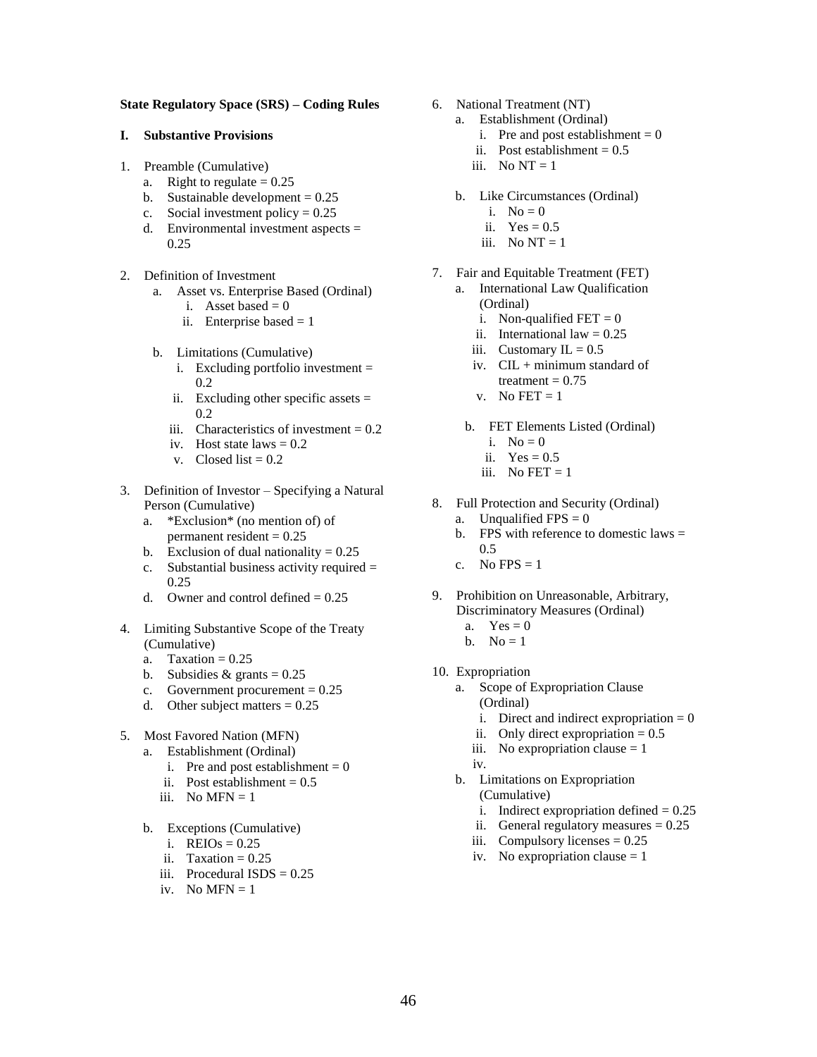**State Regulatory Space (SRS) – Coding Rules**

**I. Substantive Provisions**

1. Preamble (Cumulative)
   a. Right to regulate = 0.25
   b. Sustainable development = 0.25
   c. Social investment policy = 0.25
   d. Environmental investment aspects = 0.25

2. Definition of Investment
   a. Asset vs. Enterprise Based (Ordinal)
      i. Asset based = 0
      ii. Enterprise based = 1

   b. Limitations (Cumulative)
      i. Excluding portfolio investment = 0.2
      ii. Excluding other specific assets = 0.2
      iii. Characteristics of investment = 0.2
      iv. Host state laws = 0.2
      v. Closed list = 0.2

3. Definition of Investor – Specifying a Natural Person (Cumulative)
   a. *Exclusion* (no mention of) of permanent resident = 0.25
   b. Exclusion of dual nationality = 0.25
   c. Substantial business activity required = 0.25
   d. Owner and control defined = 0.25

4. Limiting Substantive Scope of the Treaty (Cumulative)
   a. Taxation = 0.25
   b. Subsidies & grants = 0.25
   c. Government procurement = 0.25
   d. Other subject matters = 0.25

5. Most Favored Nation (MFN)
   a. Establishment (Ordinal)
      i. Pre and post establishment = 0
      ii. Post establishment = 0.5
      iii. No MFN = 1

   b. Exceptions (Cumulative)
      i. REIOs = 0.25
      ii. Taxation = 0.25
      iii. Procedural ISDS = 0.25
      iv. No MFN = 1

6. National Treatment (NT)
   a. Establishment (Ordinal)
      i. Pre and post establishment = 0
      ii. Post establishment = 0.5
      iii. No NT = 1

   b. Like Circumstances (Ordinal)
      i. No = 0
      ii. Yes = 0.5
      iii. No NT = 1

7. Fair and Equitable Treatment (FET)
   a. International Law Qualification (Ordinal)
      i. Non-qualified FET = 0
      ii. International law = 0.25
      iii. Customary IL = 0.5
      iv. CIL + minimum standard of treatment = 0.75
      v. No FET = 1

   b. FET Elements Listed (Ordinal)
      i. No = 0
      ii. Yes = 0.5
      iii. No FET = 1

8. Full Protection and Security (Ordinal)
   a. Unqualified FPS = 0
   b. FPS with reference to domestic laws = 0.5
   c. No FPS = 1

9. Prohibition on Unreasonable, Arbitrary, Discriminatory Measures (Ordinal)
   a. Yes = 0
   b. No = 1

10. Expropriation
    a. Scope of Expropriation Clause (Ordinal)
       i. Direct and indirect expropriation = 0
       ii. Only direct expropriation = 0.5
       iii. No expropriation clause = 1
       iv.
    b. Limitations on Expropriation (Cumulative)
       i. Indirect expropriation defined = 0.25
       ii. General regulatory measures = 0.25
       iii. Compulsory licenses = 0.25
       iv. No expropriation clause = 1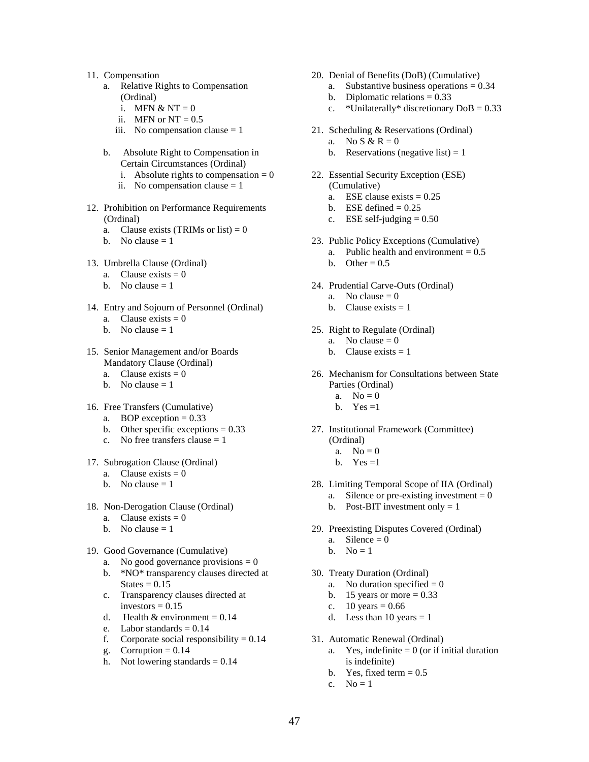11. Compensation
    a. Relative Rights to Compensation (Ordinal)
        i. MFN & NT = 0
        ii. MFN or NT = 0.5
        iii. No compensation clause = 1
    b. Absolute Right to Compensation in Certain Circumstances (Ordinal)
        i. Absolute rights to compensation = 0
        ii. No compensation clause = 1
12. Prohibition on Performance Requirements (Ordinal)
    a. Clause exists (TRIMs or list) = 0
    b. No clause = 1
13. Umbrella Clause (Ordinal)
    a. Clause exists = 0
    b. No clause = 1
14. Entry and Sojourn of Personnel (Ordinal)
    a. Clause exists = 0
    b. No clause = 1
15. Senior Management and/or Boards Mandatory Clause (Ordinal)
    a. Clause exists = 0
    b. No clause = 1
16. Free Transfers (Cumulative)
    a. BOP exception = 0.33
    b. Other specific exceptions = 0.33
    c. No free transfers clause = 1
17. Subrogation Clause (Ordinal)
    a. Clause exists = 0
    b. No clause = 1
18. Non-Derogation Clause (Ordinal)
    a. Clause exists = 0
    b. No clause = 1
19. Good Governance (Cumulative)
    a. No good governance provisions = 0
    b. *NO* transparency clauses directed at States = 0.15
    c. Transparency clauses directed at investors = 0.15
    d. Health & environment = 0.14
    e. Labor standards = 0.14
    f. Corporate social responsibility = 0.14
    g. Corruption = 0.14
    h. Not lowering standards = 0.14
20. Denial of Benefits (DoB) (Cumulative)
    a. Substantive business operations = 0.34
    b. Diplomatic relations = 0.33
    c. *Unilaterally* discretionary DoB = 0.33
21. Scheduling & Reservations (Ordinal)
    a. No S & R = 0
    b. Reservations (negative list) = 1
22. Essential Security Exception (ESE) (Cumulative)
    a. ESE clause exists = 0.25
    b. ESE defined = 0.25
    c. ESE self-judging = 0.50
23. Public Policy Exceptions (Cumulative)
    a. Public health and environment = 0.5
    b. Other = 0.5
24. Prudential Carve-Outs (Ordinal)
    a. No clause = 0
    b. Clause exists = 1
25. Right to Regulate (Ordinal)
    a. No clause = 0
    b. Clause exists = 1
26. Mechanism for Consultations between State Parties (Ordinal)
    a. No = 0
    b. Yes =1
27. Institutional Framework (Committee) (Ordinal)
    a. No = 0
    b. Yes =1
28. Limiting Temporal Scope of IIA (Ordinal)
    a. Silence or pre-existing investment = 0
    b. Post-BIT investment only = 1
29. Preexisting Disputes Covered (Ordinal)
    a. Silence = 0
    b. No = 1
30. Treaty Duration (Ordinal)
    a. No duration specified = 0
    b. 15 years or more = 0.33
    c. 10 years = 0.66
    d. Less than 10 years = 1
31. Automatic Renewal (Ordinal)
    a. Yes, indefinite = 0 (or if initial duration is indefinite)
    b. Yes, fixed term = 0.5
    c. No = 1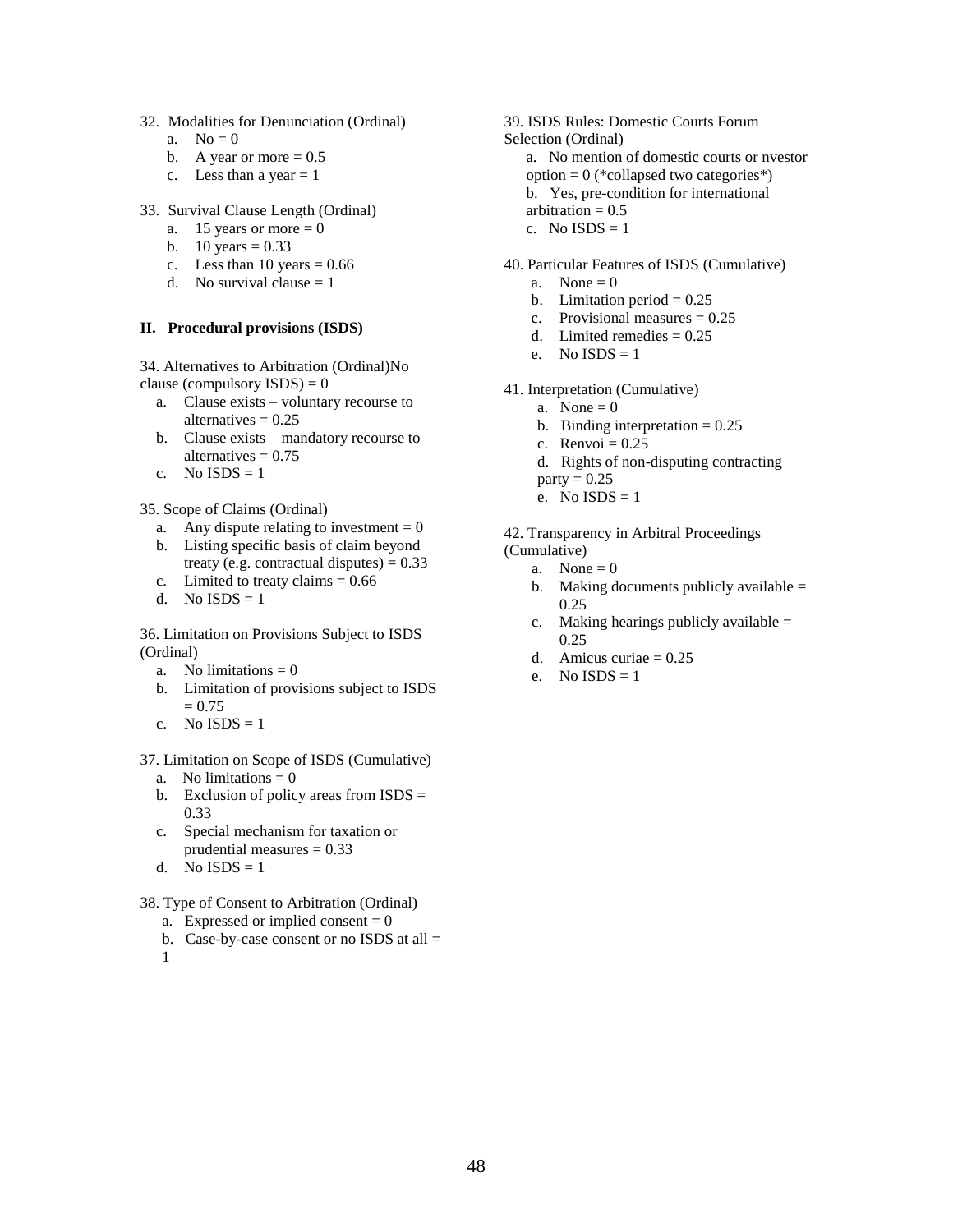32. Modalities for Denunciation (Ordinal)
    a. No = 0
    b. A year or more = 0.5
    c. Less than a year = 1

33. Survival Clause Length (Ordinal)
    a. 15 years or more = 0
    b. 10 years = 0.33
    c. Less than 10 years = 0.66
    d. No survival clause = 1

**II. Procedural provisions (ISDS)**

34. Alternatives to Arbitration (Ordinal)No clause (compulsory ISDS) = 0
    a. Clause exists – voluntary recourse to alternatives = 0.25
    b. Clause exists – mandatory recourse to alternatives = 0.75
    c. No ISDS = 1

35. Scope of Claims (Ordinal)
    a. Any dispute relating to investment = 0
    b. Listing specific basis of claim beyond treaty (e.g. contractual disputes) = 0.33
    c. Limited to treaty claims = 0.66
    d. No ISDS = 1

36. Limitation on Provisions Subject to ISDS (Ordinal)
    a. No limitations = 0
    b. Limitation of provisions subject to ISDS = 0.75
    c. No ISDS = 1

37. Limitation on Scope of ISDS (Cumulative)
    a. No limitations = 0
    b. Exclusion of policy areas from ISDS = 0.33
    c. Special mechanism for taxation or prudential measures = 0.33
    d. No ISDS = 1

38. Type of Consent to Arbitration (Ordinal)
    a. Expressed or implied consent = 0
    b. Case-by-case consent or no ISDS at all = 1

39. ISDS Rules: Domestic Courts Forum Selection (Ordinal)
    a. No mention of domestic courts or nvestor option = 0 (*collapsed two categories*)
    b. Yes, pre-condition for international arbitration = 0.5
    c. No ISDS = 1

40. Particular Features of ISDS (Cumulative)
    a. None = 0
    b. Limitation period = 0.25
    c. Provisional measures = 0.25
    d. Limited remedies = 0.25
    e. No ISDS = 1

41. Interpretation (Cumulative)
    a. None = 0
    b. Binding interpretation = 0.25
    c. Renvoi = 0.25
    d. Rights of non-disputing contracting party = 0.25
    e. No ISDS = 1

42. Transparency in Arbitral Proceedings (Cumulative)
    a. None = 0
    b. Making documents publicly available = 0.25
    c. Making hearings publicly available = 0.25
    d. Amicus curiae = 0.25
    e. No ISDS = 1